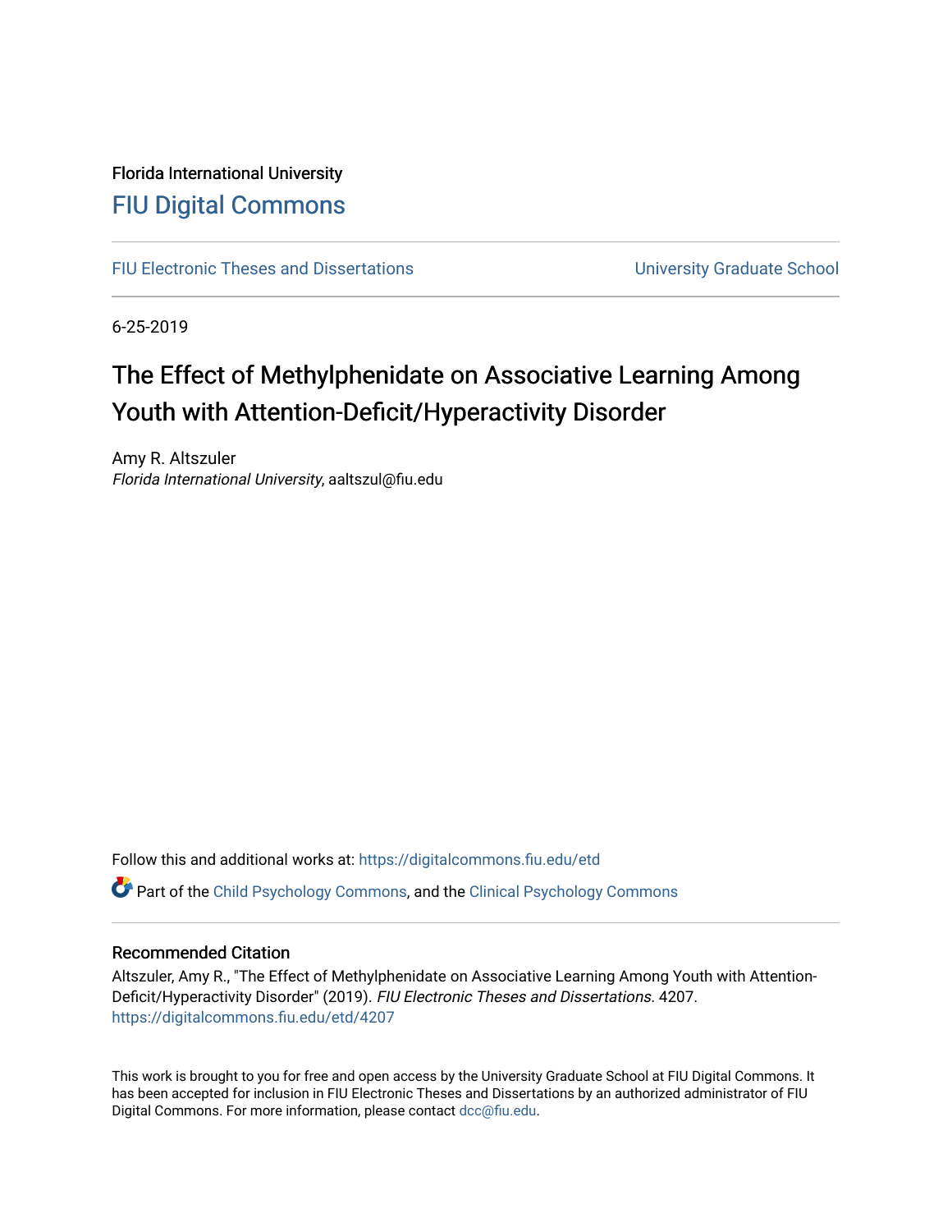Florida International University

# FIU Digital Commons

FIU Electronic Theses and Dissertations | University Graduate School

6-25-2019

## The Effect of Methylphenidate on Associative Learning Among Youth with Attention-Deficit/Hyperactivity Disorder

Amy R. Altszuler
*Florida International University*, aaltszul@fiu.edu

Follow this and additional works at: https://digitalcommons.fiu.edu/etd

Part of the Child Psychology Commons, and the Clinical Psychology Commons

### Recommended Citation

Altszuler, Amy R., "The Effect of Methylphenidate on Associative Learning Among Youth with Attention-Deficit/Hyperactivity Disorder" (2019). *FIU Electronic Theses and Dissertations*. 4207.
https://digitalcommons.fiu.edu/etd/4207

This work is brought to you for free and open access by the University Graduate School at FIU Digital Commons. It has been accepted for inclusion in FIU Electronic Theses and Dissertations by an authorized administrator of FIU Digital Commons. For more information, please contact dcc@fiu.edu.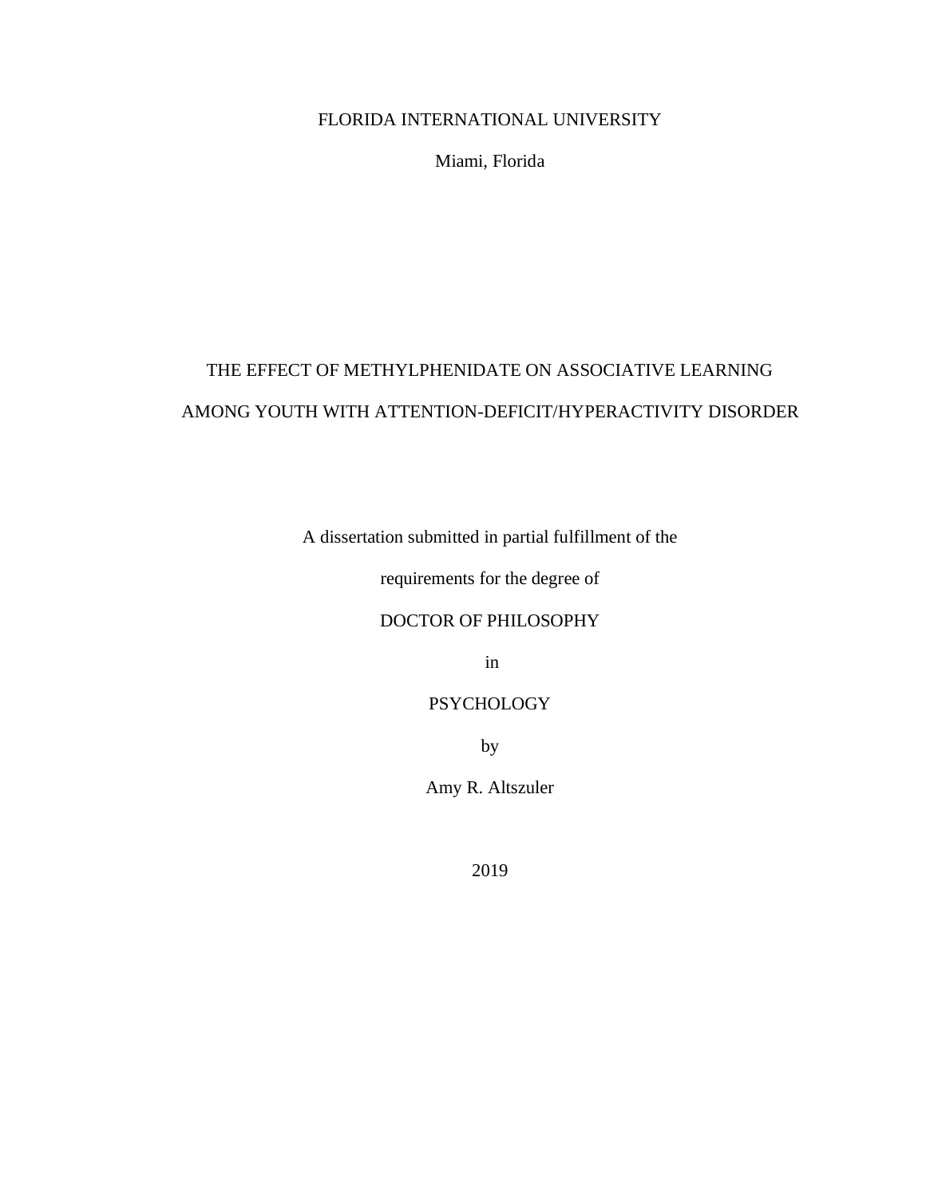FLORIDA INTERNATIONAL UNIVERSITY

Miami, Florida

# THE EFFECT OF METHYLPHENIDATE ON ASSOCIATIVE LEARNING AMONG YOUTH WITH ATTENTION-DEFICIT/HYPERACTIVITY DISORDER

A dissertation submitted in partial fulfillment of the

requirements for the degree of

DOCTOR OF PHILOSOPHY

in

PSYCHOLOGY

by

Amy R. Altszuler

2019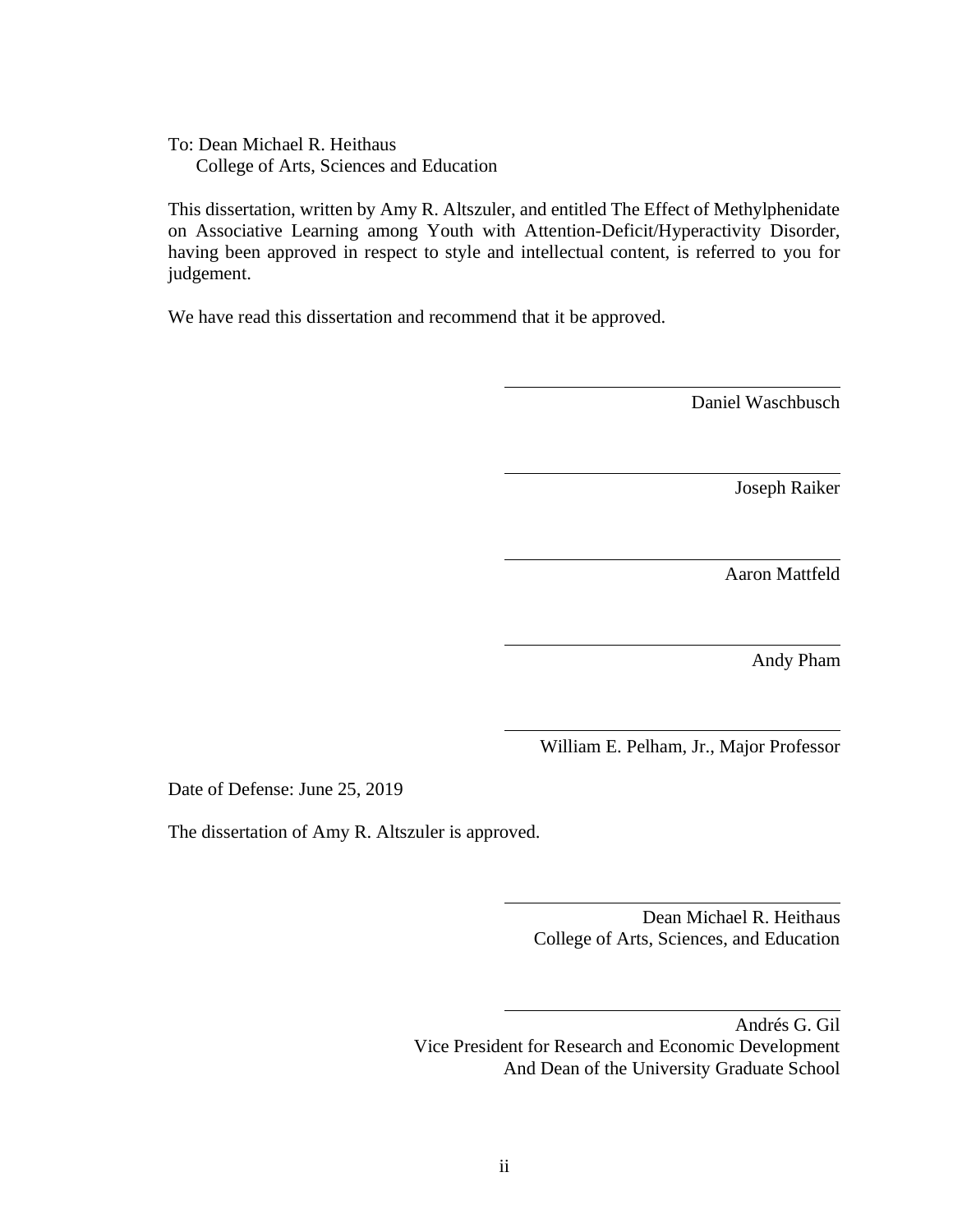To: Dean Michael R. Heithaus
College of Arts, Sciences and Education

This dissertation, written by Amy R. Altszuler, and entitled The Effect of Methylphenidate on Associative Learning among Youth with Attention-Deficit/Hyperactivity Disorder, having been approved in respect to style and intellectual content, is referred to you for judgement.

We have read this dissertation and recommend that it be approved.

Daniel Waschbusch

Joseph Raiker

Aaron Mattfeld

Andy Pham

William E. Pelham, Jr., Major Professor

Date of Defense: June 25, 2019

The dissertation of Amy R. Altszuler is approved.

Dean Michael R. Heithaus
College of Arts, Sciences, and Education

Andrés G. Gil
Vice President for Research and Economic Development
And Dean of the University Graduate School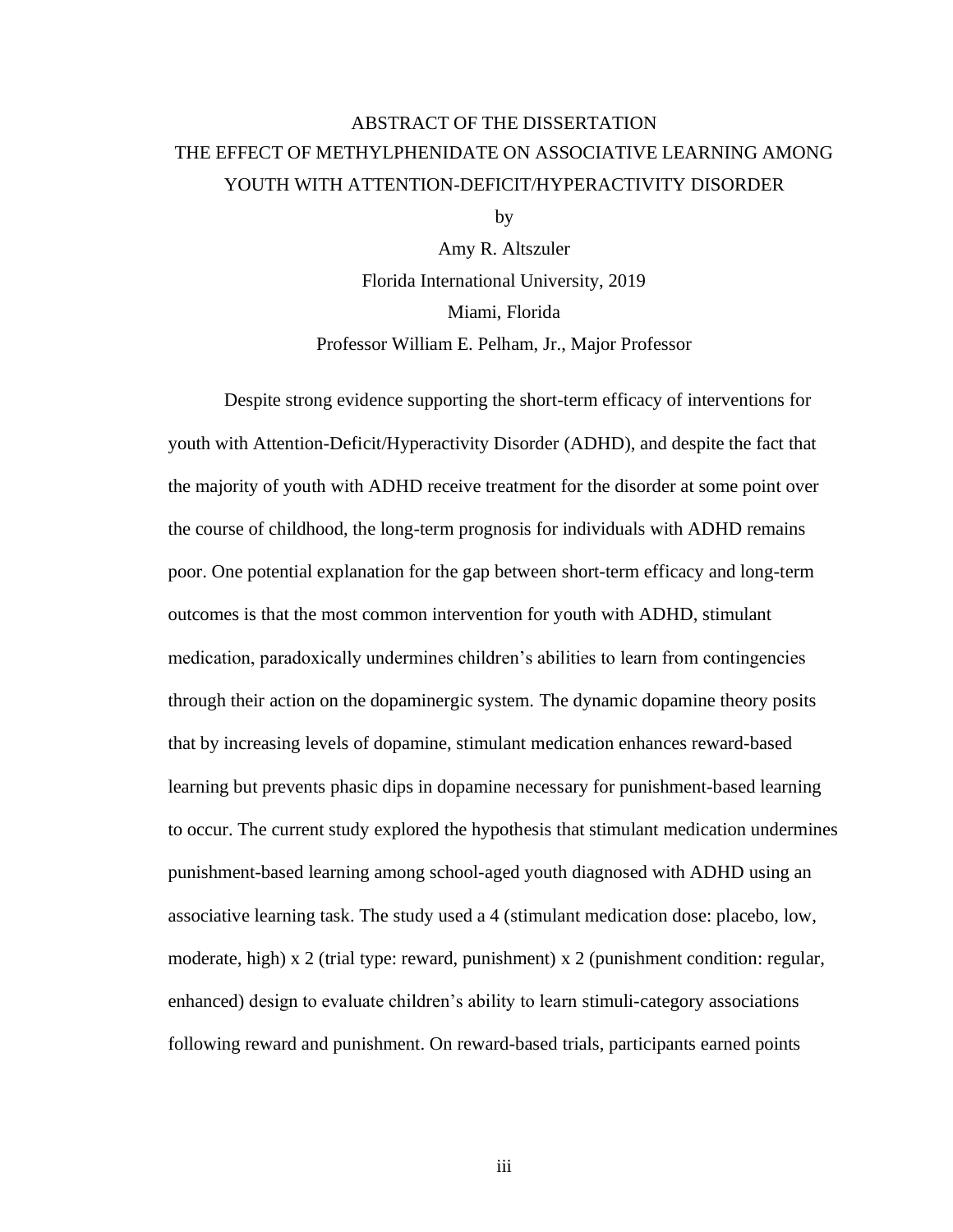# ABSTRACT OF THE DISSERTATION

## THE EFFECT OF METHYLPHENIDATE ON ASSOCIATIVE LEARNING AMONG YOUTH WITH ATTENTION-DEFICIT/HYPERACTIVITY DISORDER

by

Amy R. Altszuler

Florida International University, 2019

Miami, Florida

Professor William E. Pelham, Jr., Major Professor

Despite strong evidence supporting the short-term efficacy of interventions for youth with Attention-Deficit/Hyperactivity Disorder (ADHD), and despite the fact that the majority of youth with ADHD receive treatment for the disorder at some point over the course of childhood, the long-term prognosis for individuals with ADHD remains poor. One potential explanation for the gap between short-term efficacy and long-term outcomes is that the most common intervention for youth with ADHD, stimulant medication, paradoxically undermines children's abilities to learn from contingencies through their action on the dopaminergic system. The dynamic dopamine theory posits that by increasing levels of dopamine, stimulant medication enhances reward-based learning but prevents phasic dips in dopamine necessary for punishment-based learning to occur. The current study explored the hypothesis that stimulant medication undermines punishment-based learning among school-aged youth diagnosed with ADHD using an associative learning task. The study used a 4 (stimulant medication dose: placebo, low, moderate, high) x 2 (trial type: reward, punishment) x 2 (punishment condition: regular, enhanced) design to evaluate children's ability to learn stimuli-category associations following reward and punishment. On reward-based trials, participants earned points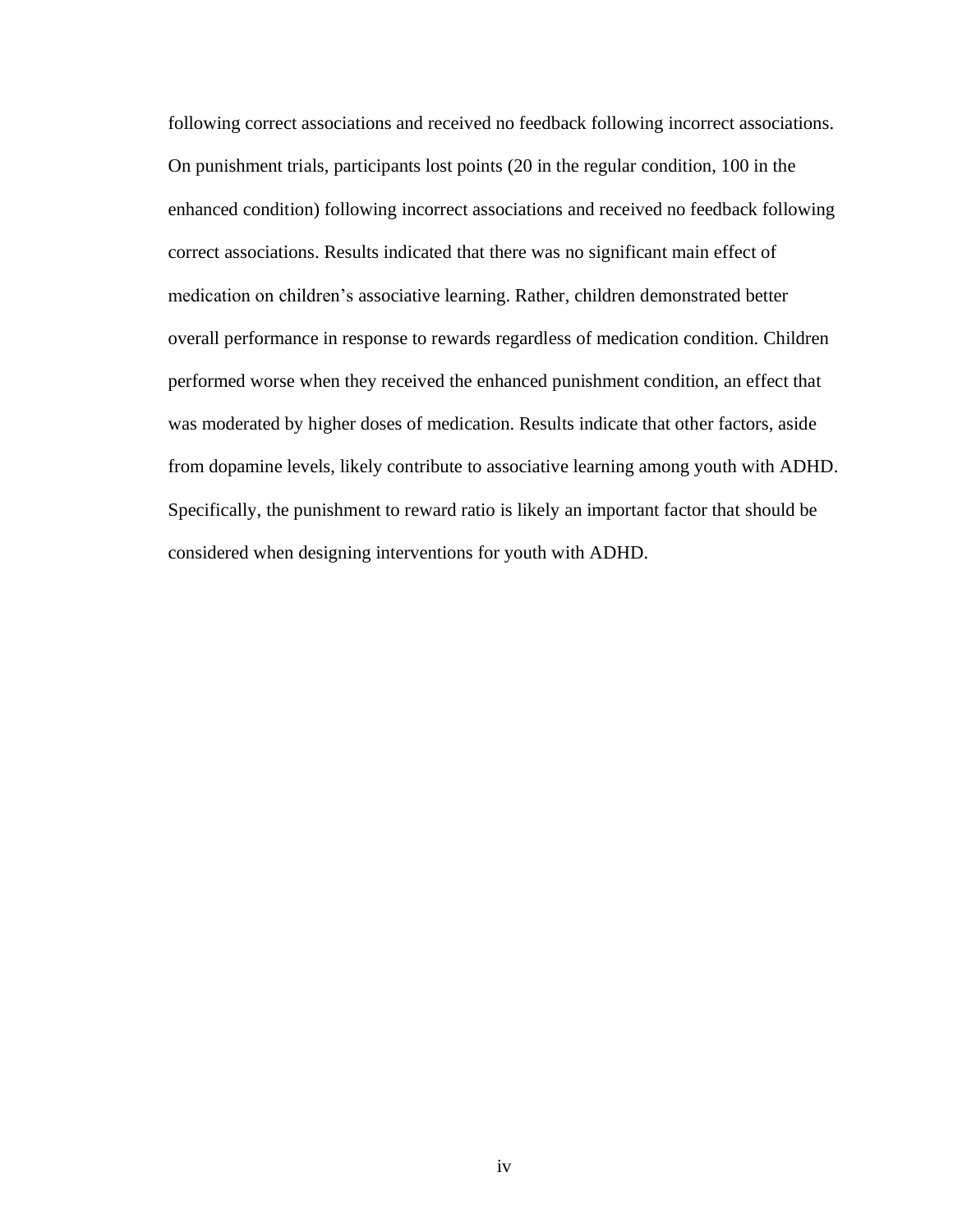following correct associations and received no feedback following incorrect associations. On punishment trials, participants lost points (20 in the regular condition, 100 in the enhanced condition) following incorrect associations and received no feedback following correct associations. Results indicated that there was no significant main effect of medication on children's associative learning. Rather, children demonstrated better overall performance in response to rewards regardless of medication condition. Children performed worse when they received the enhanced punishment condition, an effect that was moderated by higher doses of medication. Results indicate that other factors, aside from dopamine levels, likely contribute to associative learning among youth with ADHD. Specifically, the punishment to reward ratio is likely an important factor that should be considered when designing interventions for youth with ADHD.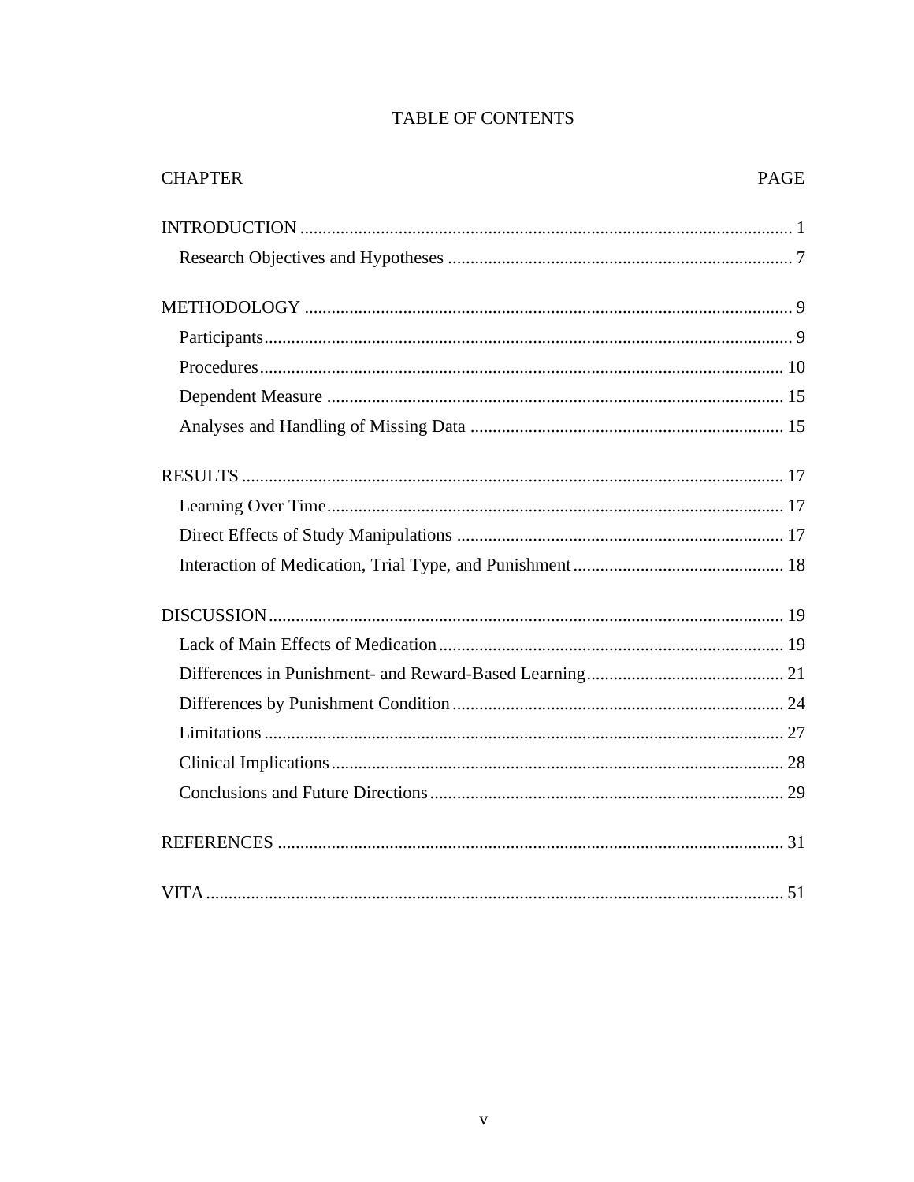# TABLE OF CONTENTS

| CHAPTER | PAGE |
| --- | --- |
| INTRODUCTION | 1 |
| Research Objectives and Hypotheses | 7 |
| METHODOLOGY | 9 |
| Participants | 9 |
| Procedures | 10 |
| Dependent Measure | 15 |
| Analyses and Handling of Missing Data | 15 |
| RESULTS | 17 |
| Learning Over Time | 17 |
| Direct Effects of Study Manipulations | 17 |
| Interaction of Medication, Trial Type, and Punishment | 18 |
| DISCUSSION | 19 |
| Lack of Main Effects of Medication | 19 |
| Differences in Punishment- and Reward-Based Learning | 21 |
| Differences by Punishment Condition | 24 |
| Limitations | 27 |
| Clinical Implications | 28 |
| Conclusions and Future Directions | 29 |
| REFERENCES | 31 |
| VITA | 51 |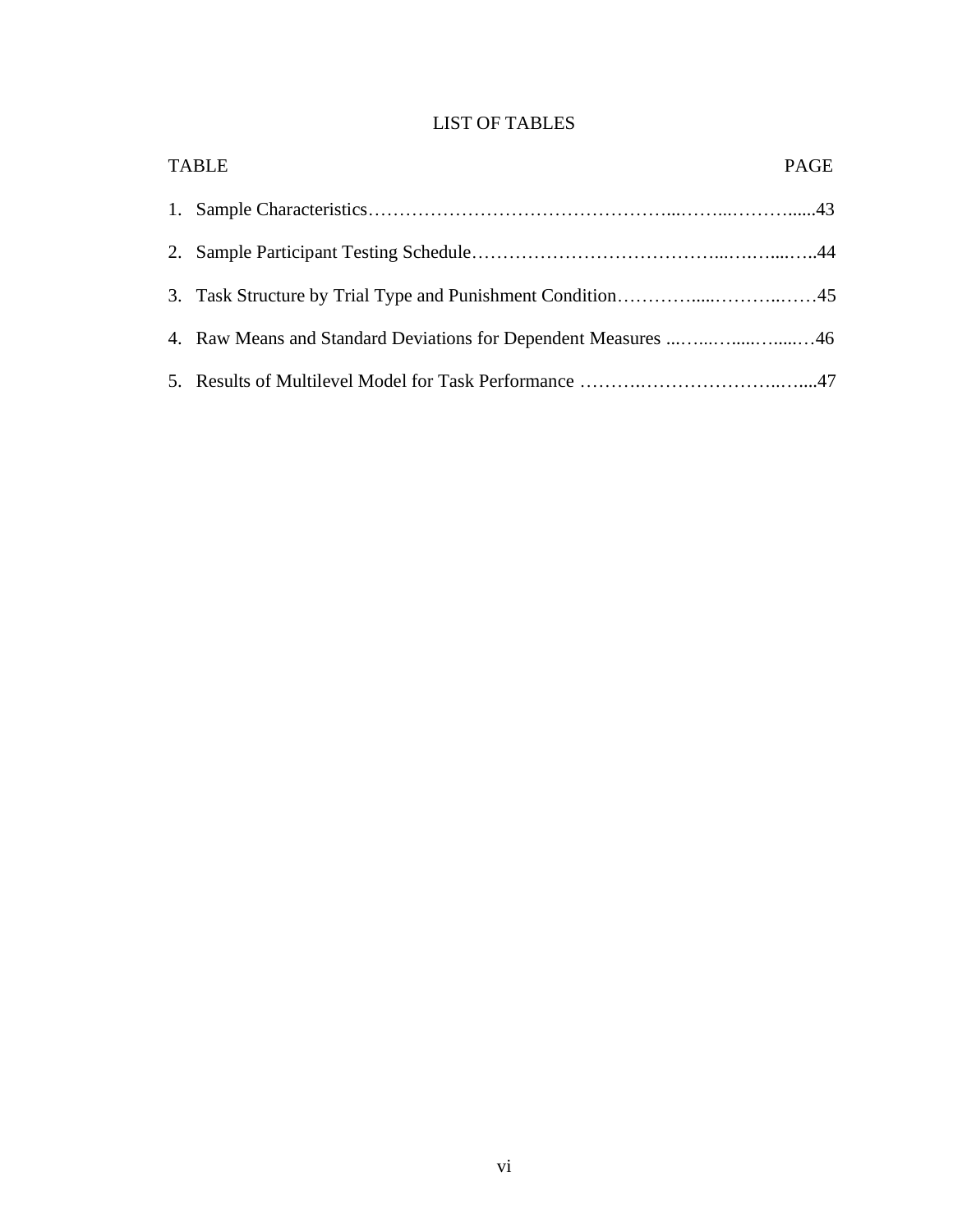# LIST OF TABLES

| TABLE | PAGE |
| --- | --- |
| 1. Sample Characteristics | 43 |
| 2. Sample Participant Testing Schedule | 44 |
| 3. Task Structure by Trial Type and Punishment Condition | 45 |
| 4. Raw Means and Standard Deviations for Dependent Measures | 46 |
| 5. Results of Multilevel Model for Task Performance | 47 |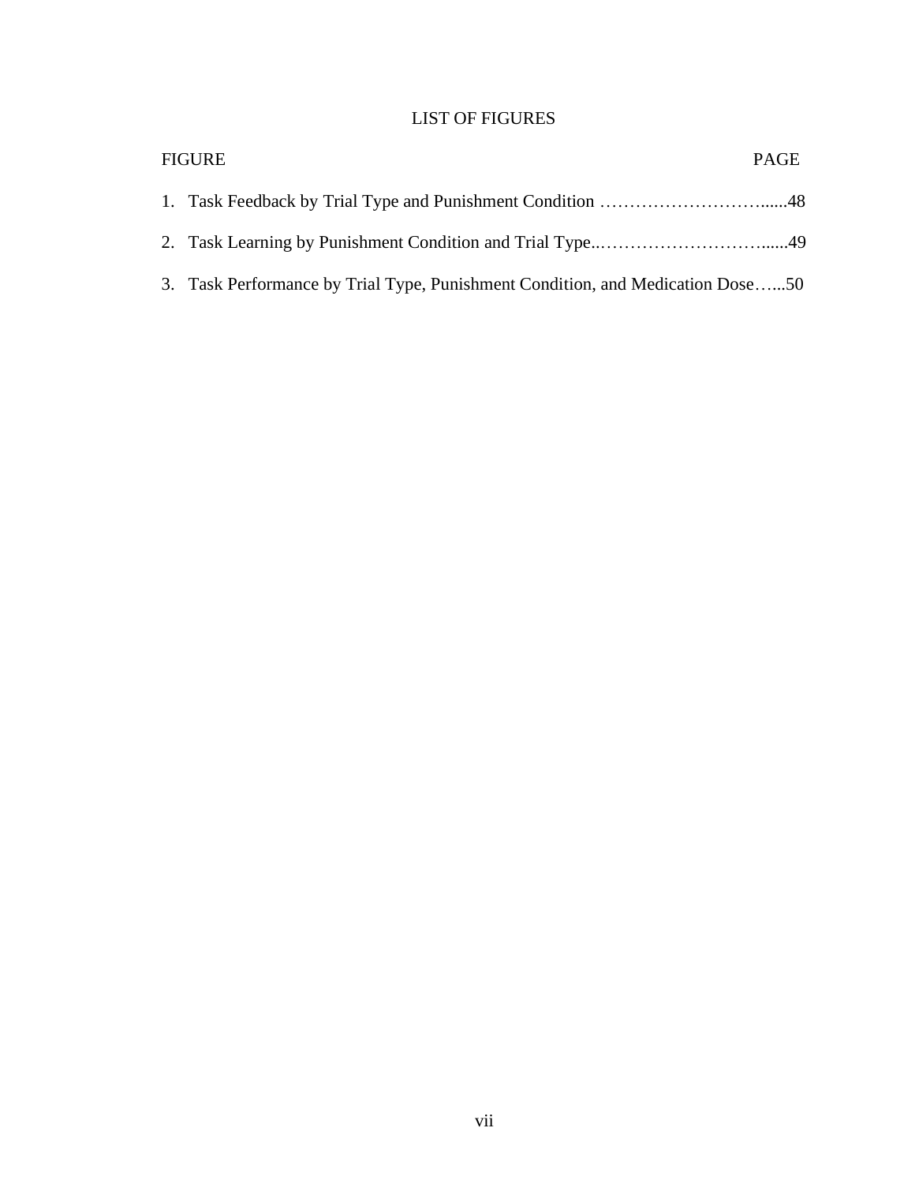# LIST OF FIGURES

FIGURE PAGE

1. Task Feedback by Trial Type and Punishment Condition ……………………….......48
2. Task Learning by Punishment Condition and Trial Type..……………………….......49
3. Task Performance by Trial Type, Punishment Condition, and Medication Dose…...50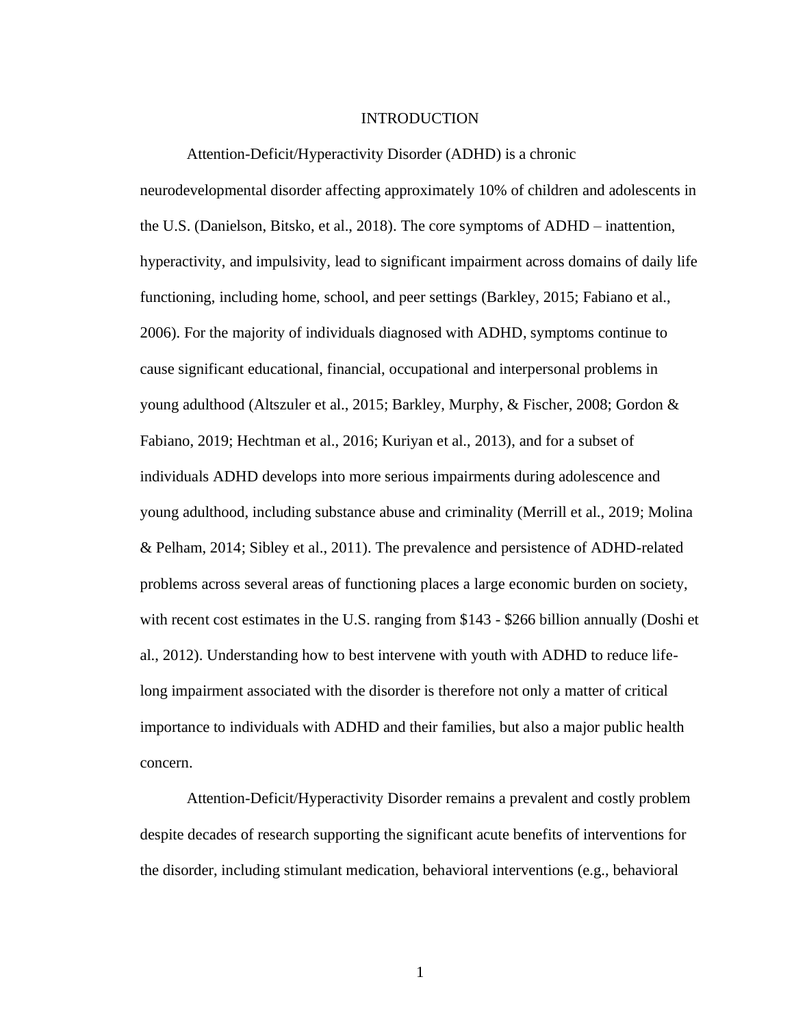# INTRODUCTION

Attention-Deficit/Hyperactivity Disorder (ADHD) is a chronic neurodevelopmental disorder affecting approximately 10% of children and adolescents in the U.S. (Danielson, Bitsko, et al., 2018). The core symptoms of ADHD – inattention, hyperactivity, and impulsivity, lead to significant impairment across domains of daily life functioning, including home, school, and peer settings (Barkley, 2015; Fabiano et al., 2006). For the majority of individuals diagnosed with ADHD, symptoms continue to cause significant educational, financial, occupational and interpersonal problems in young adulthood (Altszuler et al., 2015; Barkley, Murphy, & Fischer, 2008; Gordon & Fabiano, 2019; Hechtman et al., 2016; Kuriyan et al., 2013), and for a subset of individuals ADHD develops into more serious impairments during adolescence and young adulthood, including substance abuse and criminality (Merrill et al., 2019; Molina & Pelham, 2014; Sibley et al., 2011). The prevalence and persistence of ADHD-related problems across several areas of functioning places a large economic burden on society, with recent cost estimates in the U.S. ranging from $143 - $266 billion annually (Doshi et al., 2012). Understanding how to best intervene with youth with ADHD to reduce life-long impairment associated with the disorder is therefore not only a matter of critical importance to individuals with ADHD and their families, but also a major public health concern.

Attention-Deficit/Hyperactivity Disorder remains a prevalent and costly problem despite decades of research supporting the significant acute benefits of interventions for the disorder, including stimulant medication, behavioral interventions (e.g., behavioral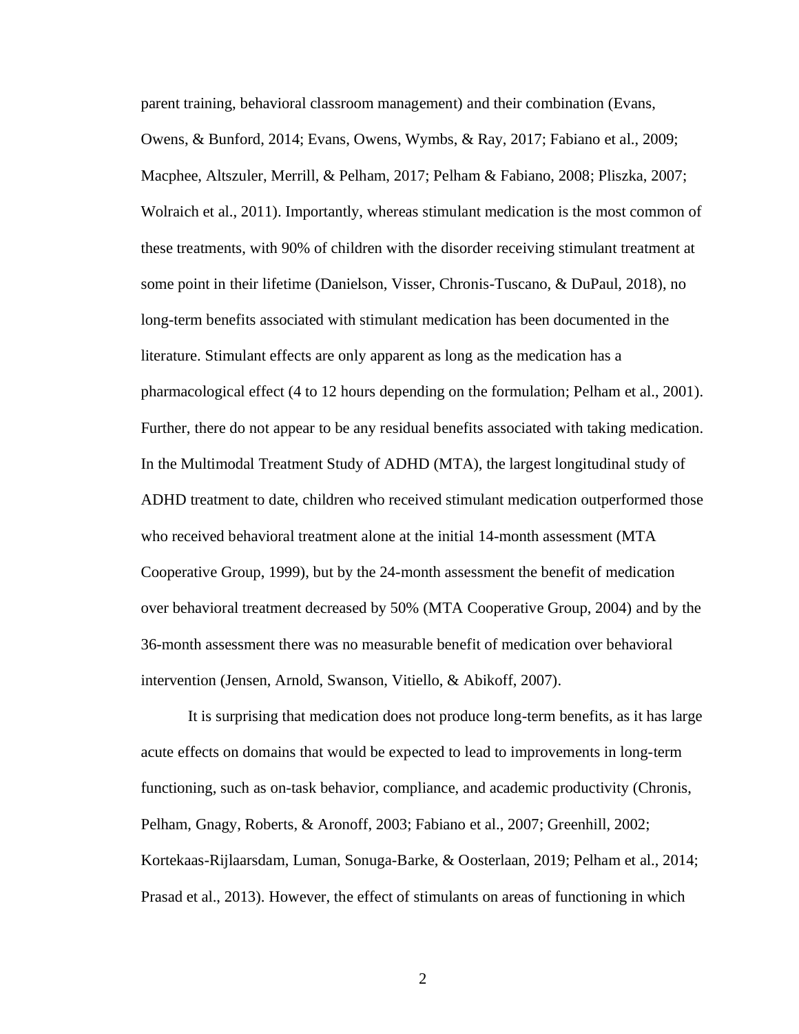parent training, behavioral classroom management) and their combination (Evans, Owens, & Bunford, 2014; Evans, Owens, Wymbs, & Ray, 2017; Fabiano et al., 2009; Macphee, Altszuler, Merrill, & Pelham, 2017; Pelham & Fabiano, 2008; Pliszka, 2007; Wolraich et al., 2011). Importantly, whereas stimulant medication is the most common of these treatments, with 90% of children with the disorder receiving stimulant treatment at some point in their lifetime (Danielson, Visser, Chronis-Tuscano, & DuPaul, 2018), no long-term benefits associated with stimulant medication has been documented in the literature. Stimulant effects are only apparent as long as the medication has a pharmacological effect (4 to 12 hours depending on the formulation; Pelham et al., 2001). Further, there do not appear to be any residual benefits associated with taking medication. In the Multimodal Treatment Study of ADHD (MTA), the largest longitudinal study of ADHD treatment to date, children who received stimulant medication outperformed those who received behavioral treatment alone at the initial 14-month assessment (MTA Cooperative Group, 1999), but by the 24-month assessment the benefit of medication over behavioral treatment decreased by 50% (MTA Cooperative Group, 2004) and by the 36-month assessment there was no measurable benefit of medication over behavioral intervention (Jensen, Arnold, Swanson, Vitiello, & Abikoff, 2007).

It is surprising that medication does not produce long-term benefits, as it has large acute effects on domains that would be expected to lead to improvements in long-term functioning, such as on-task behavior, compliance, and academic productivity (Chronis, Pelham, Gnagy, Roberts, & Aronoff, 2003; Fabiano et al., 2007; Greenhill, 2002; Kortekaas-Rijlaarsdam, Luman, Sonuga-Barke, & Oosterlaan, 2019; Pelham et al., 2014; Prasad et al., 2013). However, the effect of stimulants on areas of functioning in which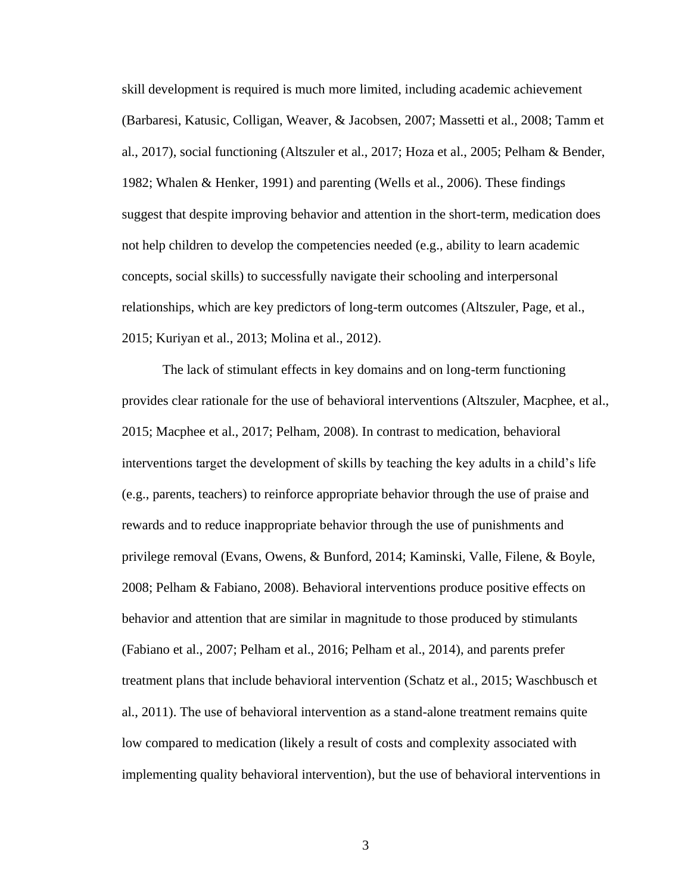skill development is required is much more limited, including academic achievement (Barbaresi, Katusic, Colligan, Weaver, & Jacobsen, 2007; Massetti et al., 2008; Tamm et al., 2017), social functioning (Altszuler et al., 2017; Hoza et al., 2005; Pelham & Bender, 1982; Whalen & Henker, 1991) and parenting (Wells et al., 2006). These findings suggest that despite improving behavior and attention in the short-term, medication does not help children to develop the competencies needed (e.g., ability to learn academic concepts, social skills) to successfully navigate their schooling and interpersonal relationships, which are key predictors of long-term outcomes (Altszuler, Page, et al., 2015; Kuriyan et al., 2013; Molina et al., 2012).

The lack of stimulant effects in key domains and on long-term functioning provides clear rationale for the use of behavioral interventions (Altszuler, Macphee, et al., 2015; Macphee et al., 2017; Pelham, 2008). In contrast to medication, behavioral interventions target the development of skills by teaching the key adults in a child's life (e.g., parents, teachers) to reinforce appropriate behavior through the use of praise and rewards and to reduce inappropriate behavior through the use of punishments and privilege removal (Evans, Owens, & Bunford, 2014; Kaminski, Valle, Filene, & Boyle, 2008; Pelham & Fabiano, 2008). Behavioral interventions produce positive effects on behavior and attention that are similar in magnitude to those produced by stimulants (Fabiano et al., 2007; Pelham et al., 2016; Pelham et al., 2014), and parents prefer treatment plans that include behavioral intervention (Schatz et al., 2015; Waschbusch et al., 2011). The use of behavioral intervention as a stand-alone treatment remains quite low compared to medication (likely a result of costs and complexity associated with implementing quality behavioral intervention), but the use of behavioral interventions in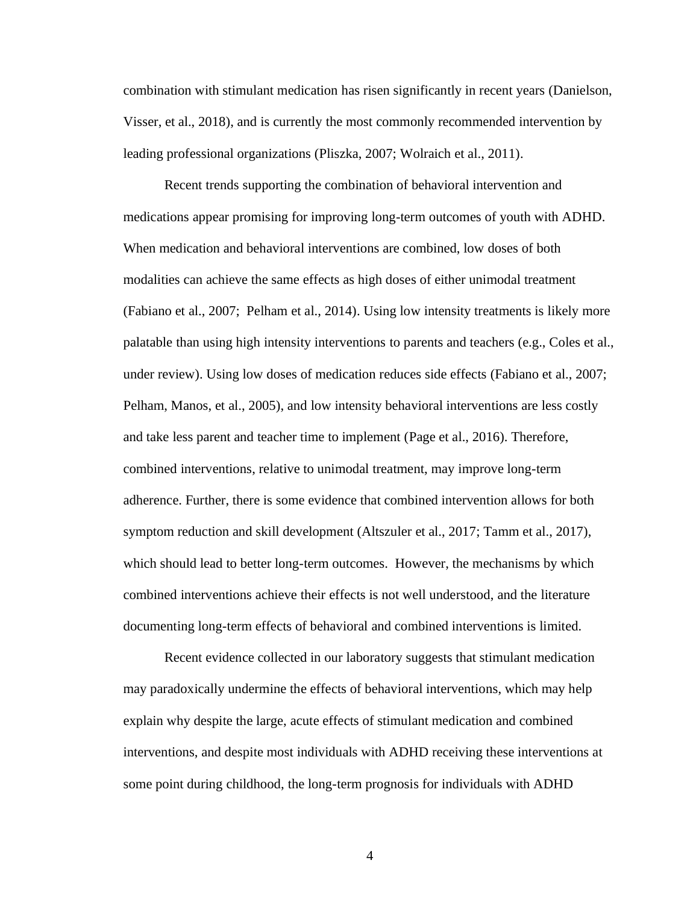combination with stimulant medication has risen significantly in recent years (Danielson, Visser, et al., 2018), and is currently the most commonly recommended intervention by leading professional organizations (Pliszka, 2007; Wolraich et al., 2011).

Recent trends supporting the combination of behavioral intervention and medications appear promising for improving long-term outcomes of youth with ADHD. When medication and behavioral interventions are combined, low doses of both modalities can achieve the same effects as high doses of either unimodal treatment (Fabiano et al., 2007; Pelham et al., 2014). Using low intensity treatments is likely more palatable than using high intensity interventions to parents and teachers (e.g., Coles et al., under review). Using low doses of medication reduces side effects (Fabiano et al., 2007; Pelham, Manos, et al., 2005), and low intensity behavioral interventions are less costly and take less parent and teacher time to implement (Page et al., 2016). Therefore, combined interventions, relative to unimodal treatment, may improve long-term adherence. Further, there is some evidence that combined intervention allows for both symptom reduction and skill development (Altszuler et al., 2017; Tamm et al., 2017), which should lead to better long-term outcomes. However, the mechanisms by which combined interventions achieve their effects is not well understood, and the literature documenting long-term effects of behavioral and combined interventions is limited.

Recent evidence collected in our laboratory suggests that stimulant medication may paradoxically undermine the effects of behavioral interventions, which may help explain why despite the large, acute effects of stimulant medication and combined interventions, and despite most individuals with ADHD receiving these interventions at some point during childhood, the long-term prognosis for individuals with ADHD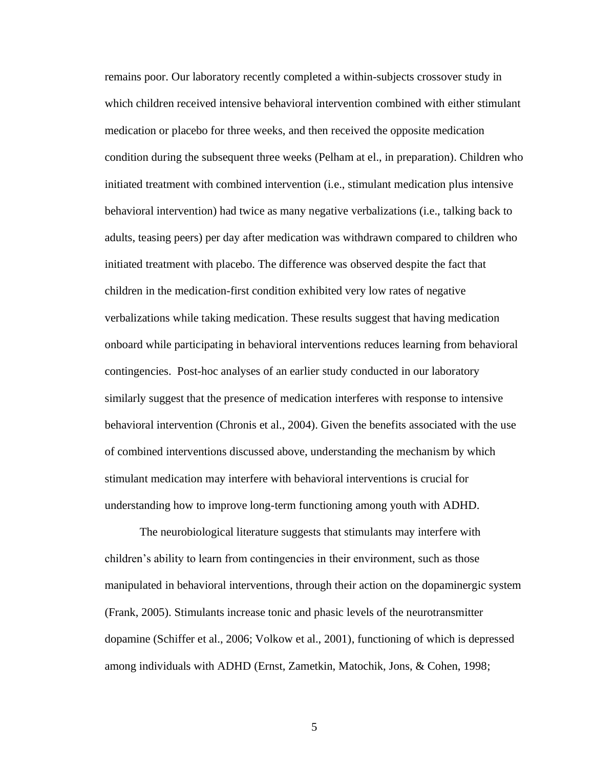remains poor. Our laboratory recently completed a within-subjects crossover study in which children received intensive behavioral intervention combined with either stimulant medication or placebo for three weeks, and then received the opposite medication condition during the subsequent three weeks (Pelham at el., in preparation). Children who initiated treatment with combined intervention (i.e., stimulant medication plus intensive behavioral intervention) had twice as many negative verbalizations (i.e., talking back to adults, teasing peers) per day after medication was withdrawn compared to children who initiated treatment with placebo. The difference was observed despite the fact that children in the medication-first condition exhibited very low rates of negative verbalizations while taking medication. These results suggest that having medication onboard while participating in behavioral interventions reduces learning from behavioral contingencies. Post-hoc analyses of an earlier study conducted in our laboratory similarly suggest that the presence of medication interferes with response to intensive behavioral intervention (Chronis et al., 2004). Given the benefits associated with the use of combined interventions discussed above, understanding the mechanism by which stimulant medication may interfere with behavioral interventions is crucial for understanding how to improve long-term functioning among youth with ADHD.

The neurobiological literature suggests that stimulants may interfere with children's ability to learn from contingencies in their environment, such as those manipulated in behavioral interventions, through their action on the dopaminergic system (Frank, 2005). Stimulants increase tonic and phasic levels of the neurotransmitter dopamine (Schiffer et al., 2006; Volkow et al., 2001), functioning of which is depressed among individuals with ADHD (Ernst, Zametkin, Matochik, Jons, & Cohen, 1998;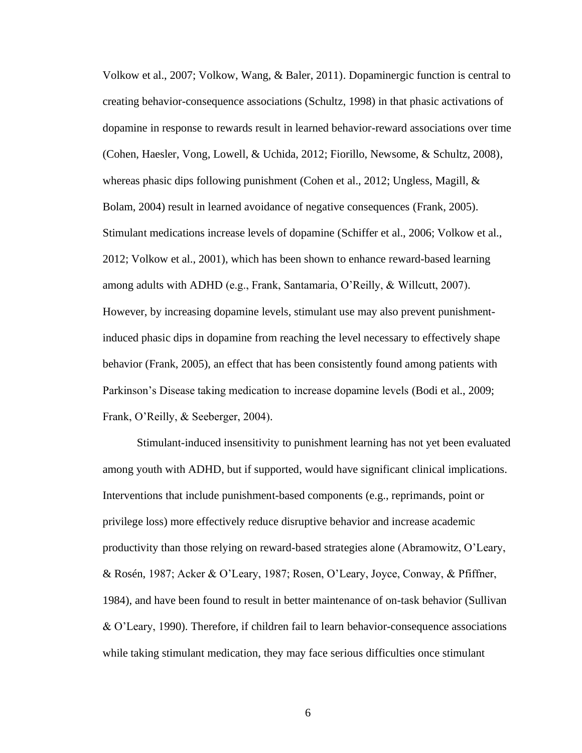Volkow et al., 2007; Volkow, Wang, & Baler, 2011). Dopaminergic function is central to creating behavior-consequence associations (Schultz, 1998) in that phasic activations of dopamine in response to rewards result in learned behavior-reward associations over time (Cohen, Haesler, Vong, Lowell, & Uchida, 2012; Fiorillo, Newsome, & Schultz, 2008), whereas phasic dips following punishment (Cohen et al., 2012; Ungless, Magill, & Bolam, 2004) result in learned avoidance of negative consequences (Frank, 2005). Stimulant medications increase levels of dopamine (Schiffer et al., 2006; Volkow et al., 2012; Volkow et al., 2001), which has been shown to enhance reward-based learning among adults with ADHD (e.g., Frank, Santamaria, O'Reilly, & Willcutt, 2007). However, by increasing dopamine levels, stimulant use may also prevent punishment-induced phasic dips in dopamine from reaching the level necessary to effectively shape behavior (Frank, 2005), an effect that has been consistently found among patients with Parkinson's Disease taking medication to increase dopamine levels (Bodi et al., 2009; Frank, O'Reilly, & Seeberger, 2004).

Stimulant-induced insensitivity to punishment learning has not yet been evaluated among youth with ADHD, but if supported, would have significant clinical implications. Interventions that include punishment-based components (e.g., reprimands, point or privilege loss) more effectively reduce disruptive behavior and increase academic productivity than those relying on reward-based strategies alone (Abramowitz, O'Leary, & Rosén, 1987; Acker & O'Leary, 1987; Rosen, O'Leary, Joyce, Conway, & Pfiffner, 1984), and have been found to result in better maintenance of on-task behavior (Sullivan & O'Leary, 1990). Therefore, if children fail to learn behavior-consequence associations while taking stimulant medication, they may face serious difficulties once stimulant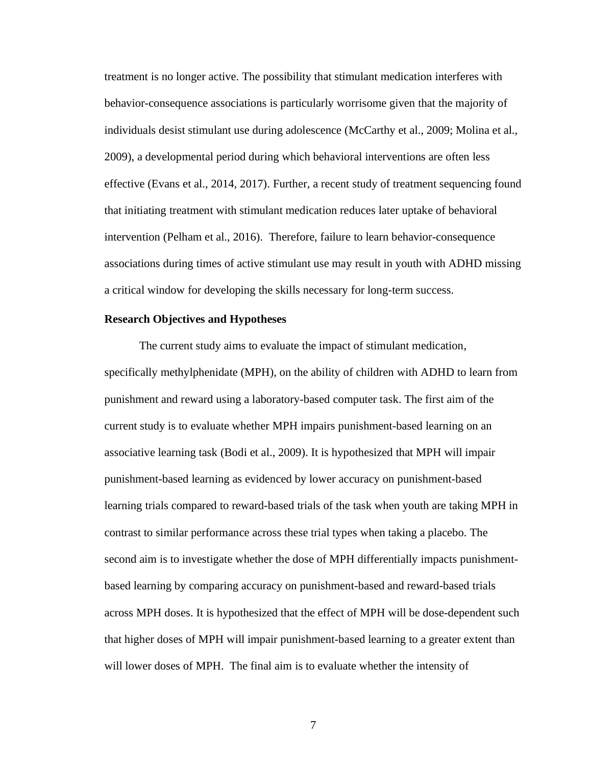treatment is no longer active. The possibility that stimulant medication interferes with behavior-consequence associations is particularly worrisome given that the majority of individuals desist stimulant use during adolescence (McCarthy et al., 2009; Molina et al., 2009), a developmental period during which behavioral interventions are often less effective (Evans et al., 2014, 2017). Further, a recent study of treatment sequencing found that initiating treatment with stimulant medication reduces later uptake of behavioral intervention (Pelham et al., 2016). Therefore, failure to learn behavior-consequence associations during times of active stimulant use may result in youth with ADHD missing a critical window for developing the skills necessary for long-term success.

**Research Objectives and Hypotheses**

The current study aims to evaluate the impact of stimulant medication, specifically methylphenidate (MPH), on the ability of children with ADHD to learn from punishment and reward using a laboratory-based computer task. The first aim of the current study is to evaluate whether MPH impairs punishment-based learning on an associative learning task (Bodi et al., 2009). It is hypothesized that MPH will impair punishment-based learning as evidenced by lower accuracy on punishment-based learning trials compared to reward-based trials of the task when youth are taking MPH in contrast to similar performance across these trial types when taking a placebo. The second aim is to investigate whether the dose of MPH differentially impacts punishment-based learning by comparing accuracy on punishment-based and reward-based trials across MPH doses. It is hypothesized that the effect of MPH will be dose-dependent such that higher doses of MPH will impair punishment-based learning to a greater extent than will lower doses of MPH. The final aim is to evaluate whether the intensity of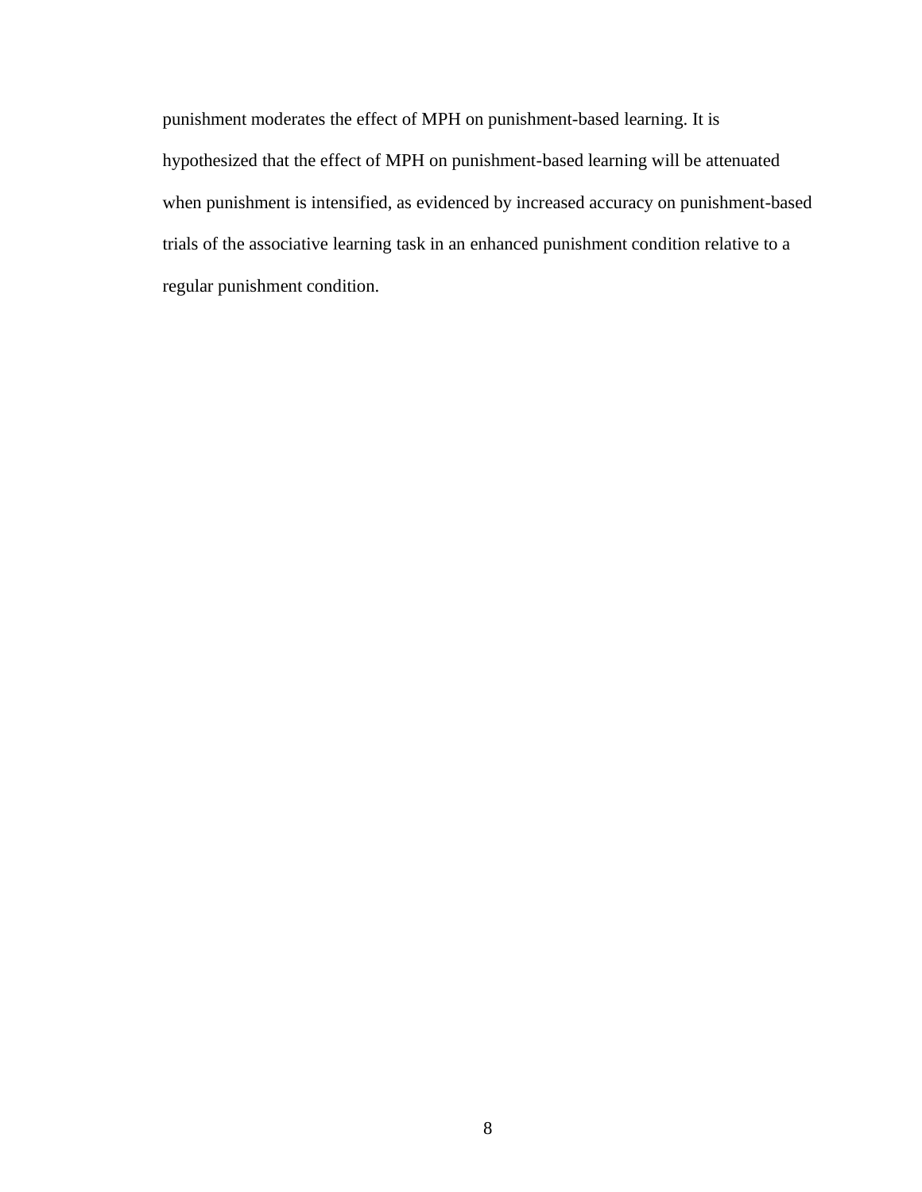punishment moderates the effect of MPH on punishment-based learning. It is hypothesized that the effect of MPH on punishment-based learning will be attenuated when punishment is intensified, as evidenced by increased accuracy on punishment-based trials of the associative learning task in an enhanced punishment condition relative to a regular punishment condition.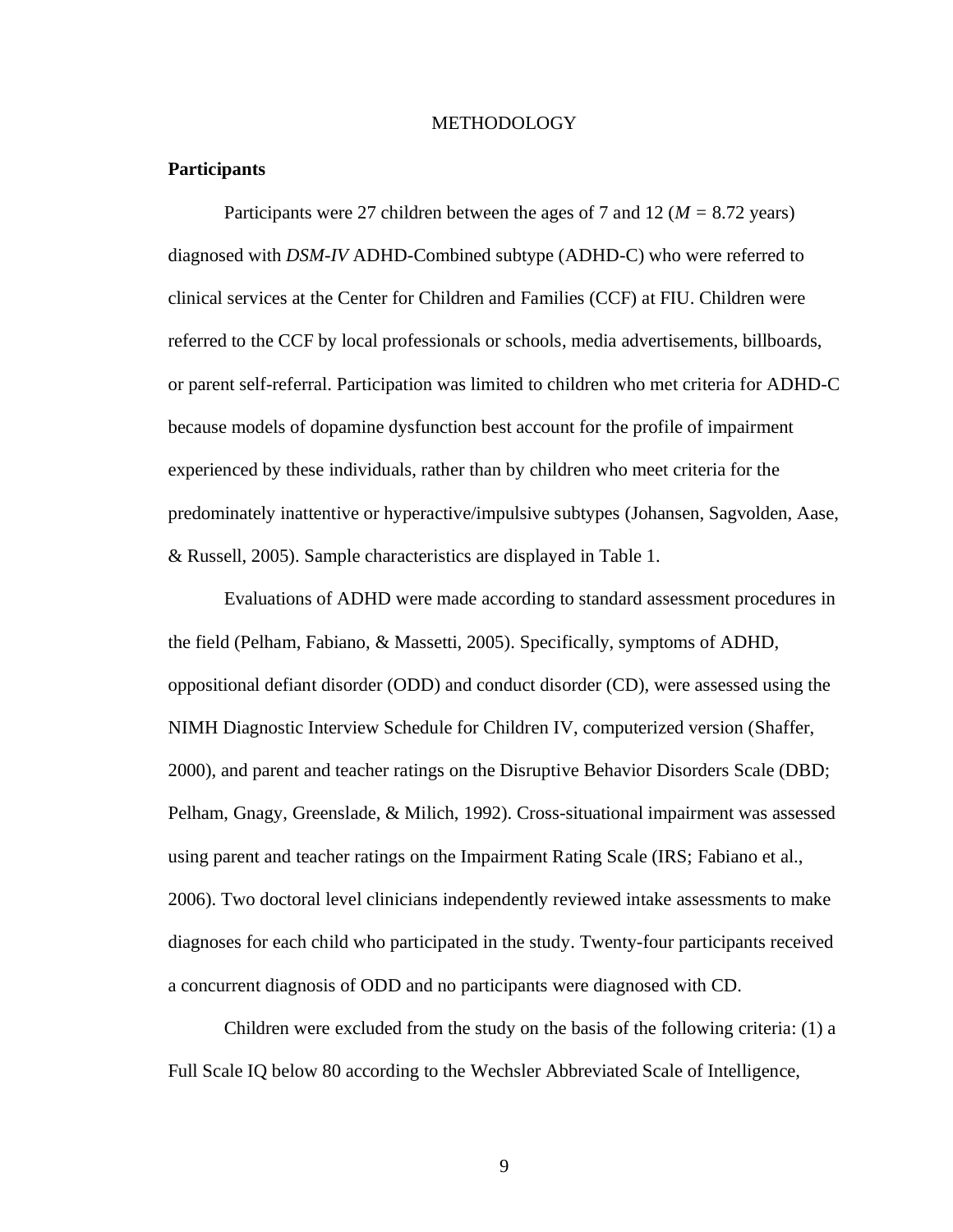# METHODOLOGY

## Participants

Participants were 27 children between the ages of 7 and 12 ($M$ = 8.72 years) diagnosed with *DSM-IV* ADHD-Combined subtype (ADHD-C) who were referred to clinical services at the Center for Children and Families (CCF) at FIU. Children were referred to the CCF by local professionals or schools, media advertisements, billboards, or parent self-referral. Participation was limited to children who met criteria for ADHD-C because models of dopamine dysfunction best account for the profile of impairment experienced by these individuals, rather than by children who meet criteria for the predominately inattentive or hyperactive/impulsive subtypes (Johansen, Sagvolden, Aase, & Russell, 2005). Sample characteristics are displayed in Table 1.

Evaluations of ADHD were made according to standard assessment procedures in the field (Pelham, Fabiano, & Massetti, 2005). Specifically, symptoms of ADHD, oppositional defiant disorder (ODD) and conduct disorder (CD), were assessed using the NIMH Diagnostic Interview Schedule for Children IV, computerized version (Shaffer, 2000), and parent and teacher ratings on the Disruptive Behavior Disorders Scale (DBD; Pelham, Gnagy, Greenslade, & Milich, 1992). Cross-situational impairment was assessed using parent and teacher ratings on the Impairment Rating Scale (IRS; Fabiano et al., 2006). Two doctoral level clinicians independently reviewed intake assessments to make diagnoses for each child who participated in the study. Twenty-four participants received a concurrent diagnosis of ODD and no participants were diagnosed with CD.

Children were excluded from the study on the basis of the following criteria: (1) a Full Scale IQ below 80 according to the Wechsler Abbreviated Scale of Intelligence,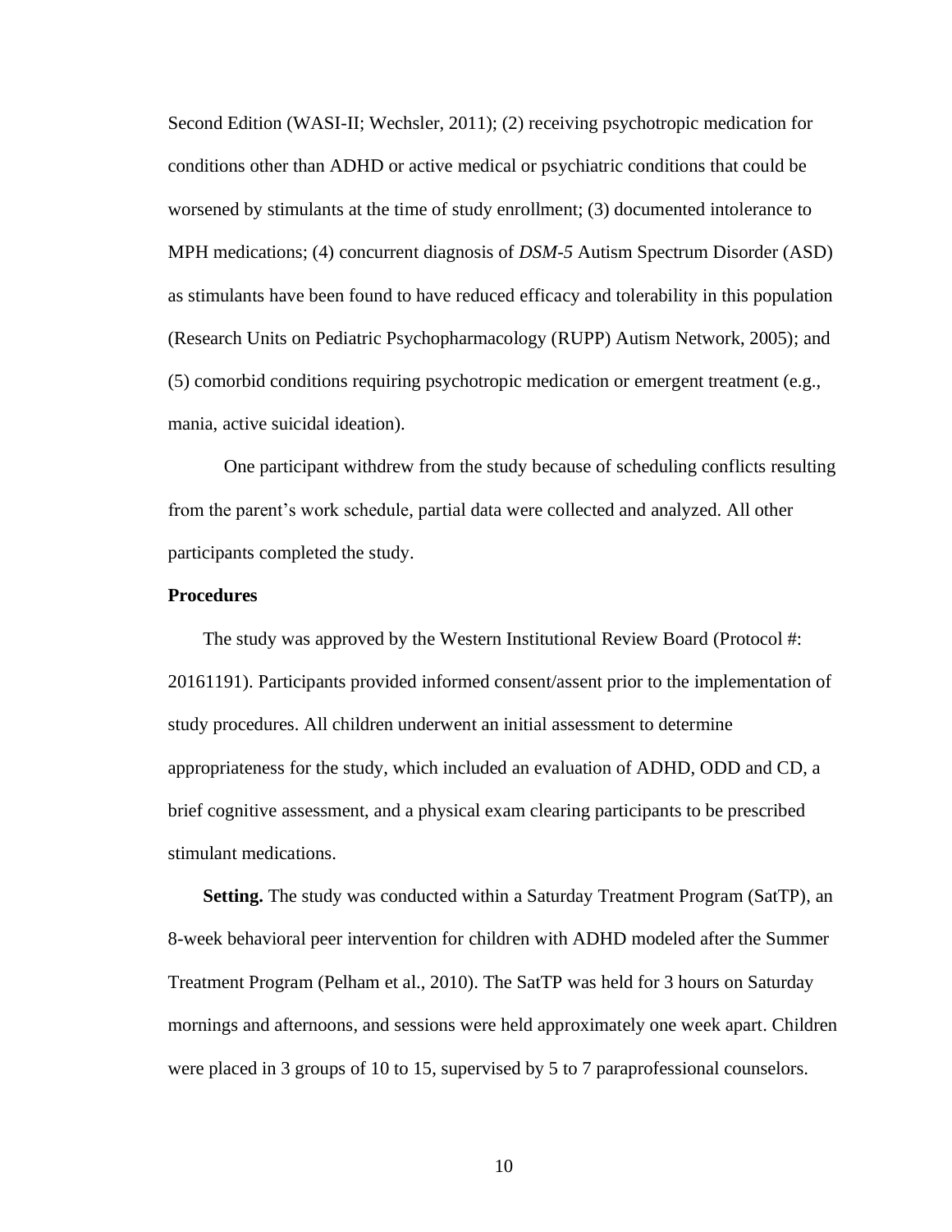Second Edition (WASI-II; Wechsler, 2011); (2) receiving psychotropic medication for conditions other than ADHD or active medical or psychiatric conditions that could be worsened by stimulants at the time of study enrollment; (3) documented intolerance to MPH medications; (4) concurrent diagnosis of *DSM-5* Autism Spectrum Disorder (ASD) as stimulants have been found to have reduced efficacy and tolerability in this population (Research Units on Pediatric Psychopharmacology (RUPP) Autism Network, 2005); and (5) comorbid conditions requiring psychotropic medication or emergent treatment (e.g., mania, active suicidal ideation).

One participant withdrew from the study because of scheduling conflicts resulting from the parent's work schedule, partial data were collected and analyzed. All other participants completed the study.

**Procedures**

The study was approved by the Western Institutional Review Board (Protocol #: 20161191). Participants provided informed consent/assent prior to the implementation of study procedures. All children underwent an initial assessment to determine appropriateness for the study, which included an evaluation of ADHD, ODD and CD, a brief cognitive assessment, and a physical exam clearing participants to be prescribed stimulant medications.

**Setting.** The study was conducted within a Saturday Treatment Program (SatTP), an 8-week behavioral peer intervention for children with ADHD modeled after the Summer Treatment Program (Pelham et al., 2010). The SatTP was held for 3 hours on Saturday mornings and afternoons, and sessions were held approximately one week apart. Children were placed in 3 groups of 10 to 15, supervised by 5 to 7 paraprofessional counselors.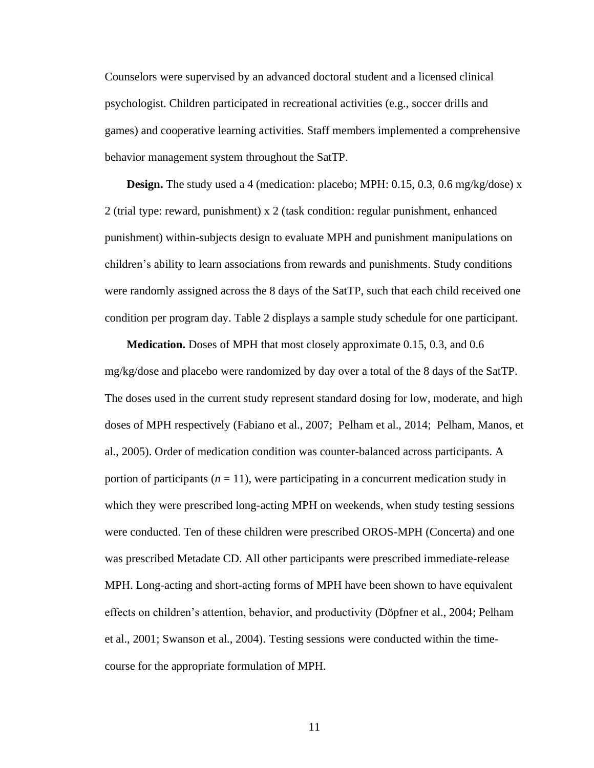Counselors were supervised by an advanced doctoral student and a licensed clinical psychologist. Children participated in recreational activities (e.g., soccer drills and games) and cooperative learning activities. Staff members implemented a comprehensive behavior management system throughout the SatTP.

**Design.** The study used a 4 (medication: placebo; MPH: 0.15, 0.3, 0.6 mg/kg/dose) x 2 (trial type: reward, punishment) x 2 (task condition: regular punishment, enhanced punishment) within-subjects design to evaluate MPH and punishment manipulations on children's ability to learn associations from rewards and punishments. Study conditions were randomly assigned across the 8 days of the SatTP, such that each child received one condition per program day. Table 2 displays a sample study schedule for one participant.

**Medication.** Doses of MPH that most closely approximate 0.15, 0.3, and 0.6 mg/kg/dose and placebo were randomized by day over a total of the 8 days of the SatTP. The doses used in the current study represent standard dosing for low, moderate, and high doses of MPH respectively (Fabiano et al., 2007; Pelham et al., 2014; Pelham, Manos, et al., 2005). Order of medication condition was counter-balanced across participants. A portion of participants ($n$ = 11), were participating in a concurrent medication study in which they were prescribed long-acting MPH on weekends, when study testing sessions were conducted. Ten of these children were prescribed OROS-MPH (Concerta) and one was prescribed Metadate CD. All other participants were prescribed immediate-release MPH. Long-acting and short-acting forms of MPH have been shown to have equivalent effects on children's attention, behavior, and productivity (Döpfner et al., 2004; Pelham et al., 2001; Swanson et al., 2004). Testing sessions were conducted within the time-course for the appropriate formulation of MPH.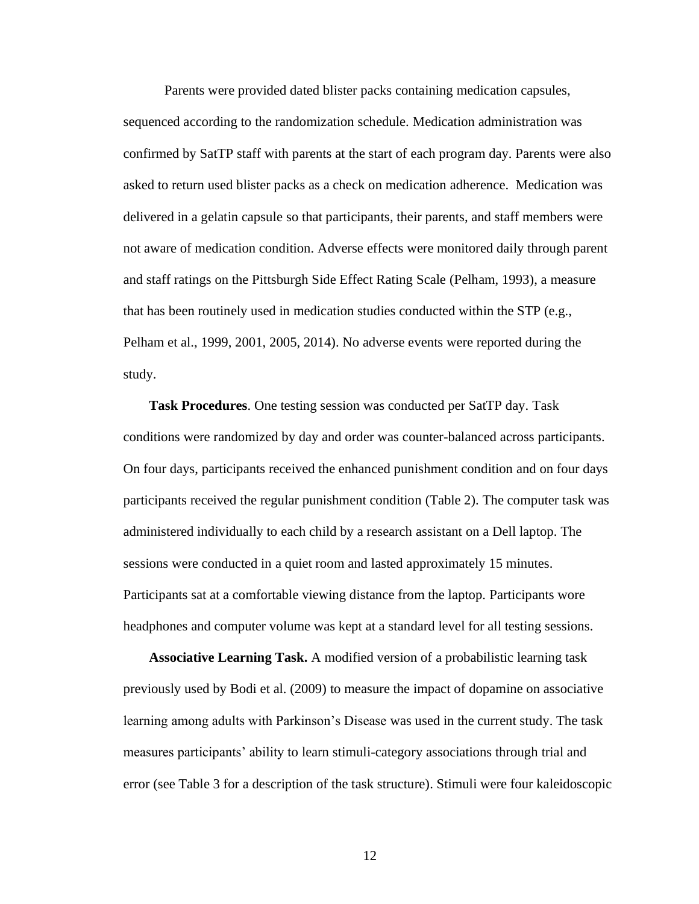Parents were provided dated blister packs containing medication capsules, sequenced according to the randomization schedule. Medication administration was confirmed by SatTP staff with parents at the start of each program day. Parents were also asked to return used blister packs as a check on medication adherence. Medication was delivered in a gelatin capsule so that participants, their parents, and staff members were not aware of medication condition. Adverse effects were monitored daily through parent and staff ratings on the Pittsburgh Side Effect Rating Scale (Pelham, 1993), a measure that has been routinely used in medication studies conducted within the STP (e.g., Pelham et al., 1999, 2001, 2005, 2014). No adverse events were reported during the study.

**Task Procedures**. One testing session was conducted per SatTP day. Task conditions were randomized by day and order was counter-balanced across participants. On four days, participants received the enhanced punishment condition and on four days participants received the regular punishment condition (Table 2). The computer task was administered individually to each child by a research assistant on a Dell laptop. The sessions were conducted in a quiet room and lasted approximately 15 minutes. Participants sat at a comfortable viewing distance from the laptop. Participants wore headphones and computer volume was kept at a standard level for all testing sessions.

**Associative Learning Task.** A modified version of a probabilistic learning task previously used by Bodi et al. (2009) to measure the impact of dopamine on associative learning among adults with Parkinson's Disease was used in the current study. The task measures participants' ability to learn stimuli-category associations through trial and error (see Table 3 for a description of the task structure). Stimuli were four kaleidoscopic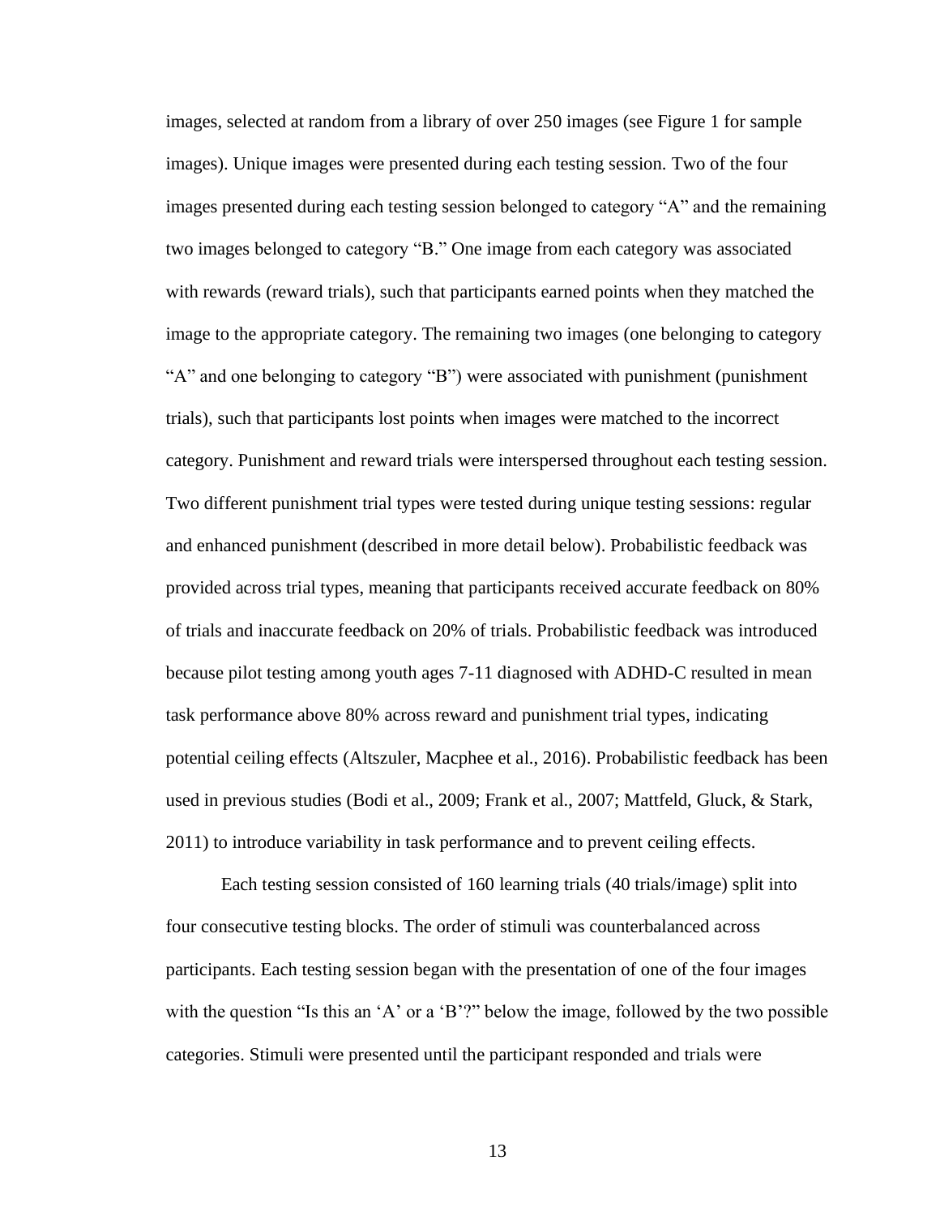images, selected at random from a library of over 250 images (see Figure 1 for sample images). Unique images were presented during each testing session. Two of the four images presented during each testing session belonged to category "A" and the remaining two images belonged to category "B." One image from each category was associated with rewards (reward trials), such that participants earned points when they matched the image to the appropriate category. The remaining two images (one belonging to category "A" and one belonging to category "B") were associated with punishment (punishment trials), such that participants lost points when images were matched to the incorrect category. Punishment and reward trials were interspersed throughout each testing session. Two different punishment trial types were tested during unique testing sessions: regular and enhanced punishment (described in more detail below). Probabilistic feedback was provided across trial types, meaning that participants received accurate feedback on 80% of trials and inaccurate feedback on 20% of trials. Probabilistic feedback was introduced because pilot testing among youth ages 7-11 diagnosed with ADHD-C resulted in mean task performance above 80% across reward and punishment trial types, indicating potential ceiling effects (Altszuler, Macphee et al., 2016). Probabilistic feedback has been used in previous studies (Bodi et al., 2009; Frank et al., 2007; Mattfeld, Gluck, & Stark, 2011) to introduce variability in task performance and to prevent ceiling effects.

Each testing session consisted of 160 learning trials (40 trials/image) split into four consecutive testing blocks. The order of stimuli was counterbalanced across participants. Each testing session began with the presentation of one of the four images with the question "Is this an 'A' or a 'B'?" below the image, followed by the two possible categories. Stimuli were presented until the participant responded and trials were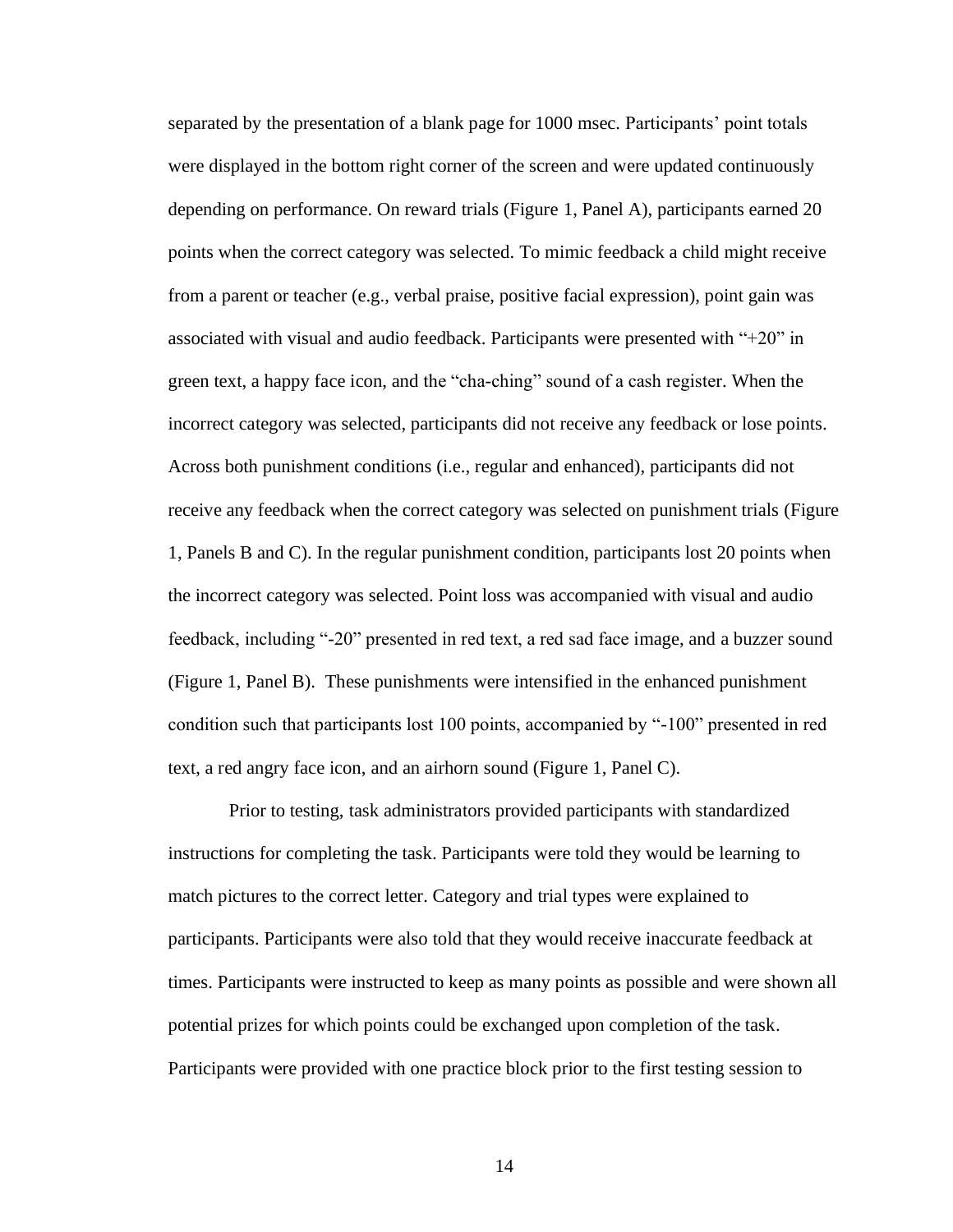separated by the presentation of a blank page for 1000 msec. Participants' point totals were displayed in the bottom right corner of the screen and were updated continuously depending on performance. On reward trials (Figure 1, Panel A), participants earned 20 points when the correct category was selected. To mimic feedback a child might receive from a parent or teacher (e.g., verbal praise, positive facial expression), point gain was associated with visual and audio feedback. Participants were presented with "+20" in green text, a happy face icon, and the "cha-ching" sound of a cash register. When the incorrect category was selected, participants did not receive any feedback or lose points. Across both punishment conditions (i.e., regular and enhanced), participants did not receive any feedback when the correct category was selected on punishment trials (Figure 1, Panels B and C). In the regular punishment condition, participants lost 20 points when the incorrect category was selected. Point loss was accompanied with visual and audio feedback, including "-20" presented in red text, a red sad face image, and a buzzer sound (Figure 1, Panel B). These punishments were intensified in the enhanced punishment condition such that participants lost 100 points, accompanied by "-100" presented in red text, a red angry face icon, and an airhorn sound (Figure 1, Panel C).

Prior to testing, task administrators provided participants with standardized instructions for completing the task. Participants were told they would be learning to match pictures to the correct letter. Category and trial types were explained to participants. Participants were also told that they would receive inaccurate feedback at times. Participants were instructed to keep as many points as possible and were shown all potential prizes for which points could be exchanged upon completion of the task. Participants were provided with one practice block prior to the first testing session to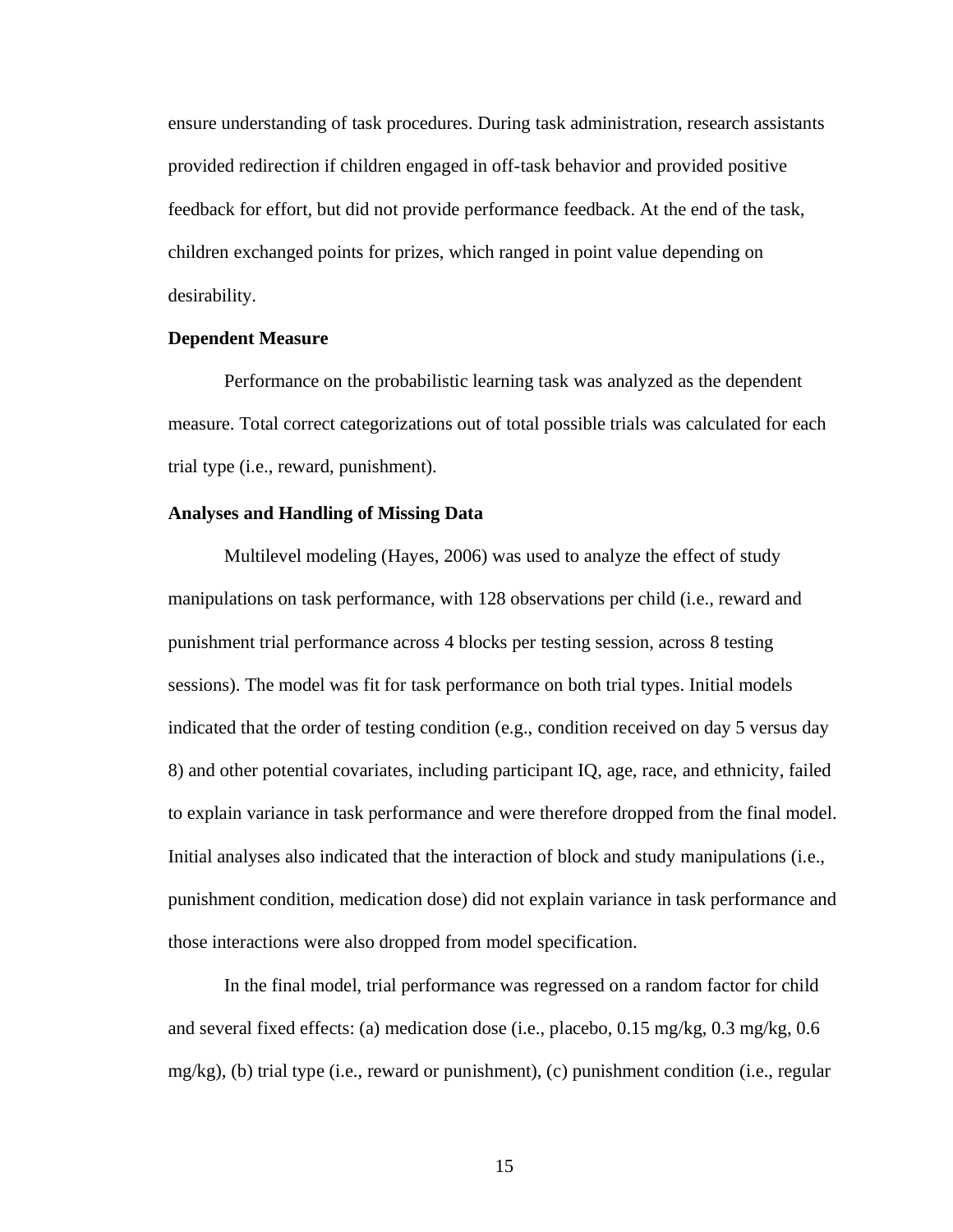ensure understanding of task procedures. During task administration, research assistants provided redirection if children engaged in off-task behavior and provided positive feedback for effort, but did not provide performance feedback. At the end of the task, children exchanged points for prizes, which ranged in point value depending on desirability.

### Dependent Measure

Performance on the probabilistic learning task was analyzed as the dependent measure. Total correct categorizations out of total possible trials was calculated for each trial type (i.e., reward, punishment).

### Analyses and Handling of Missing Data

Multilevel modeling (Hayes, 2006) was used to analyze the effect of study manipulations on task performance, with 128 observations per child (i.e., reward and punishment trial performance across 4 blocks per testing session, across 8 testing sessions). The model was fit for task performance on both trial types. Initial models indicated that the order of testing condition (e.g., condition received on day 5 versus day 8) and other potential covariates, including participant IQ, age, race, and ethnicity, failed to explain variance in task performance and were therefore dropped from the final model. Initial analyses also indicated that the interaction of block and study manipulations (i.e., punishment condition, medication dose) did not explain variance in task performance and those interactions were also dropped from model specification.

In the final model, trial performance was regressed on a random factor for child and several fixed effects: (a) medication dose (i.e., placebo, 0.15 mg/kg, 0.3 mg/kg, 0.6 mg/kg), (b) trial type (i.e., reward or punishment), (c) punishment condition (i.e., regular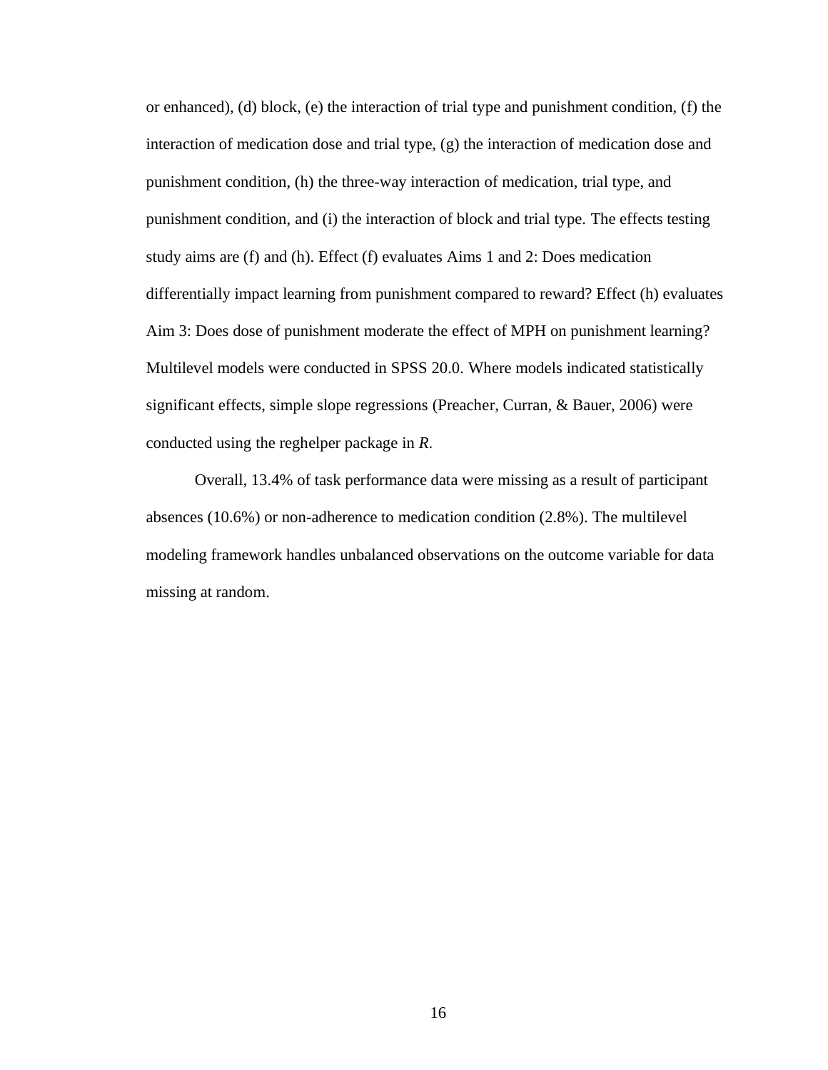or enhanced), (d) block, (e) the interaction of trial type and punishment condition, (f) the interaction of medication dose and trial type, (g) the interaction of medication dose and punishment condition, (h) the three-way interaction of medication, trial type, and punishment condition, and (i) the interaction of block and trial type. The effects testing study aims are (f) and (h). Effect (f) evaluates Aims 1 and 2: Does medication differentially impact learning from punishment compared to reward? Effect (h) evaluates Aim 3: Does dose of punishment moderate the effect of MPH on punishment learning? Multilevel models were conducted in SPSS 20.0. Where models indicated statistically significant effects, simple slope regressions (Preacher, Curran, & Bauer, 2006) were conducted using the reghelper package in *R*.

Overall, 13.4% of task performance data were missing as a result of participant absences (10.6%) or non-adherence to medication condition (2.8%). The multilevel modeling framework handles unbalanced observations on the outcome variable for data missing at random.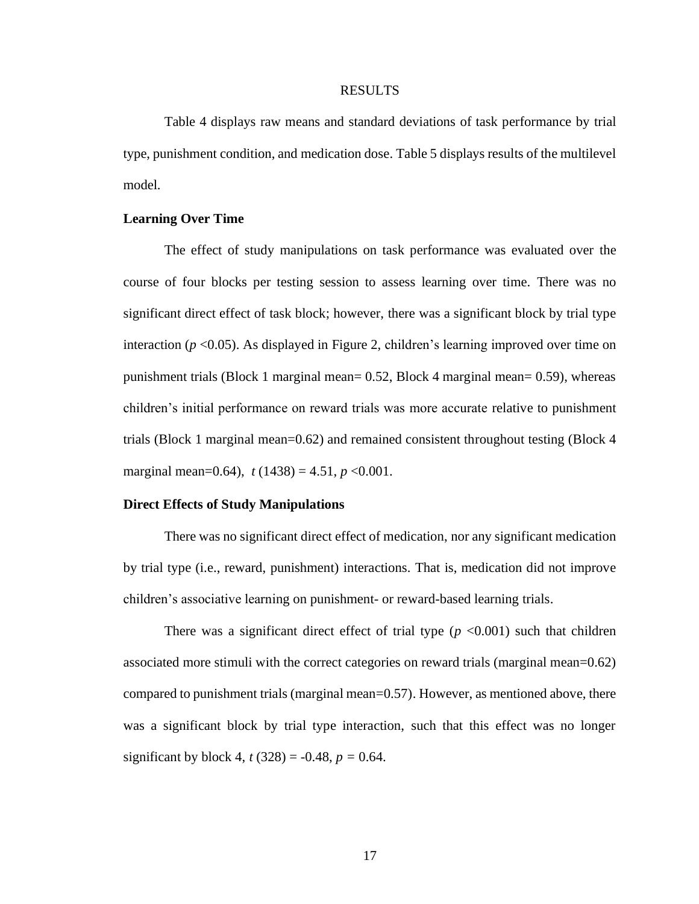# RESULTS

Table 4 displays raw means and standard deviations of task performance by trial type, punishment condition, and medication dose. Table 5 displays results of the multilevel model.

## Learning Over Time

The effect of study manipulations on task performance was evaluated over the course of four blocks per testing session to assess learning over time. There was no significant direct effect of task block; however, there was a significant block by trial type interaction ($p < 0.05$). As displayed in Figure 2, children's learning improved over time on punishment trials (Block 1 marginal mean= 0.52, Block 4 marginal mean= 0.59), whereas children's initial performance on reward trials was more accurate relative to punishment trials (Block 1 marginal mean=0.62) and remained consistent throughout testing (Block 4 marginal mean=0.64), $t\,(1438) = 4.51$, $p < 0.001$.

## Direct Effects of Study Manipulations

There was no significant direct effect of medication, nor any significant medication by trial type (i.e., reward, punishment) interactions. That is, medication did not improve children's associative learning on punishment- or reward-based learning trials.

There was a significant direct effect of trial type ($p < 0.001$) such that children associated more stimuli with the correct categories on reward trials (marginal mean=0.62) compared to punishment trials (marginal mean=0.57). However, as mentioned above, there was a significant block by trial type interaction, such that this effect was no longer significant by block 4, $t\,(328) = -0.48$, $p = 0.64$.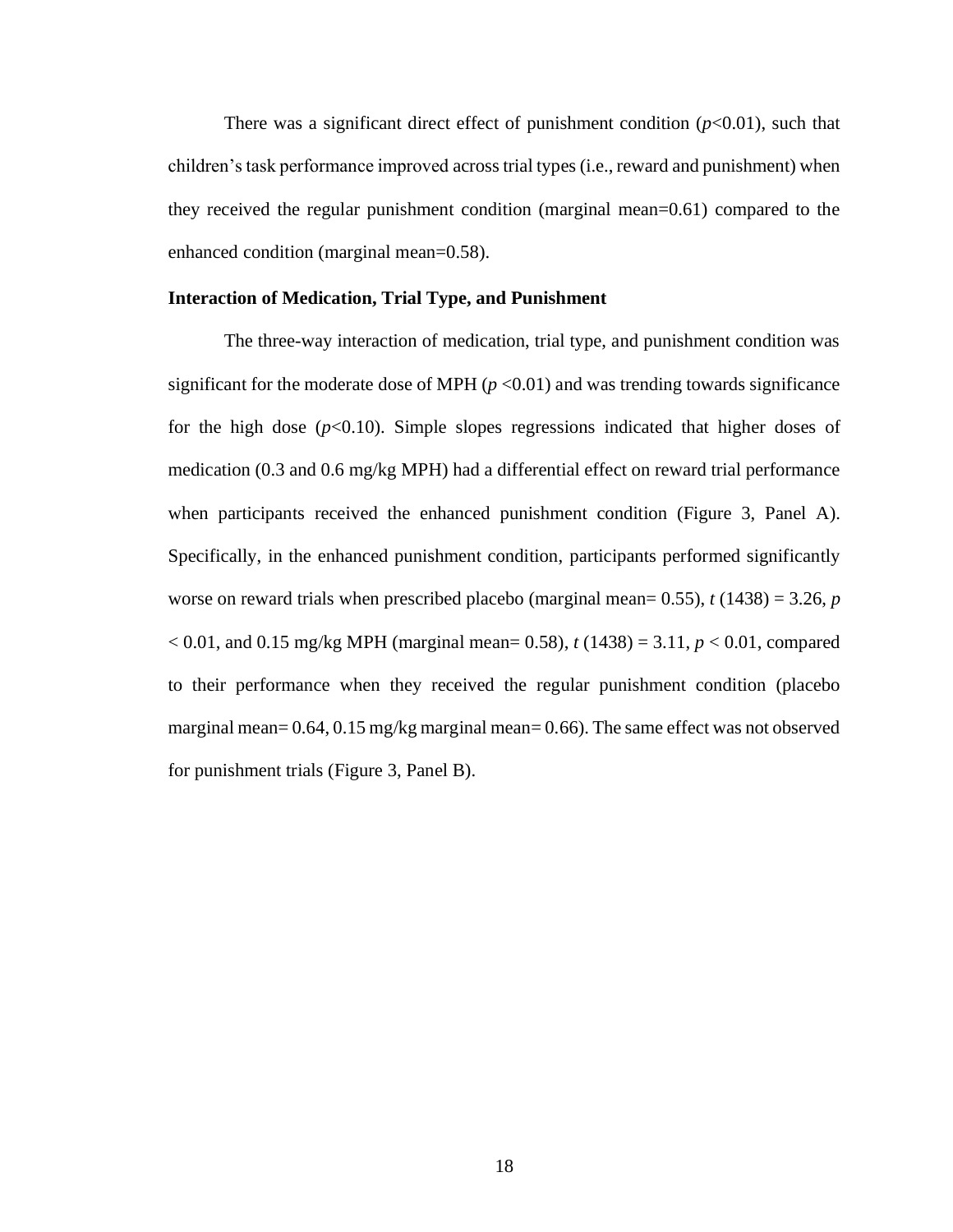There was a significant direct effect of punishment condition ($p<0.01$), such that children's task performance improved across trial types (i.e., reward and punishment) when they received the regular punishment condition (marginal mean=0.61) compared to the enhanced condition (marginal mean=0.58).

### Interaction of Medication, Trial Type, and Punishment

The three-way interaction of medication, trial type, and punishment condition was significant for the moderate dose of MPH ($p<0.01$) and was trending towards significance for the high dose ($p<0.10$). Simple slopes regressions indicated that higher doses of medication (0.3 and 0.6 mg/kg MPH) had a differential effect on reward trial performance when participants received the enhanced punishment condition (Figure 3, Panel A). Specifically, in the enhanced punishment condition, participants performed significantly worse on reward trials when prescribed placebo (marginal mean= 0.55), $t\,(1438) = 3.26$, $p < 0.01$, and 0.15 mg/kg MPH (marginal mean= 0.58), $t\,(1438) = 3.11$, $p < 0.01$, compared to their performance when they received the regular punishment condition (placebo marginal mean= 0.64, 0.15 mg/kg marginal mean= 0.66). The same effect was not observed for punishment trials (Figure 3, Panel B).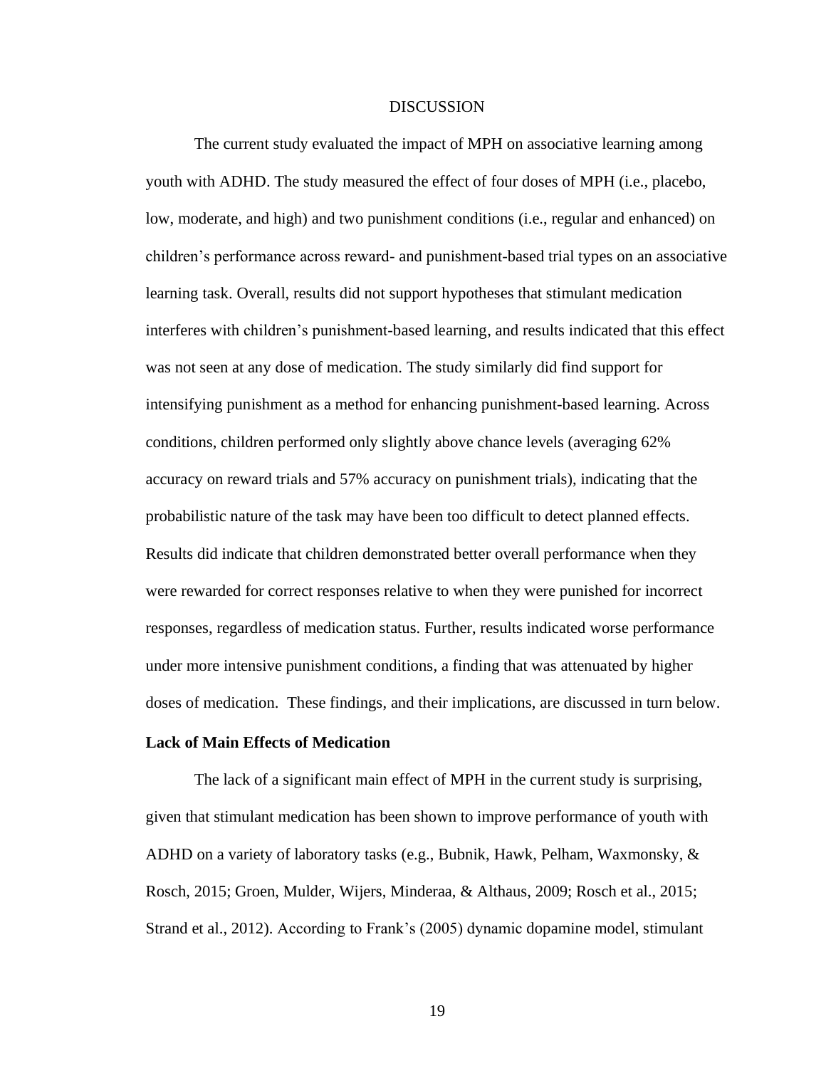# DISCUSSION

The current study evaluated the impact of MPH on associative learning among youth with ADHD. The study measured the effect of four doses of MPH (i.e., placebo, low, moderate, and high) and two punishment conditions (i.e., regular and enhanced) on children's performance across reward- and punishment-based trial types on an associative learning task. Overall, results did not support hypotheses that stimulant medication interferes with children's punishment-based learning, and results indicated that this effect was not seen at any dose of medication. The study similarly did find support for intensifying punishment as a method for enhancing punishment-based learning. Across conditions, children performed only slightly above chance levels (averaging 62% accuracy on reward trials and 57% accuracy on punishment trials), indicating that the probabilistic nature of the task may have been too difficult to detect planned effects. Results did indicate that children demonstrated better overall performance when they were rewarded for correct responses relative to when they were punished for incorrect responses, regardless of medication status. Further, results indicated worse performance under more intensive punishment conditions, a finding that was attenuated by higher doses of medication. These findings, and their implications, are discussed in turn below.

**Lack of Main Effects of Medication**

The lack of a significant main effect of MPH in the current study is surprising, given that stimulant medication has been shown to improve performance of youth with ADHD on a variety of laboratory tasks (e.g., Bubnik, Hawk, Pelham, Waxmonsky, & Rosch, 2015; Groen, Mulder, Wijers, Minderaa, & Althaus, 2009; Rosch et al., 2015; Strand et al., 2012). According to Frank's (2005) dynamic dopamine model, stimulant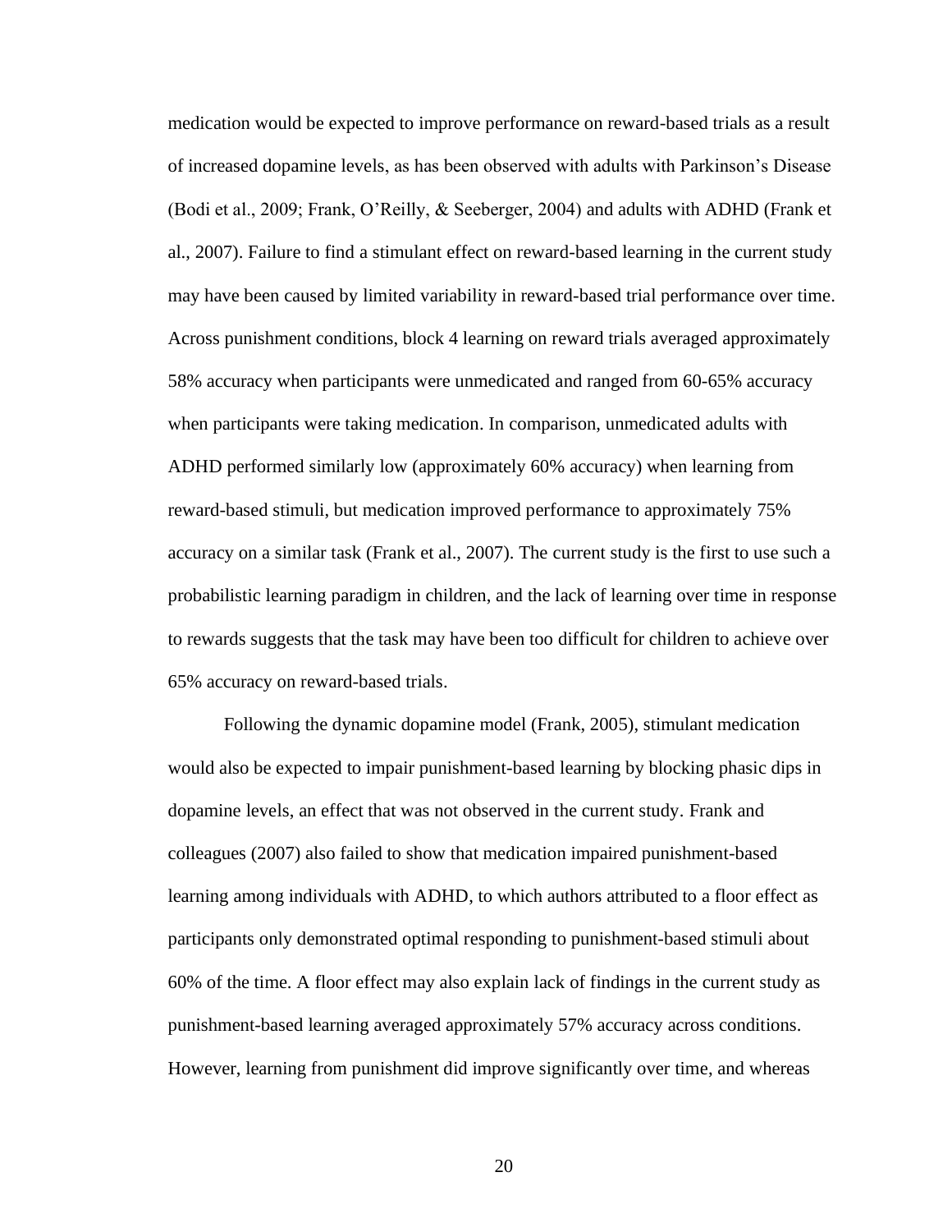medication would be expected to improve performance on reward-based trials as a result of increased dopamine levels, as has been observed with adults with Parkinson's Disease (Bodi et al., 2009; Frank, O'Reilly, & Seeberger, 2004) and adults with ADHD (Frank et al., 2007). Failure to find a stimulant effect on reward-based learning in the current study may have been caused by limited variability in reward-based trial performance over time. Across punishment conditions, block 4 learning on reward trials averaged approximately 58% accuracy when participants were unmedicated and ranged from 60-65% accuracy when participants were taking medication. In comparison, unmedicated adults with ADHD performed similarly low (approximately 60% accuracy) when learning from reward-based stimuli, but medication improved performance to approximately 75% accuracy on a similar task (Frank et al., 2007). The current study is the first to use such a probabilistic learning paradigm in children, and the lack of learning over time in response to rewards suggests that the task may have been too difficult for children to achieve over 65% accuracy on reward-based trials.

Following the dynamic dopamine model (Frank, 2005), stimulant medication would also be expected to impair punishment-based learning by blocking phasic dips in dopamine levels, an effect that was not observed in the current study. Frank and colleagues (2007) also failed to show that medication impaired punishment-based learning among individuals with ADHD, to which authors attributed to a floor effect as participants only demonstrated optimal responding to punishment-based stimuli about 60% of the time. A floor effect may also explain lack of findings in the current study as punishment-based learning averaged approximately 57% accuracy across conditions. However, learning from punishment did improve significantly over time, and whereas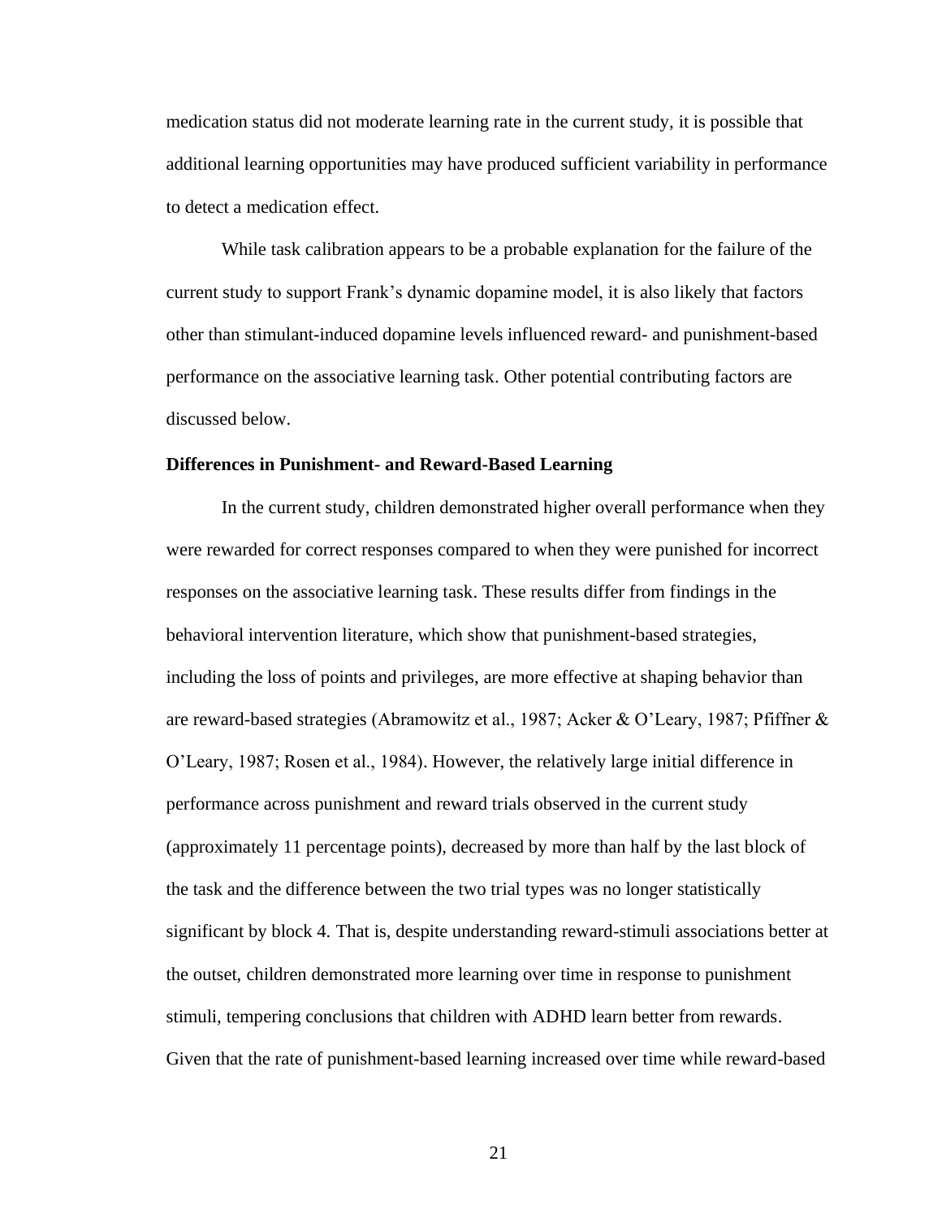medication status did not moderate learning rate in the current study, it is possible that additional learning opportunities may have produced sufficient variability in performance to detect a medication effect.

While task calibration appears to be a probable explanation for the failure of the current study to support Frank's dynamic dopamine model, it is also likely that factors other than stimulant-induced dopamine levels influenced reward- and punishment-based performance on the associative learning task. Other potential contributing factors are discussed below.

**Differences in Punishment- and Reward-Based Learning**

In the current study, children demonstrated higher overall performance when they were rewarded for correct responses compared to when they were punished for incorrect responses on the associative learning task. These results differ from findings in the behavioral intervention literature, which show that punishment-based strategies, including the loss of points and privileges, are more effective at shaping behavior than are reward-based strategies (Abramowitz et al., 1987; Acker & O'Leary, 1987; Pfiffner & O'Leary, 1987; Rosen et al., 1984). However, the relatively large initial difference in performance across punishment and reward trials observed in the current study (approximately 11 percentage points), decreased by more than half by the last block of the task and the difference between the two trial types was no longer statistically significant by block 4. That is, despite understanding reward-stimuli associations better at the outset, children demonstrated more learning over time in response to punishment stimuli, tempering conclusions that children with ADHD learn better from rewards. Given that the rate of punishment-based learning increased over time while reward-based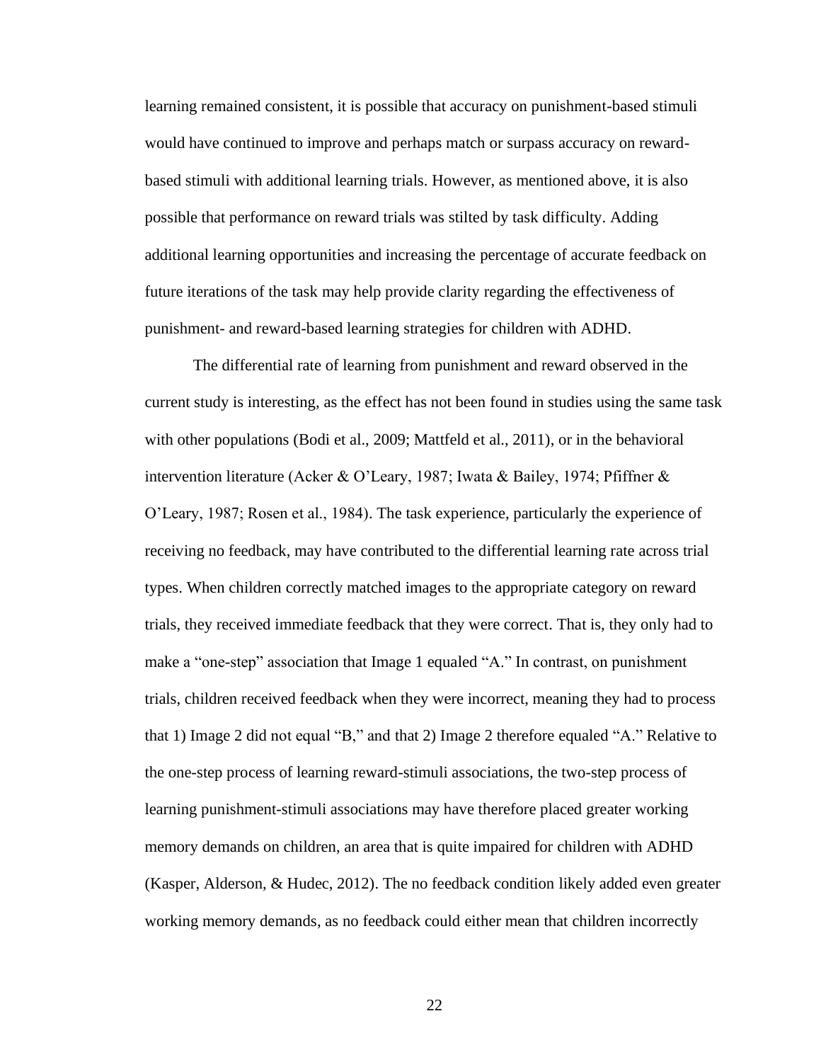learning remained consistent, it is possible that accuracy on punishment-based stimuli would have continued to improve and perhaps match or surpass accuracy on reward-based stimuli with additional learning trials. However, as mentioned above, it is also possible that performance on reward trials was stilted by task difficulty. Adding additional learning opportunities and increasing the percentage of accurate feedback on future iterations of the task may help provide clarity regarding the effectiveness of punishment- and reward-based learning strategies for children with ADHD.

The differential rate of learning from punishment and reward observed in the current study is interesting, as the effect has not been found in studies using the same task with other populations (Bodi et al., 2009; Mattfeld et al., 2011), or in the behavioral intervention literature (Acker & O'Leary, 1987; Iwata & Bailey, 1974; Pfiffner & O'Leary, 1987; Rosen et al., 1984). The task experience, particularly the experience of receiving no feedback, may have contributed to the differential learning rate across trial types. When children correctly matched images to the appropriate category on reward trials, they received immediate feedback that they were correct. That is, they only had to make a "one-step" association that Image 1 equaled "A." In contrast, on punishment trials, children received feedback when they were incorrect, meaning they had to process that 1) Image 2 did not equal "B," and that 2) Image 2 therefore equaled "A." Relative to the one-step process of learning reward-stimuli associations, the two-step process of learning punishment-stimuli associations may have therefore placed greater working memory demands on children, an area that is quite impaired for children with ADHD (Kasper, Alderson, & Hudec, 2012). The no feedback condition likely added even greater working memory demands, as no feedback could either mean that children incorrectly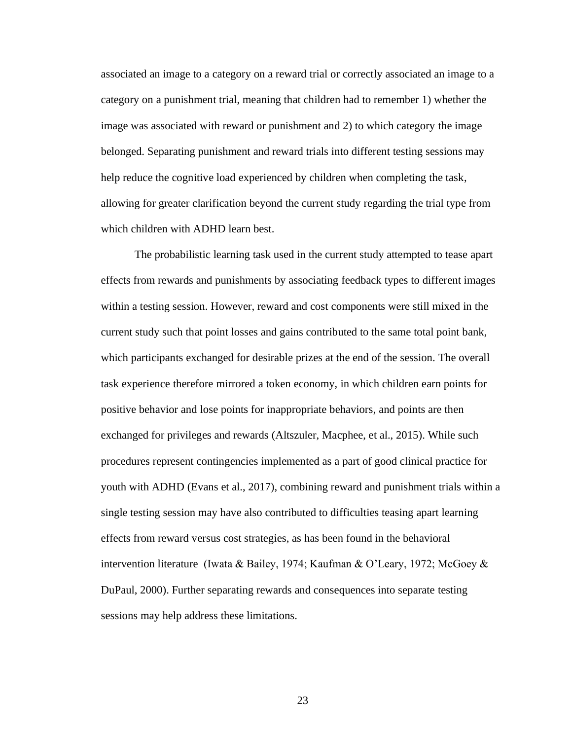associated an image to a category on a reward trial or correctly associated an image to a category on a punishment trial, meaning that children had to remember 1) whether the image was associated with reward or punishment and 2) to which category the image belonged. Separating punishment and reward trials into different testing sessions may help reduce the cognitive load experienced by children when completing the task, allowing for greater clarification beyond the current study regarding the trial type from which children with ADHD learn best.

The probabilistic learning task used in the current study attempted to tease apart effects from rewards and punishments by associating feedback types to different images within a testing session. However, reward and cost components were still mixed in the current study such that point losses and gains contributed to the same total point bank, which participants exchanged for desirable prizes at the end of the session. The overall task experience therefore mirrored a token economy, in which children earn points for positive behavior and lose points for inappropriate behaviors, and points are then exchanged for privileges and rewards (Altszuler, Macphee, et al., 2015). While such procedures represent contingencies implemented as a part of good clinical practice for youth with ADHD (Evans et al., 2017), combining reward and punishment trials within a single testing session may have also contributed to difficulties teasing apart learning effects from reward versus cost strategies, as has been found in the behavioral intervention literature (Iwata & Bailey, 1974; Kaufman & O'Leary, 1972; McGoey & DuPaul, 2000). Further separating rewards and consequences into separate testing sessions may help address these limitations.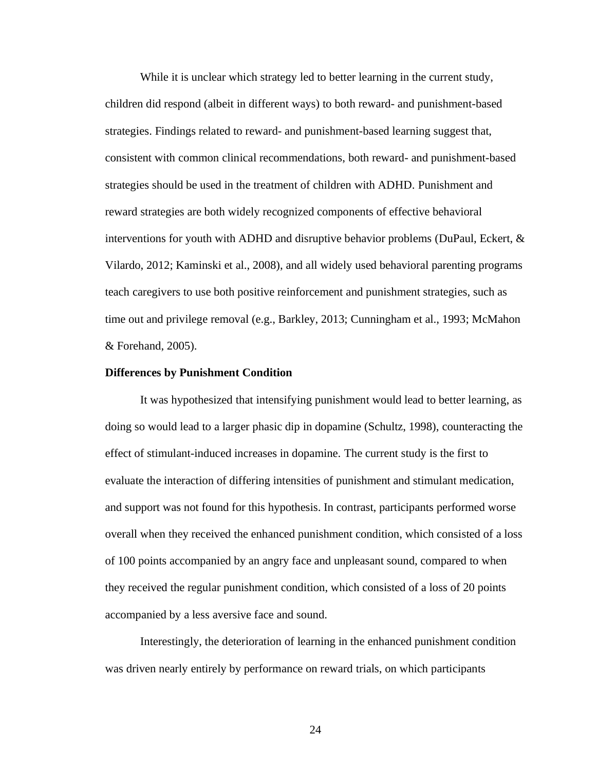While it is unclear which strategy led to better learning in the current study, children did respond (albeit in different ways) to both reward- and punishment-based strategies. Findings related to reward- and punishment-based learning suggest that, consistent with common clinical recommendations, both reward- and punishment-based strategies should be used in the treatment of children with ADHD. Punishment and reward strategies are both widely recognized components of effective behavioral interventions for youth with ADHD and disruptive behavior problems (DuPaul, Eckert, & Vilardo, 2012; Kaminski et al., 2008), and all widely used behavioral parenting programs teach caregivers to use both positive reinforcement and punishment strategies, such as time out and privilege removal (e.g., Barkley, 2013; Cunningham et al., 1993; McMahon & Forehand, 2005).

### Differences by Punishment Condition

It was hypothesized that intensifying punishment would lead to better learning, as doing so would lead to a larger phasic dip in dopamine (Schultz, 1998), counteracting the effect of stimulant-induced increases in dopamine. The current study is the first to evaluate the interaction of differing intensities of punishment and stimulant medication, and support was not found for this hypothesis. In contrast, participants performed worse overall when they received the enhanced punishment condition, which consisted of a loss of 100 points accompanied by an angry face and unpleasant sound, compared to when they received the regular punishment condition, which consisted of a loss of 20 points accompanied by a less aversive face and sound.

Interestingly, the deterioration of learning in the enhanced punishment condition was driven nearly entirely by performance on reward trials, on which participants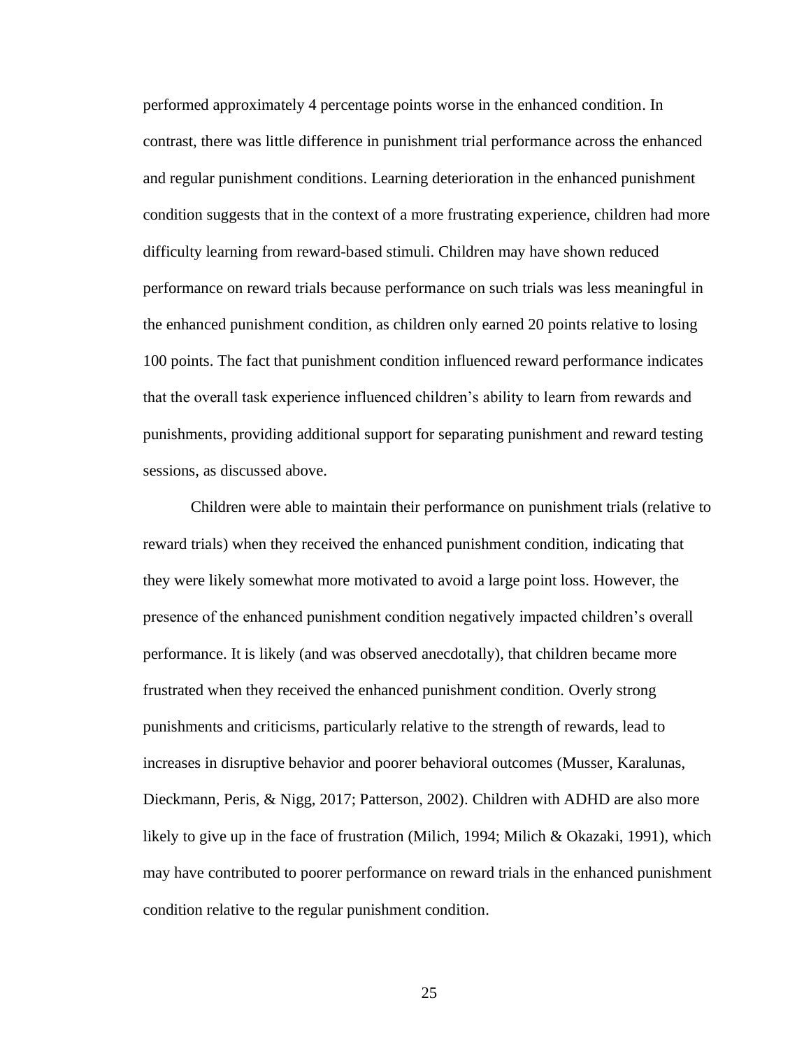performed approximately 4 percentage points worse in the enhanced condition. In contrast, there was little difference in punishment trial performance across the enhanced and regular punishment conditions. Learning deterioration in the enhanced punishment condition suggests that in the context of a more frustrating experience, children had more difficulty learning from reward-based stimuli. Children may have shown reduced performance on reward trials because performance on such trials was less meaningful in the enhanced punishment condition, as children only earned 20 points relative to losing 100 points. The fact that punishment condition influenced reward performance indicates that the overall task experience influenced children's ability to learn from rewards and punishments, providing additional support for separating punishment and reward testing sessions, as discussed above.

Children were able to maintain their performance on punishment trials (relative to reward trials) when they received the enhanced punishment condition, indicating that they were likely somewhat more motivated to avoid a large point loss. However, the presence of the enhanced punishment condition negatively impacted children's overall performance. It is likely (and was observed anecdotally), that children became more frustrated when they received the enhanced punishment condition. Overly strong punishments and criticisms, particularly relative to the strength of rewards, lead to increases in disruptive behavior and poorer behavioral outcomes (Musser, Karalunas, Dieckmann, Peris, & Nigg, 2017; Patterson, 2002). Children with ADHD are also more likely to give up in the face of frustration (Milich, 1994; Milich & Okazaki, 1991), which may have contributed to poorer performance on reward trials in the enhanced punishment condition relative to the regular punishment condition.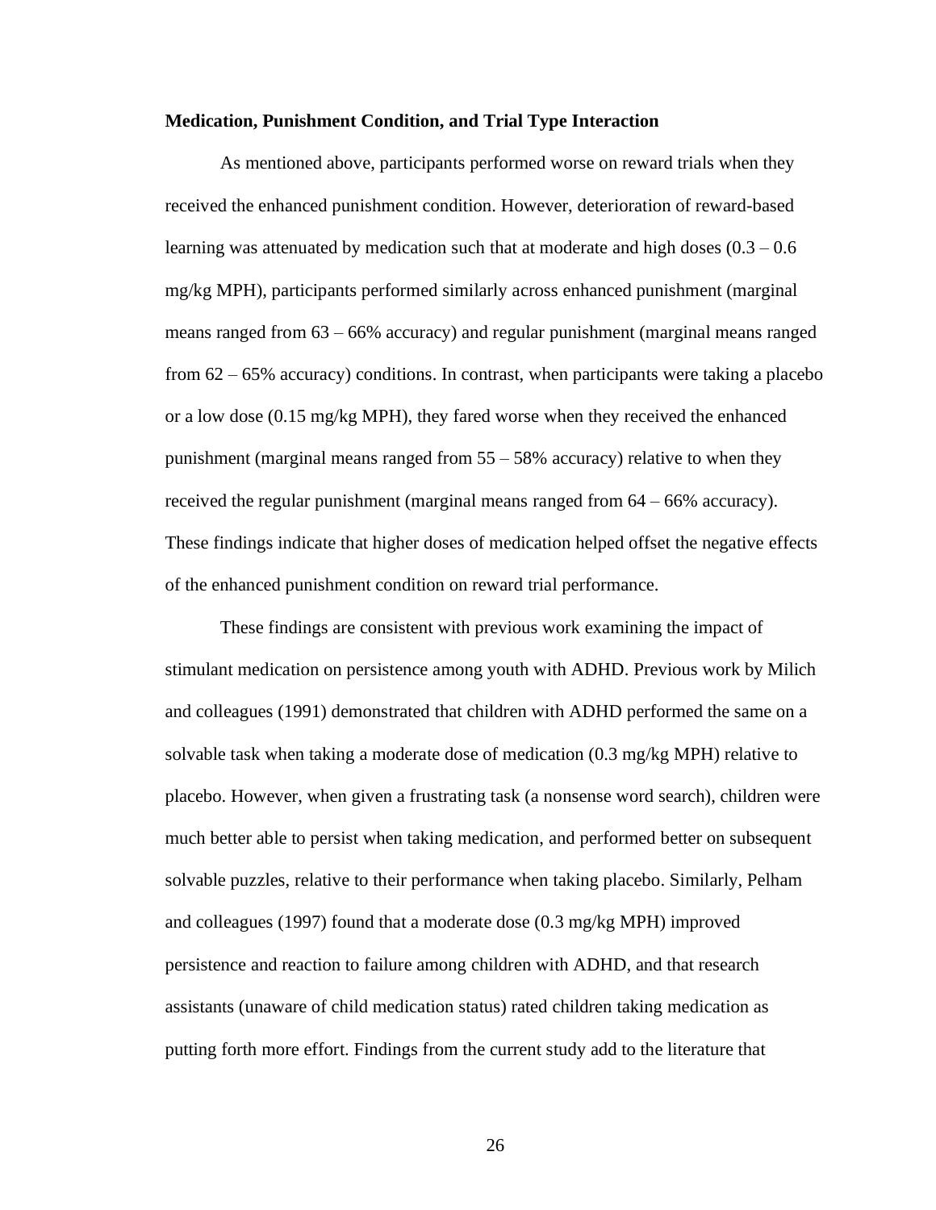### Medication, Punishment Condition, and Trial Type Interaction

As mentioned above, participants performed worse on reward trials when they received the enhanced punishment condition. However, deterioration of reward-based learning was attenuated by medication such that at moderate and high doses (0.3 – 0.6 mg/kg MPH), participants performed similarly across enhanced punishment (marginal means ranged from 63 – 66% accuracy) and regular punishment (marginal means ranged from 62 – 65% accuracy) conditions. In contrast, when participants were taking a placebo or a low dose (0.15 mg/kg MPH), they fared worse when they received the enhanced punishment (marginal means ranged from 55 – 58% accuracy) relative to when they received the regular punishment (marginal means ranged from 64 – 66% accuracy). These findings indicate that higher doses of medication helped offset the negative effects of the enhanced punishment condition on reward trial performance.

These findings are consistent with previous work examining the impact of stimulant medication on persistence among youth with ADHD. Previous work by Milich and colleagues (1991) demonstrated that children with ADHD performed the same on a solvable task when taking a moderate dose of medication (0.3 mg/kg MPH) relative to placebo. However, when given a frustrating task (a nonsense word search), children were much better able to persist when taking medication, and performed better on subsequent solvable puzzles, relative to their performance when taking placebo. Similarly, Pelham and colleagues (1997) found that a moderate dose (0.3 mg/kg MPH) improved persistence and reaction to failure among children with ADHD, and that research assistants (unaware of child medication status) rated children taking medication as putting forth more effort. Findings from the current study add to the literature that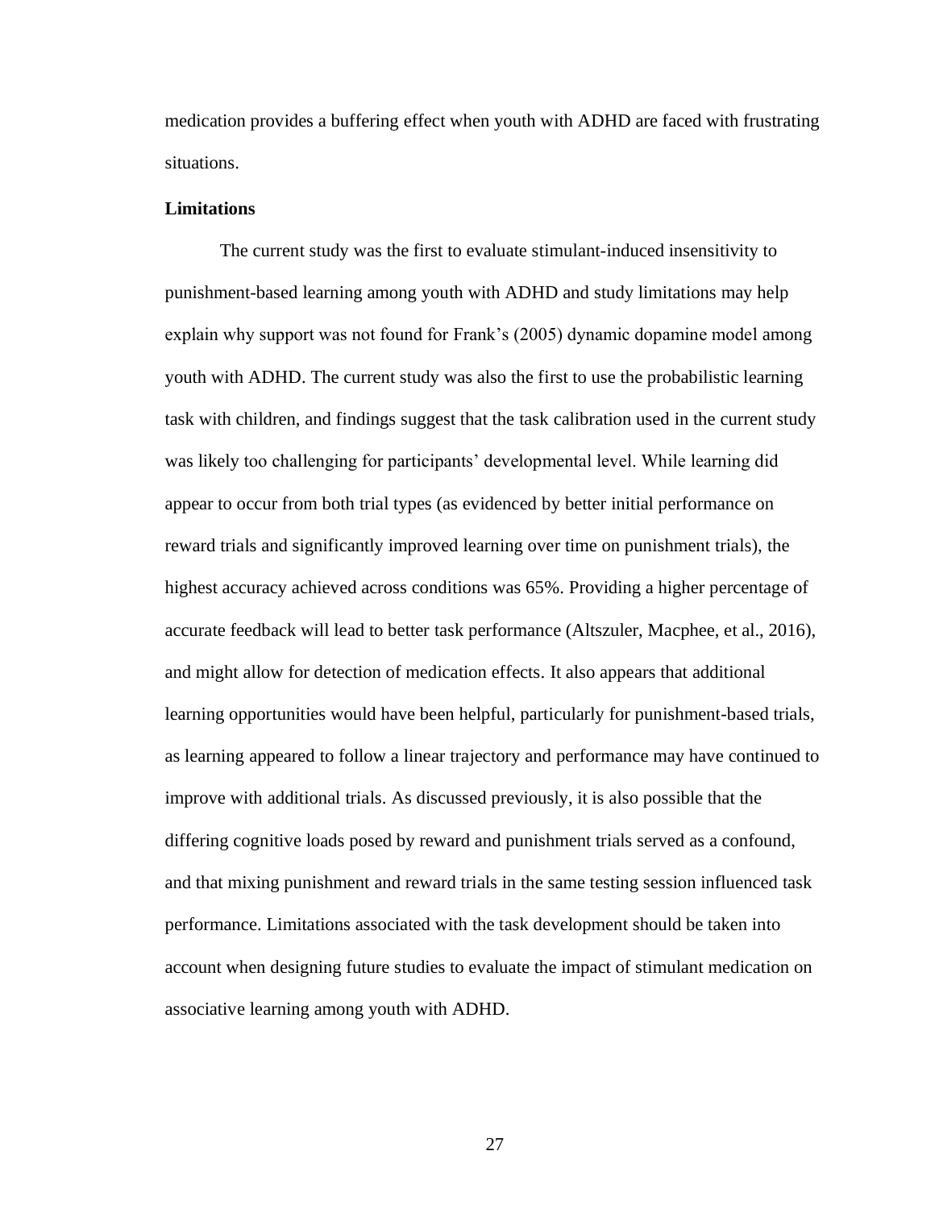medication provides a buffering effect when youth with ADHD are faced with frustrating situations.

**Limitations**

The current study was the first to evaluate stimulant-induced insensitivity to punishment-based learning among youth with ADHD and study limitations may help explain why support was not found for Frank's (2005) dynamic dopamine model among youth with ADHD. The current study was also the first to use the probabilistic learning task with children, and findings suggest that the task calibration used in the current study was likely too challenging for participants' developmental level. While learning did appear to occur from both trial types (as evidenced by better initial performance on reward trials and significantly improved learning over time on punishment trials), the highest accuracy achieved across conditions was 65%. Providing a higher percentage of accurate feedback will lead to better task performance (Altszuler, Macphee, et al., 2016), and might allow for detection of medication effects. It also appears that additional learning opportunities would have been helpful, particularly for punishment-based trials, as learning appeared to follow a linear trajectory and performance may have continued to improve with additional trials. As discussed previously, it is also possible that the differing cognitive loads posed by reward and punishment trials served as a confound, and that mixing punishment and reward trials in the same testing session influenced task performance. Limitations associated with the task development should be taken into account when designing future studies to evaluate the impact of stimulant medication on associative learning among youth with ADHD.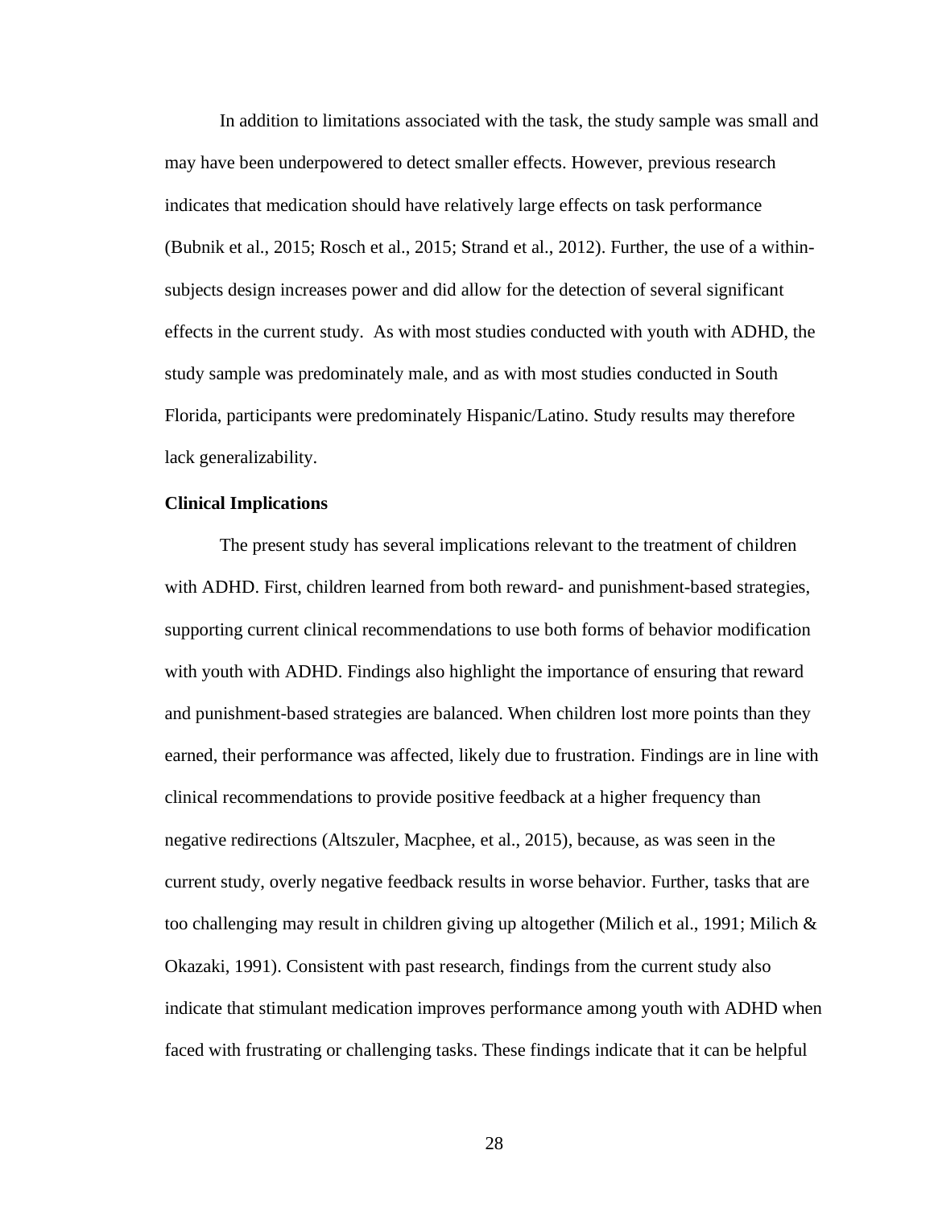In addition to limitations associated with the task, the study sample was small and may have been underpowered to detect smaller effects. However, previous research indicates that medication should have relatively large effects on task performance (Bubnik et al., 2015; Rosch et al., 2015; Strand et al., 2012). Further, the use of a within-subjects design increases power and did allow for the detection of several significant effects in the current study. As with most studies conducted with youth with ADHD, the study sample was predominately male, and as with most studies conducted in South Florida, participants were predominately Hispanic/Latino. Study results may therefore lack generalizability.

**Clinical Implications**

The present study has several implications relevant to the treatment of children with ADHD. First, children learned from both reward- and punishment-based strategies, supporting current clinical recommendations to use both forms of behavior modification with youth with ADHD. Findings also highlight the importance of ensuring that reward and punishment-based strategies are balanced. When children lost more points than they earned, their performance was affected, likely due to frustration. Findings are in line with clinical recommendations to provide positive feedback at a higher frequency than negative redirections (Altszuler, Macphee, et al., 2015), because, as was seen in the current study, overly negative feedback results in worse behavior. Further, tasks that are too challenging may result in children giving up altogether (Milich et al., 1991; Milich & Okazaki, 1991). Consistent with past research, findings from the current study also indicate that stimulant medication improves performance among youth with ADHD when faced with frustrating or challenging tasks. These findings indicate that it can be helpful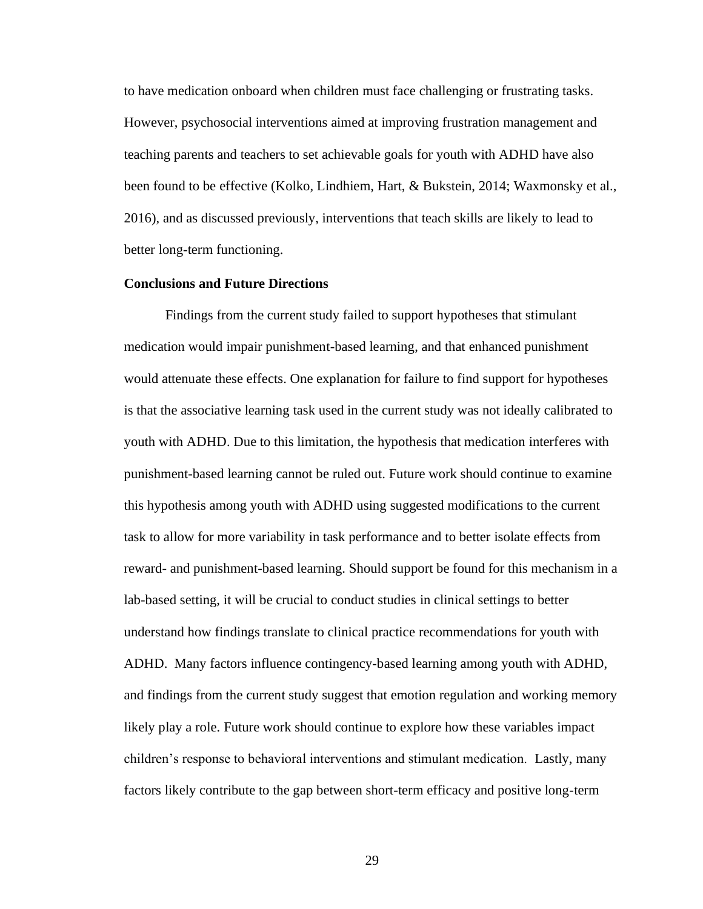to have medication onboard when children must face challenging or frustrating tasks. However, psychosocial interventions aimed at improving frustration management and teaching parents and teachers to set achievable goals for youth with ADHD have also been found to be effective (Kolko, Lindhiem, Hart, & Bukstein, 2014; Waxmonsky et al., 2016), and as discussed previously, interventions that teach skills are likely to lead to better long-term functioning.

**Conclusions and Future Directions**

Findings from the current study failed to support hypotheses that stimulant medication would impair punishment-based learning, and that enhanced punishment would attenuate these effects. One explanation for failure to find support for hypotheses is that the associative learning task used in the current study was not ideally calibrated to youth with ADHD. Due to this limitation, the hypothesis that medication interferes with punishment-based learning cannot be ruled out. Future work should continue to examine this hypothesis among youth with ADHD using suggested modifications to the current task to allow for more variability in task performance and to better isolate effects from reward- and punishment-based learning. Should support be found for this mechanism in a lab-based setting, it will be crucial to conduct studies in clinical settings to better understand how findings translate to clinical practice recommendations for youth with ADHD. Many factors influence contingency-based learning among youth with ADHD, and findings from the current study suggest that emotion regulation and working memory likely play a role. Future work should continue to explore how these variables impact children's response to behavioral interventions and stimulant medication. Lastly, many factors likely contribute to the gap between short-term efficacy and positive long-term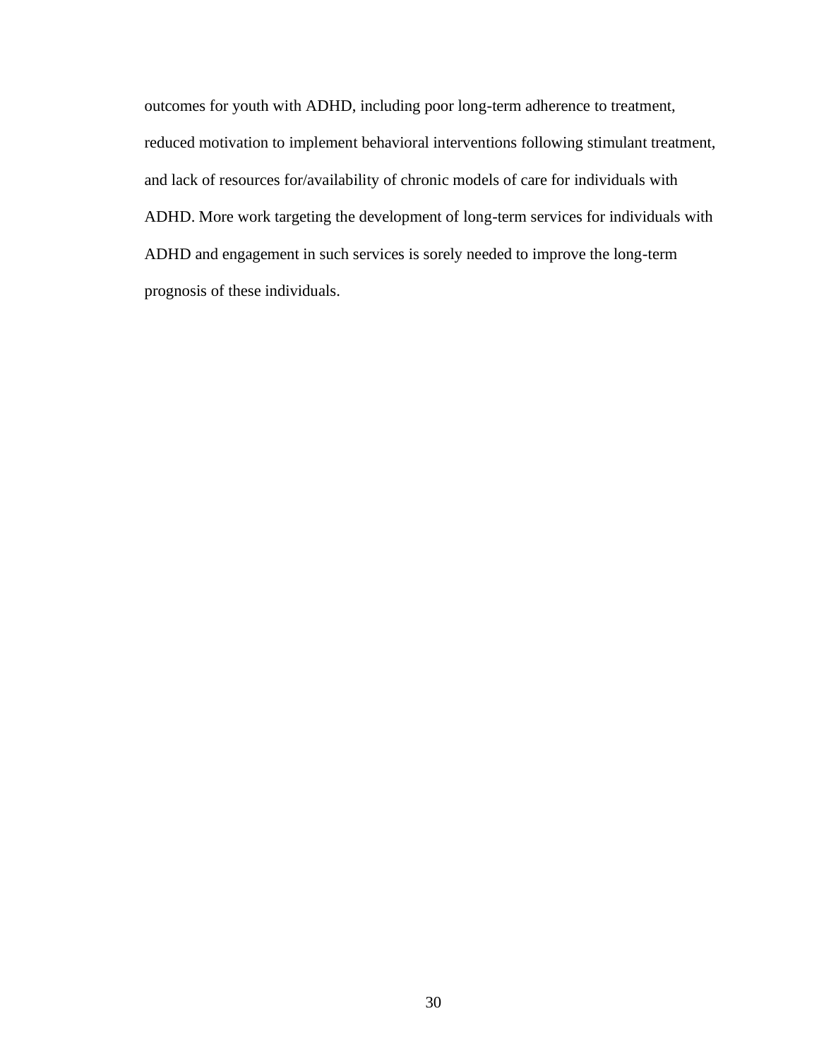outcomes for youth with ADHD, including poor long-term adherence to treatment, reduced motivation to implement behavioral interventions following stimulant treatment, and lack of resources for/availability of chronic models of care for individuals with ADHD. More work targeting the development of long-term services for individuals with ADHD and engagement in such services is sorely needed to improve the long-term prognosis of these individuals.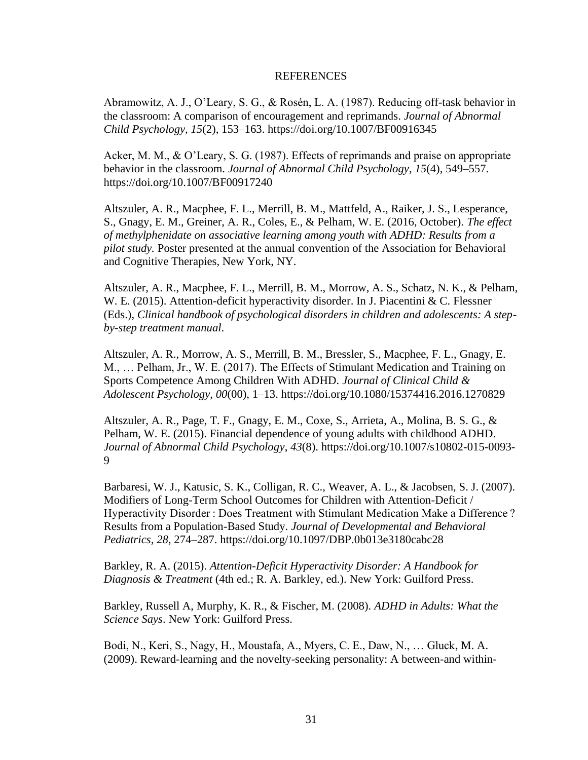# REFERENCES

Abramowitz, A. J., O'Leary, S. G., & Rosén, L. A. (1987). Reducing off-task behavior in the classroom: A comparison of encouragement and reprimands. *Journal of Abnormal Child Psychology*, *15*(2), 153–163. https://doi.org/10.1007/BF00916345

Acker, M. M., & O'Leary, S. G. (1987). Effects of reprimands and praise on appropriate behavior in the classroom. *Journal of Abnormal Child Psychology*, *15*(4), 549–557. https://doi.org/10.1007/BF00917240

Altszuler, A. R., Macphee, F. L., Merrill, B. M., Mattfeld, A., Raiker, J. S., Lesperance, S., Gnagy, E. M., Greiner, A. R., Coles, E., & Pelham, W. E. (2016, October). *The effect of methylphenidate on associative learning among youth with ADHD: Results from a pilot study.* Poster presented at the annual convention of the Association for Behavioral and Cognitive Therapies, New York, NY.

Altszuler, A. R., Macphee, F. L., Merrill, B. M., Morrow, A. S., Schatz, N. K., & Pelham, W. E. (2015). Attention-deficit hyperactivity disorder. In J. Piacentini & C. Flessner (Eds.), *Clinical handbook of psychological disorders in children and adolescents: A step-by-step treatment manual*.

Altszuler, A. R., Morrow, A. S., Merrill, B. M., Bressler, S., Macphee, F. L., Gnagy, E. M., … Pelham, Jr., W. E. (2017). The Effects of Stimulant Medication and Training on Sports Competence Among Children With ADHD. *Journal of Clinical Child & Adolescent Psychology*, *00*(00), 1–13. https://doi.org/10.1080/15374416.2016.1270829

Altszuler, A. R., Page, T. F., Gnagy, E. M., Coxe, S., Arrieta, A., Molina, B. S. G., & Pelham, W. E. (2015). Financial dependence of young adults with childhood ADHD. *Journal of Abnormal Child Psychology*, *43*(8). https://doi.org/10.1007/s10802-015-0093-9

Barbaresi, W. J., Katusic, S. K., Colligan, R. C., Weaver, A. L., & Jacobsen, S. J. (2007). Modifiers of Long-Term School Outcomes for Children with Attention-Deficit / Hyperactivity Disorder : Does Treatment with Stimulant Medication Make a Difference ? Results from a Population-Based Study. *Journal of Developmental and Behavioral Pediatrics*, *28*, 274–287. https://doi.org/10.1097/DBP.0b013e3180cabc28

Barkley, R. A. (2015). *Attention-Deficit Hyperactivity Disorder: A Handbook for Diagnosis & Treatment* (4th ed.; R. A. Barkley, ed.). New York: Guilford Press.

Barkley, Russell A, Murphy, K. R., & Fischer, M. (2008). *ADHD in Adults: What the Science Says*. New York: Guilford Press.

Bodi, N., Keri, S., Nagy, H., Moustafa, A., Myers, C. E., Daw, N., … Gluck, M. A. (2009). Reward-learning and the novelty-seeking personality: A between-and within-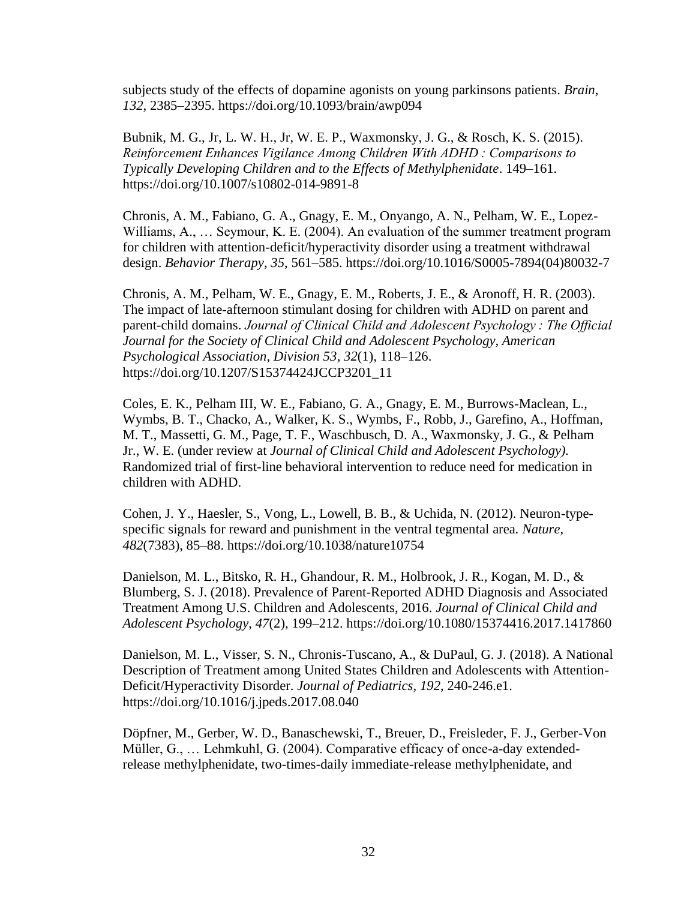subjects study of the effects of dopamine agonists on young parkinsons patients. *Brain*, *132*, 2385–2395. https://doi.org/10.1093/brain/awp094

Bubnik, M. G., Jr, L. W. H., Jr, W. E. P., Waxmonsky, J. G., & Rosch, K. S. (2015). *Reinforcement Enhances Vigilance Among Children With ADHD : Comparisons to Typically Developing Children and to the Effects of Methylphenidate*. 149–161. https://doi.org/10.1007/s10802-014-9891-8

Chronis, A. M., Fabiano, G. A., Gnagy, E. M., Onyango, A. N., Pelham, W. E., Lopez-Williams, A., … Seymour, K. E. (2004). An evaluation of the summer treatment program for children with attention-deficit/hyperactivity disorder using a treatment withdrawal design. *Behavior Therapy*, *35*, 561–585. https://doi.org/10.1016/S0005-7894(04)80032-7

Chronis, A. M., Pelham, W. E., Gnagy, E. M., Roberts, J. E., & Aronoff, H. R. (2003). The impact of late-afternoon stimulant dosing for children with ADHD on parent and parent-child domains. *Journal of Clinical Child and Adolescent Psychology : The Official Journal for the Society of Clinical Child and Adolescent Psychology, American Psychological Association, Division 53*, *32*(1), 118–126. https://doi.org/10.1207/S15374424JCCP3201_11

Coles, E. K., Pelham III, W. E., Fabiano, G. A., Gnagy, E. M., Burrows-Maclean, L., Wymbs, B. T., Chacko, A., Walker, K. S., Wymbs, F., Robb, J., Garefino, A., Hoffman, M. T., Massetti, G. M., Page, T. F., Waschbusch, D. A., Waxmonsky, J. G., & Pelham Jr., W. E. (under review at *Journal of Clinical Child and Adolescent Psychology).* Randomized trial of first-line behavioral intervention to reduce need for medication in children with ADHD.

Cohen, J. Y., Haesler, S., Vong, L., Lowell, B. B., & Uchida, N. (2012). Neuron-type-specific signals for reward and punishment in the ventral tegmental area. *Nature*, *482*(7383), 85–88. https://doi.org/10.1038/nature10754

Danielson, M. L., Bitsko, R. H., Ghandour, R. M., Holbrook, J. R., Kogan, M. D., & Blumberg, S. J. (2018). Prevalence of Parent-Reported ADHD Diagnosis and Associated Treatment Among U.S. Children and Adolescents, 2016. *Journal of Clinical Child and Adolescent Psychology*, *47*(2), 199–212. https://doi.org/10.1080/15374416.2017.1417860

Danielson, M. L., Visser, S. N., Chronis-Tuscano, A., & DuPaul, G. J. (2018). A National Description of Treatment among United States Children and Adolescents with Attention-Deficit/Hyperactivity Disorder. *Journal of Pediatrics*, *192*, 240-246.e1. https://doi.org/10.1016/j.jpeds.2017.08.040

Döpfner, M., Gerber, W. D., Banaschewski, T., Breuer, D., Freisleder, F. J., Gerber-Von Müller, G., … Lehmkuhl, G. (2004). Comparative efficacy of once-a-day extended-release methylphenidate, two-times-daily immediate-release methylphenidate, and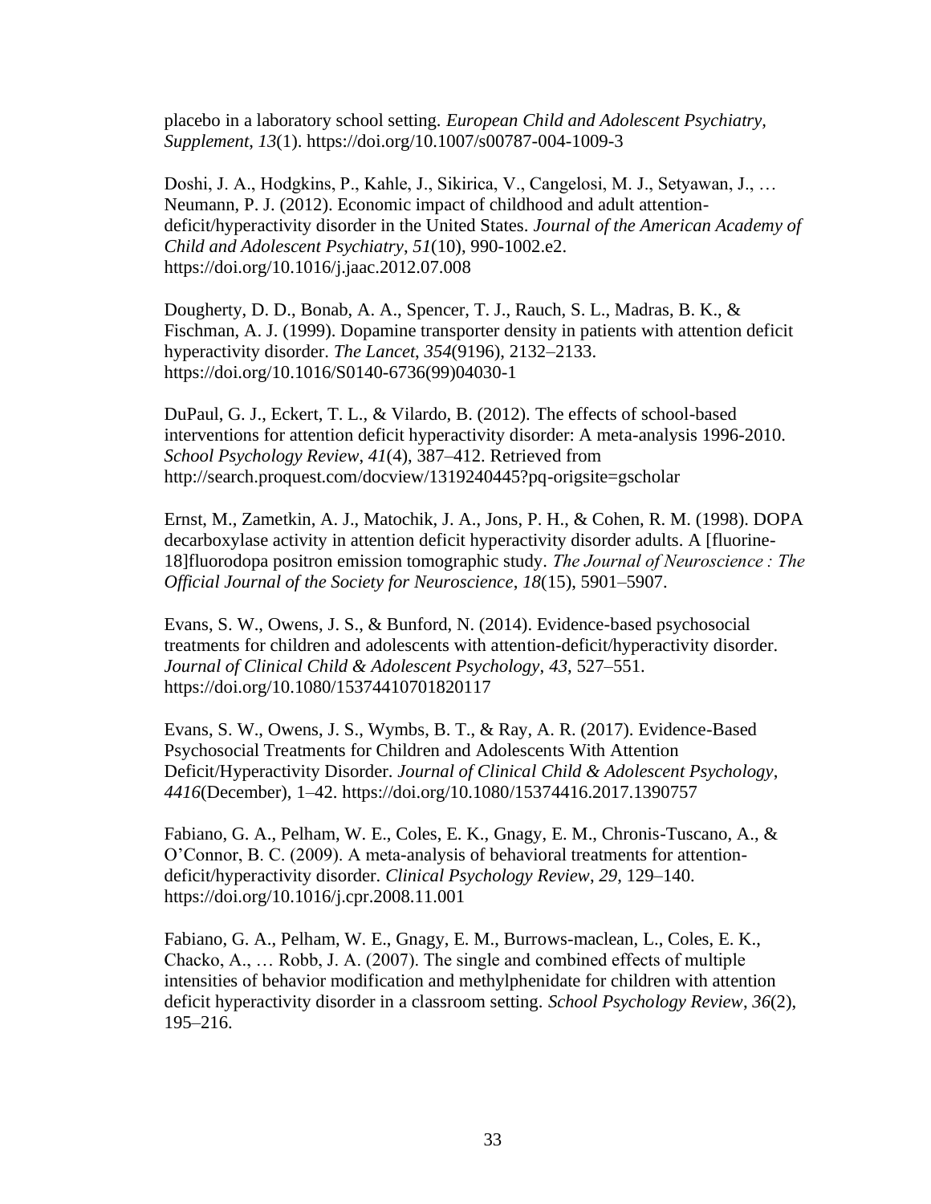placebo in a laboratory school setting. *European Child and Adolescent Psychiatry, Supplement*, *13*(1). https://doi.org/10.1007/s00787-004-1009-3

Doshi, J. A., Hodgkins, P., Kahle, J., Sikirica, V., Cangelosi, M. J., Setyawan, J., … Neumann, P. J. (2012). Economic impact of childhood and adult attention-deficit/hyperactivity disorder in the United States. *Journal of the American Academy of Child and Adolescent Psychiatry*, *51*(10), 990-1002.e2. https://doi.org/10.1016/j.jaac.2012.07.008

Dougherty, D. D., Bonab, A. A., Spencer, T. J., Rauch, S. L., Madras, B. K., & Fischman, A. J. (1999). Dopamine transporter density in patients with attention deficit hyperactivity disorder. *The Lancet*, *354*(9196), 2132–2133. https://doi.org/10.1016/S0140-6736(99)04030-1

DuPaul, G. J., Eckert, T. L., & Vilardo, B. (2012). The effects of school-based interventions for attention deficit hyperactivity disorder: A meta-analysis 1996-2010. *School Psychology Review*, *41*(4), 387–412. Retrieved from http://search.proquest.com/docview/1319240445?pq-origsite=gscholar

Ernst, M., Zametkin, A. J., Matochik, J. A., Jons, P. H., & Cohen, R. M. (1998). DOPA decarboxylase activity in attention deficit hyperactivity disorder adults. A [fluorine-18]fluorodopa positron emission tomographic study. *The Journal of Neuroscience : The Official Journal of the Society for Neuroscience*, *18*(15), 5901–5907.

Evans, S. W., Owens, J. S., & Bunford, N. (2014). Evidence-based psychosocial treatments for children and adolescents with attention-deficit/hyperactivity disorder. *Journal of Clinical Child & Adolescent Psychology*, *43*, 527–551. https://doi.org/10.1080/15374410701820117

Evans, S. W., Owens, J. S., Wymbs, B. T., & Ray, A. R. (2017). Evidence-Based Psychosocial Treatments for Children and Adolescents With Attention Deficit/Hyperactivity Disorder. *Journal of Clinical Child & Adolescent Psychology*, *4416*(December), 1–42. https://doi.org/10.1080/15374416.2017.1390757

Fabiano, G. A., Pelham, W. E., Coles, E. K., Gnagy, E. M., Chronis-Tuscano, A., & O'Connor, B. C. (2009). A meta-analysis of behavioral treatments for attention-deficit/hyperactivity disorder. *Clinical Psychology Review*, *29*, 129–140. https://doi.org/10.1016/j.cpr.2008.11.001

Fabiano, G. A., Pelham, W. E., Gnagy, E. M., Burrows-maclean, L., Coles, E. K., Chacko, A., … Robb, J. A. (2007). The single and combined effects of multiple intensities of behavior modification and methylphenidate for children with attention deficit hyperactivity disorder in a classroom setting. *School Psychology Review*, *36*(2), 195–216.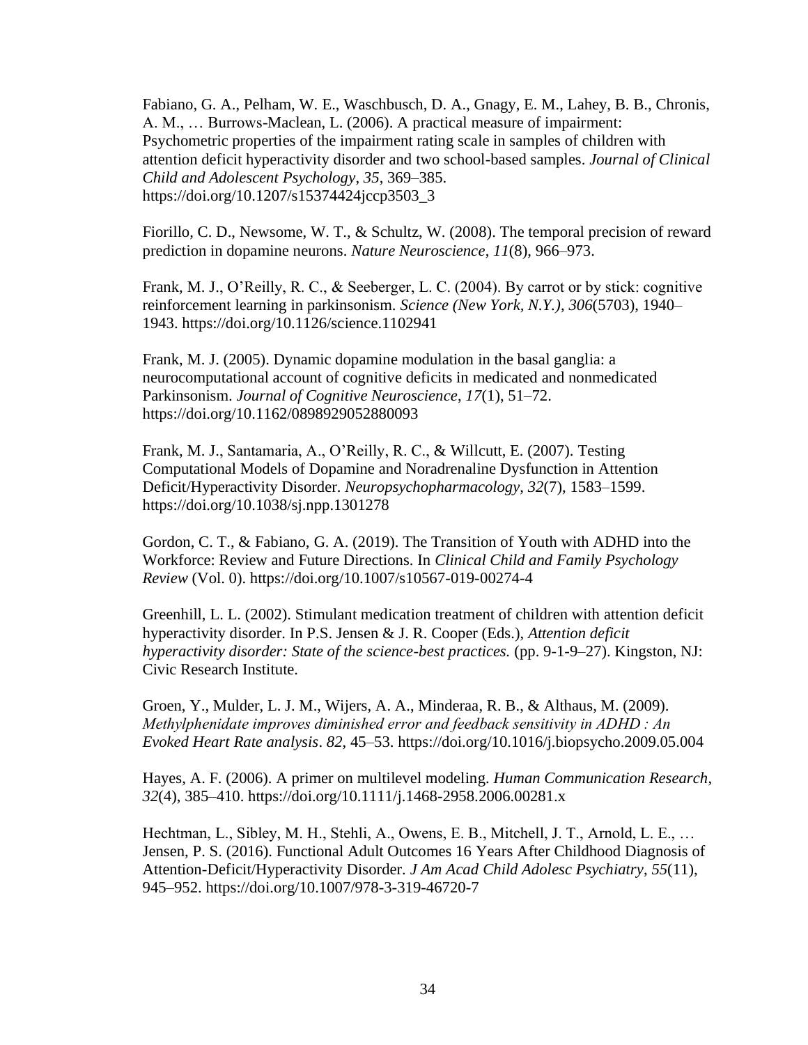Fabiano, G. A., Pelham, W. E., Waschbusch, D. A., Gnagy, E. M., Lahey, B. B., Chronis, A. M., … Burrows-Maclean, L. (2006). A practical measure of impairment: Psychometric properties of the impairment rating scale in samples of children with attention deficit hyperactivity disorder and two school-based samples. *Journal of Clinical Child and Adolescent Psychology*, *35*, 369–385. https://doi.org/10.1207/s15374424jccp3503_3

Fiorillo, C. D., Newsome, W. T., & Schultz, W. (2008). The temporal precision of reward prediction in dopamine neurons. *Nature Neuroscience*, *11*(8), 966–973.

Frank, M. J., O'Reilly, R. C., & Seeberger, L. C. (2004). By carrot or by stick: cognitive reinforcement learning in parkinsonism. *Science (New York, N.Y.)*, *306*(5703), 1940–1943. https://doi.org/10.1126/science.1102941

Frank, M. J. (2005). Dynamic dopamine modulation in the basal ganglia: a neurocomputational account of cognitive deficits in medicated and nonmedicated Parkinsonism. *Journal of Cognitive Neuroscience*, *17*(1), 51–72. https://doi.org/10.1162/0898929052880093

Frank, M. J., Santamaria, A., O'Reilly, R. C., & Willcutt, E. (2007). Testing Computational Models of Dopamine and Noradrenaline Dysfunction in Attention Deficit/Hyperactivity Disorder. *Neuropsychopharmacology*, *32*(7), 1583–1599. https://doi.org/10.1038/sj.npp.1301278

Gordon, C. T., & Fabiano, G. A. (2019). The Transition of Youth with ADHD into the Workforce: Review and Future Directions. In *Clinical Child and Family Psychology Review* (Vol. 0). https://doi.org/10.1007/s10567-019-00274-4

Greenhill, L. L. (2002). Stimulant medication treatment of children with attention deficit hyperactivity disorder. In P.S. Jensen & J. R. Cooper (Eds.), *Attention deficit hyperactivity disorder: State of the science-best practices.* (pp. 9-1-9–27). Kingston, NJ: Civic Research Institute.

Groen, Y., Mulder, L. J. M., Wijers, A. A., Minderaa, R. B., & Althaus, M. (2009). *Methylphenidate improves diminished error and feedback sensitivity in ADHD : An Evoked Heart Rate analysis*. *82*, 45–53. https://doi.org/10.1016/j.biopsycho.2009.05.004

Hayes, A. F. (2006). A primer on multilevel modeling. *Human Communication Research*, *32*(4), 385–410. https://doi.org/10.1111/j.1468-2958.2006.00281.x

Hechtman, L., Sibley, M. H., Stehli, A., Owens, E. B., Mitchell, J. T., Arnold, L. E., … Jensen, P. S. (2016). Functional Adult Outcomes 16 Years After Childhood Diagnosis of Attention-Deficit/Hyperactivity Disorder. *J Am Acad Child Adolesc Psychiatry*, *55*(11), 945–952. https://doi.org/10.1007/978-3-319-46720-7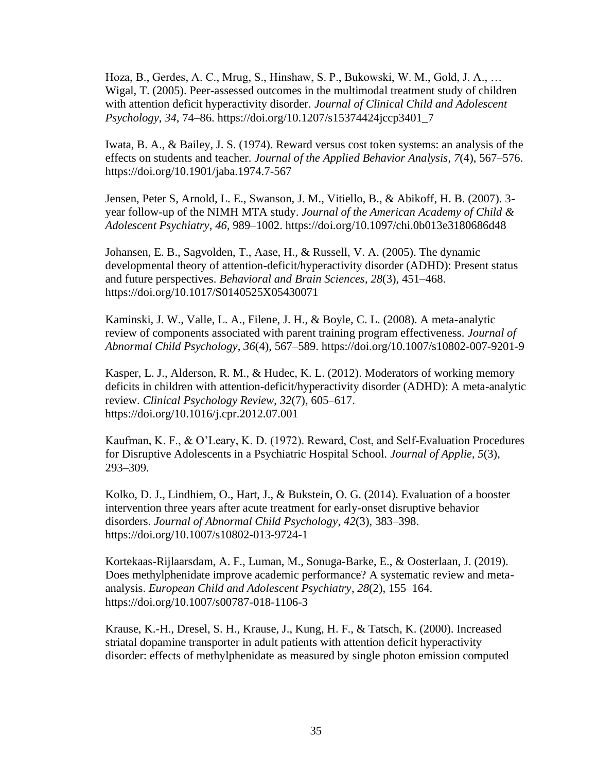Hoza, B., Gerdes, A. C., Mrug, S., Hinshaw, S. P., Bukowski, W. M., Gold, J. A., … Wigal, T. (2005). Peer-assessed outcomes in the multimodal treatment study of children with attention deficit hyperactivity disorder. *Journal of Clinical Child and Adolescent Psychology*, *34*, 74–86. https://doi.org/10.1207/s15374424jccp3401_7

Iwata, B. A., & Bailey, J. S. (1974). Reward versus cost token systems: an analysis of the effects on students and teacher. *Journal of the Applied Behavior Analysis*, *7*(4), 567–576. https://doi.org/10.1901/jaba.1974.7-567

Jensen, Peter S, Arnold, L. E., Swanson, J. M., Vitiello, B., & Abikoff, H. B. (2007). 3-year follow-up of the NIMH MTA study. *Journal of the American Academy of Child & Adolescent Psychiatry*, *46*, 989–1002. https://doi.org/10.1097/chi.0b013e3180686d48

Johansen, E. B., Sagvolden, T., Aase, H., & Russell, V. A. (2005). The dynamic developmental theory of attention-deficit/hyperactivity disorder (ADHD): Present status and future perspectives. *Behavioral and Brain Sciences*, *28*(3), 451–468. https://doi.org/10.1017/S0140525X05430071

Kaminski, J. W., Valle, L. A., Filene, J. H., & Boyle, C. L. (2008). A meta-analytic review of components associated with parent training program effectiveness. *Journal of Abnormal Child Psychology*, *36*(4), 567–589. https://doi.org/10.1007/s10802-007-9201-9

Kasper, L. J., Alderson, R. M., & Hudec, K. L. (2012). Moderators of working memory deficits in children with attention-deficit/hyperactivity disorder (ADHD): A meta-analytic review. *Clinical Psychology Review*, *32*(7), 605–617. https://doi.org/10.1016/j.cpr.2012.07.001

Kaufman, K. F., & O'Leary, K. D. (1972). Reward, Cost, and Self-Evaluation Procedures for Disruptive Adolescents in a Psychiatric Hospital School. *Journal of Applie*, *5*(3), 293–309.

Kolko, D. J., Lindhiem, O., Hart, J., & Bukstein, O. G. (2014). Evaluation of a booster intervention three years after acute treatment for early-onset disruptive behavior disorders. *Journal of Abnormal Child Psychology*, *42*(3), 383–398. https://doi.org/10.1007/s10802-013-9724-1

Kortekaas-Rijlaarsdam, A. F., Luman, M., Sonuga-Barke, E., & Oosterlaan, J. (2019). Does methylphenidate improve academic performance? A systematic review and meta-analysis. *European Child and Adolescent Psychiatry*, *28*(2), 155–164. https://doi.org/10.1007/s00787-018-1106-3

Krause, K.-H., Dresel, S. H., Krause, J., Kung, H. F., & Tatsch, K. (2000). Increased striatal dopamine transporter in adult patients with attention deficit hyperactivity disorder: effects of methylphenidate as measured by single photon emission computed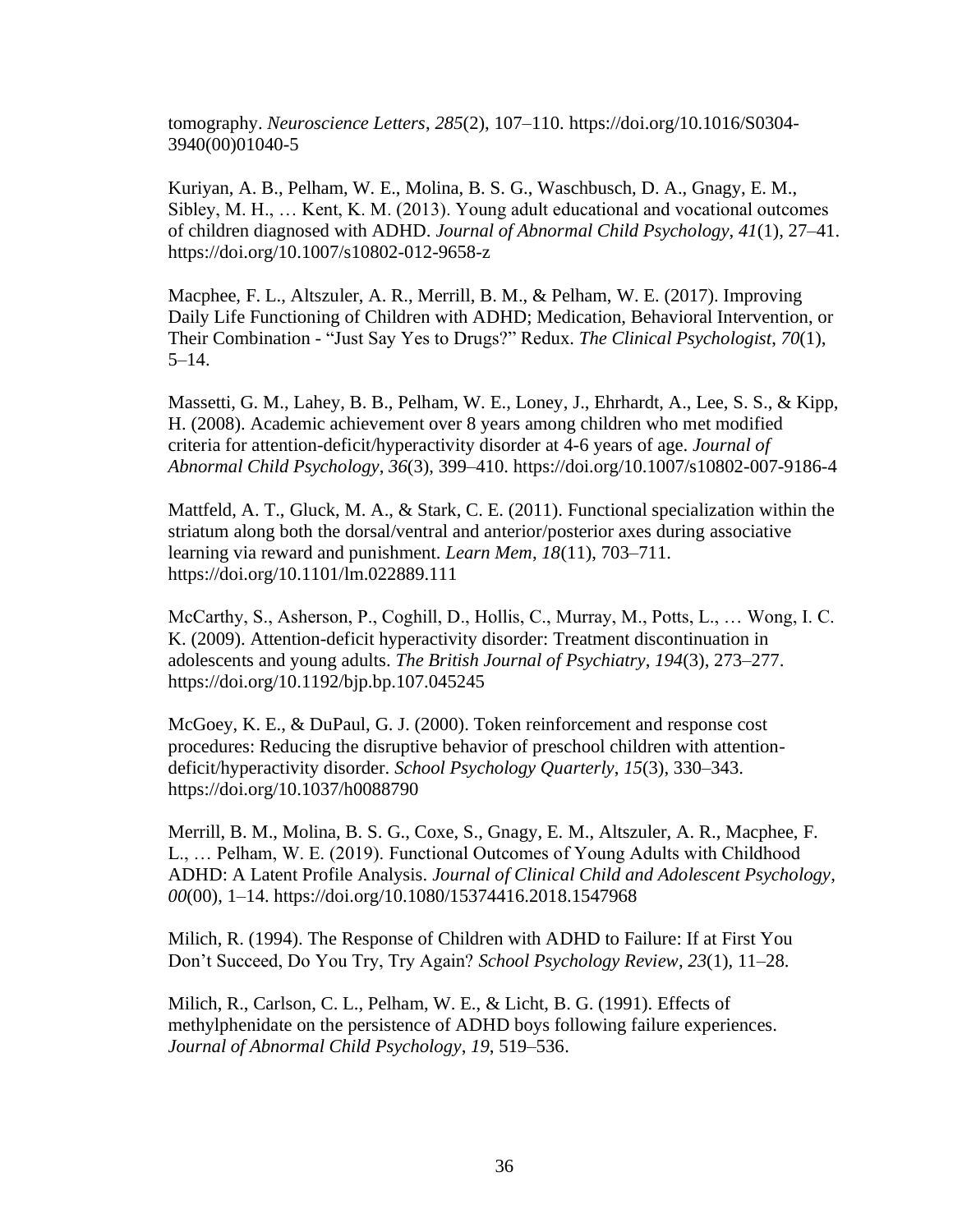tomography. *Neuroscience Letters*, *285*(2), 107–110. https://doi.org/10.1016/S0304-3940(00)01040-5

Kuriyan, A. B., Pelham, W. E., Molina, B. S. G., Waschbusch, D. A., Gnagy, E. M., Sibley, M. H., … Kent, K. M. (2013). Young adult educational and vocational outcomes of children diagnosed with ADHD. *Journal of Abnormal Child Psychology*, *41*(1), 27–41. https://doi.org/10.1007/s10802-012-9658-z

Macphee, F. L., Altszuler, A. R., Merrill, B. M., & Pelham, W. E. (2017). Improving Daily Life Functioning of Children with ADHD; Medication, Behavioral Intervention, or Their Combination - "Just Say Yes to Drugs?" Redux. *The Clinical Psychologist*, *70*(1), 5–14.

Massetti, G. M., Lahey, B. B., Pelham, W. E., Loney, J., Ehrhardt, A., Lee, S. S., & Kipp, H. (2008). Academic achievement over 8 years among children who met modified criteria for attention-deficit/hyperactivity disorder at 4-6 years of age. *Journal of Abnormal Child Psychology*, *36*(3), 399–410. https://doi.org/10.1007/s10802-007-9186-4

Mattfeld, A. T., Gluck, M. A., & Stark, C. E. (2011). Functional specialization within the striatum along both the dorsal/ventral and anterior/posterior axes during associative learning via reward and punishment. *Learn Mem*, *18*(11), 703–711. https://doi.org/10.1101/lm.022889.111

McCarthy, S., Asherson, P., Coghill, D., Hollis, C., Murray, M., Potts, L., … Wong, I. C. K. (2009). Attention-deficit hyperactivity disorder: Treatment discontinuation in adolescents and young adults. *The British Journal of Psychiatry*, *194*(3), 273–277. https://doi.org/10.1192/bjp.bp.107.045245

McGoey, K. E., & DuPaul, G. J. (2000). Token reinforcement and response cost procedures: Reducing the disruptive behavior of preschool children with attention-deficit/hyperactivity disorder. *School Psychology Quarterly*, *15*(3), 330–343. https://doi.org/10.1037/h0088790

Merrill, B. M., Molina, B. S. G., Coxe, S., Gnagy, E. M., Altszuler, A. R., Macphee, F. L., … Pelham, W. E. (2019). Functional Outcomes of Young Adults with Childhood ADHD: A Latent Profile Analysis. *Journal of Clinical Child and Adolescent Psychology*, *00*(00), 1–14. https://doi.org/10.1080/15374416.2018.1547968

Milich, R. (1994). The Response of Children with ADHD to Failure: If at First You Don't Succeed, Do You Try, Try Again? *School Psychology Review*, *23*(1), 11–28.

Milich, R., Carlson, C. L., Pelham, W. E., & Licht, B. G. (1991). Effects of methylphenidate on the persistence of ADHD boys following failure experiences. *Journal of Abnormal Child Psychology*, *19*, 519–536.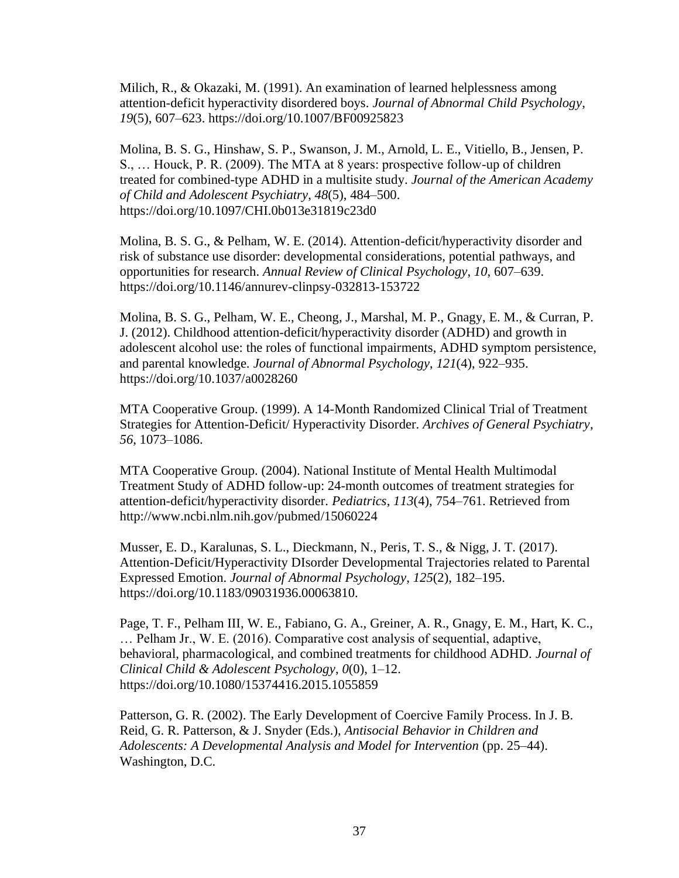Milich, R., & Okazaki, M. (1991). An examination of learned helplessness among attention-deficit hyperactivity disordered boys. *Journal of Abnormal Child Psychology*, *19*(5), 607–623. https://doi.org/10.1007/BF00925823

Molina, B. S. G., Hinshaw, S. P., Swanson, J. M., Arnold, L. E., Vitiello, B., Jensen, P. S., … Houck, P. R. (2009). The MTA at 8 years: prospective follow-up of children treated for combined-type ADHD in a multisite study. *Journal of the American Academy of Child and Adolescent Psychiatry*, *48*(5), 484–500. https://doi.org/10.1097/CHI.0b013e31819c23d0

Molina, B. S. G., & Pelham, W. E. (2014). Attention-deficit/hyperactivity disorder and risk of substance use disorder: developmental considerations, potential pathways, and opportunities for research. *Annual Review of Clinical Psychology*, *10*, 607–639. https://doi.org/10.1146/annurev-clinpsy-032813-153722

Molina, B. S. G., Pelham, W. E., Cheong, J., Marshal, M. P., Gnagy, E. M., & Curran, P. J. (2012). Childhood attention-deficit/hyperactivity disorder (ADHD) and growth in adolescent alcohol use: the roles of functional impairments, ADHD symptom persistence, and parental knowledge. *Journal of Abnormal Psychology*, *121*(4), 922–935. https://doi.org/10.1037/a0028260

MTA Cooperative Group. (1999). A 14-Month Randomized Clinical Trial of Treatment Strategies for Attention-Deficit/ Hyperactivity Disorder. *Archives of General Psychiatry*, *56*, 1073–1086.

MTA Cooperative Group. (2004). National Institute of Mental Health Multimodal Treatment Study of ADHD follow-up: 24-month outcomes of treatment strategies for attention-deficit/hyperactivity disorder. *Pediatrics*, *113*(4), 754–761. Retrieved from http://www.ncbi.nlm.nih.gov/pubmed/15060224

Musser, E. D., Karalunas, S. L., Dieckmann, N., Peris, T. S., & Nigg, J. T. (2017). Attention-Deficit/Hyperactivity DIsorder Developmental Trajectories related to Parental Expressed Emotion. *Journal of Abnormal Psychology*, *125*(2), 182–195. https://doi.org/10.1183/09031936.00063810.

Page, T. F., Pelham III, W. E., Fabiano, G. A., Greiner, A. R., Gnagy, E. M., Hart, K. C., … Pelham Jr., W. E. (2016). Comparative cost analysis of sequential, adaptive, behavioral, pharmacological, and combined treatments for childhood ADHD. *Journal of Clinical Child & Adolescent Psychology*, *0*(0), 1–12. https://doi.org/10.1080/15374416.2015.1055859

Patterson, G. R. (2002). The Early Development of Coercive Family Process. In J. B. Reid, G. R. Patterson, & J. Snyder (Eds.), *Antisocial Behavior in Children and Adolescents: A Developmental Analysis and Model for Intervention* (pp. 25–44). Washington, D.C.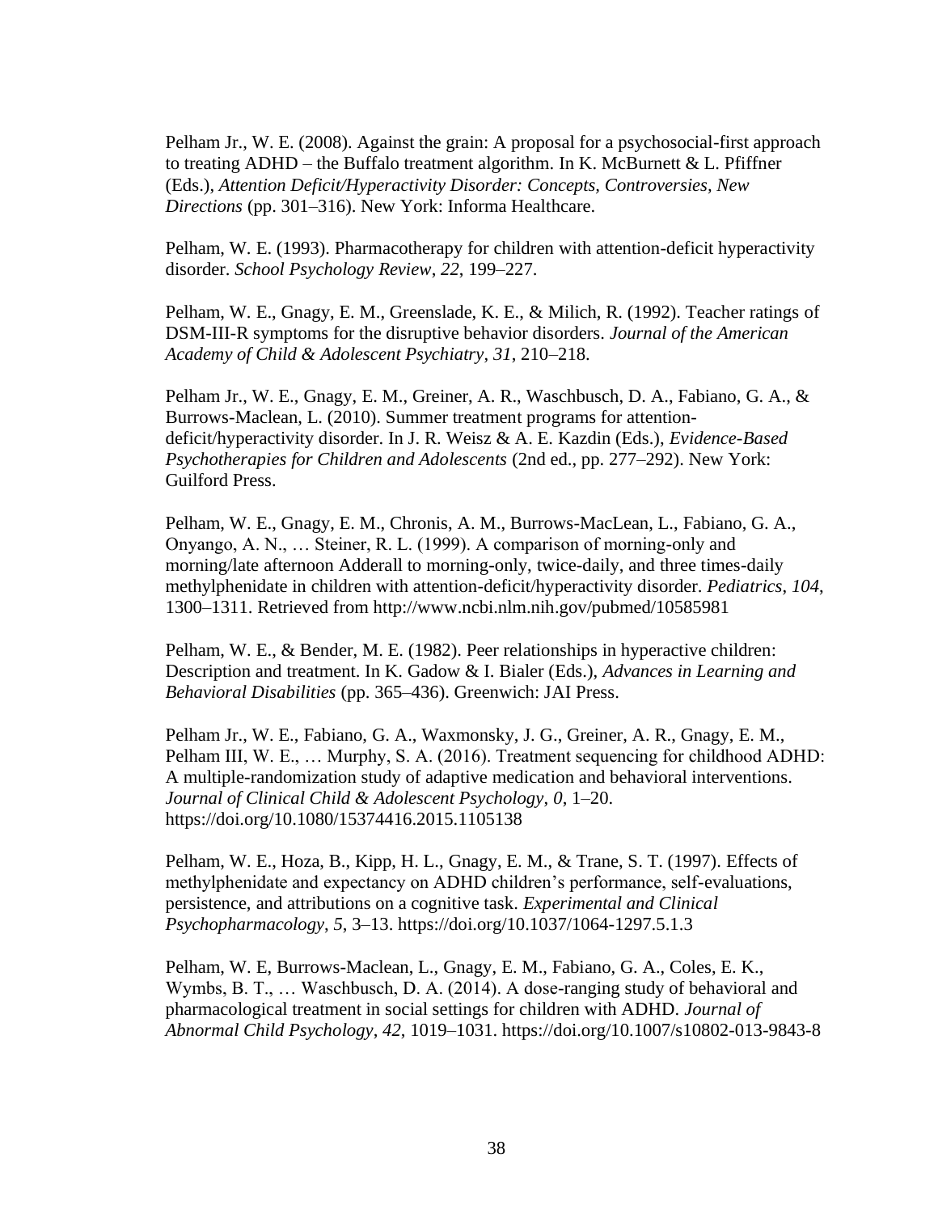Pelham Jr., W. E. (2008). Against the grain: A proposal for a psychosocial-first approach to treating ADHD – the Buffalo treatment algorithm. In K. McBurnett & L. Pfiffner (Eds.), *Attention Deficit/Hyperactivity Disorder: Concepts, Controversies, New Directions* (pp. 301–316). New York: Informa Healthcare.

Pelham, W. E. (1993). Pharmacotherapy for children with attention-deficit hyperactivity disorder. *School Psychology Review*, *22*, 199–227.

Pelham, W. E., Gnagy, E. M., Greenslade, K. E., & Milich, R. (1992). Teacher ratings of DSM-III-R symptoms for the disruptive behavior disorders. *Journal of the American Academy of Child & Adolescent Psychiatry*, *31*, 210–218.

Pelham Jr., W. E., Gnagy, E. M., Greiner, A. R., Waschbusch, D. A., Fabiano, G. A., & Burrows-Maclean, L. (2010). Summer treatment programs for attention-deficit/hyperactivity disorder. In J. R. Weisz & A. E. Kazdin (Eds.), *Evidence-Based Psychotherapies for Children and Adolescents* (2nd ed., pp. 277–292). New York: Guilford Press.

Pelham, W. E., Gnagy, E. M., Chronis, A. M., Burrows-MacLean, L., Fabiano, G. A., Onyango, A. N., … Steiner, R. L. (1999). A comparison of morning-only and morning/late afternoon Adderall to morning-only, twice-daily, and three times-daily methylphenidate in children with attention-deficit/hyperactivity disorder. *Pediatrics*, *104*, 1300–1311. Retrieved from http://www.ncbi.nlm.nih.gov/pubmed/10585981

Pelham, W. E., & Bender, M. E. (1982). Peer relationships in hyperactive children: Description and treatment. In K. Gadow & I. Bialer (Eds.), *Advances in Learning and Behavioral Disabilities* (pp. 365–436). Greenwich: JAI Press.

Pelham Jr., W. E., Fabiano, G. A., Waxmonsky, J. G., Greiner, A. R., Gnagy, E. M., Pelham III, W. E., … Murphy, S. A. (2016). Treatment sequencing for childhood ADHD: A multiple-randomization study of adaptive medication and behavioral interventions. *Journal of Clinical Child & Adolescent Psychology*, *0*, 1–20. https://doi.org/10.1080/15374416.2015.1105138

Pelham, W. E., Hoza, B., Kipp, H. L., Gnagy, E. M., & Trane, S. T. (1997). Effects of methylphenidate and expectancy on ADHD children's performance, self-evaluations, persistence, and attributions on a cognitive task. *Experimental and Clinical Psychopharmacology*, *5*, 3–13. https://doi.org/10.1037/1064-1297.5.1.3

Pelham, W. E, Burrows-Maclean, L., Gnagy, E. M., Fabiano, G. A., Coles, E. K., Wymbs, B. T., … Waschbusch, D. A. (2014). A dose-ranging study of behavioral and pharmacological treatment in social settings for children with ADHD. *Journal of Abnormal Child Psychology*, *42*, 1019–1031. https://doi.org/10.1007/s10802-013-9843-8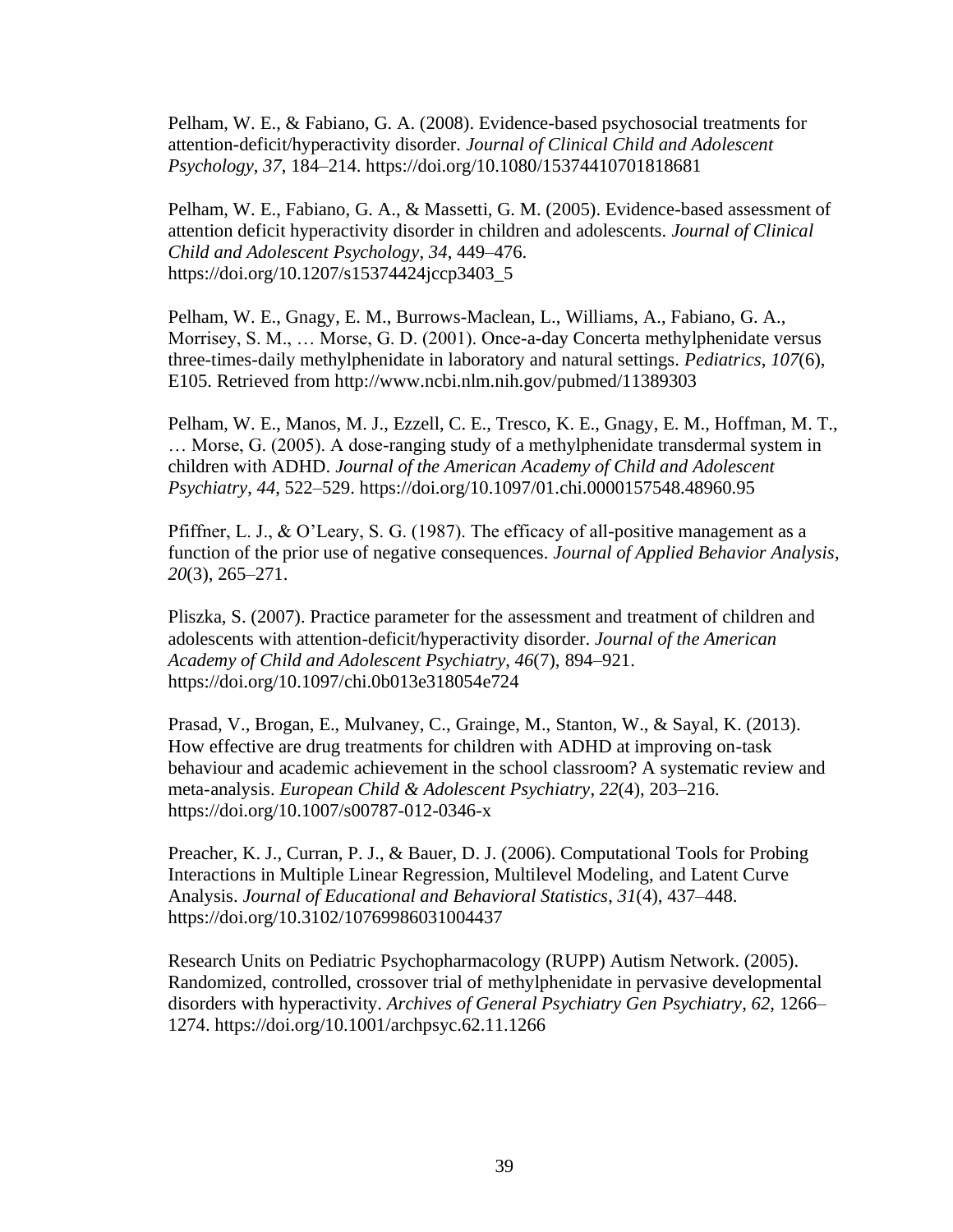Pelham, W. E., & Fabiano, G. A. (2008). Evidence-based psychosocial treatments for attention-deficit/hyperactivity disorder. *Journal of Clinical Child and Adolescent Psychology*, *37*, 184–214. https://doi.org/10.1080/15374410701818681

Pelham, W. E., Fabiano, G. A., & Massetti, G. M. (2005). Evidence-based assessment of attention deficit hyperactivity disorder in children and adolescents. *Journal of Clinical Child and Adolescent Psychology*, *34*, 449–476. https://doi.org/10.1207/s15374424jccp3403_5

Pelham, W. E., Gnagy, E. M., Burrows-Maclean, L., Williams, A., Fabiano, G. A., Morrisey, S. M., … Morse, G. D. (2001). Once-a-day Concerta methylphenidate versus three-times-daily methylphenidate in laboratory and natural settings. *Pediatrics*, *107*(6), E105. Retrieved from http://www.ncbi.nlm.nih.gov/pubmed/11389303

Pelham, W. E., Manos, M. J., Ezzell, C. E., Tresco, K. E., Gnagy, E. M., Hoffman, M. T., … Morse, G. (2005). A dose-ranging study of a methylphenidate transdermal system in children with ADHD. *Journal of the American Academy of Child and Adolescent Psychiatry*, *44*, 522–529. https://doi.org/10.1097/01.chi.0000157548.48960.95

Pfiffner, L. J., & O'Leary, S. G. (1987). The efficacy of all-positive management as a function of the prior use of negative consequences. *Journal of Applied Behavior Analysis*, *20*(3), 265–271.

Pliszka, S. (2007). Practice parameter for the assessment and treatment of children and adolescents with attention-deficit/hyperactivity disorder. *Journal of the American Academy of Child and Adolescent Psychiatry*, *46*(7), 894–921. https://doi.org/10.1097/chi.0b013e318054e724

Prasad, V., Brogan, E., Mulvaney, C., Grainge, M., Stanton, W., & Sayal, K. (2013). How effective are drug treatments for children with ADHD at improving on-task behaviour and academic achievement in the school classroom? A systematic review and meta-analysis. *European Child & Adolescent Psychiatry*, *22*(4), 203–216. https://doi.org/10.1007/s00787-012-0346-x

Preacher, K. J., Curran, P. J., & Bauer, D. J. (2006). Computational Tools for Probing Interactions in Multiple Linear Regression, Multilevel Modeling, and Latent Curve Analysis. *Journal of Educational and Behavioral Statistics*, *31*(4), 437–448. https://doi.org/10.3102/10769986031004437

Research Units on Pediatric Psychopharmacology (RUPP) Autism Network. (2005). Randomized, controlled, crossover trial of methylphenidate in pervasive developmental disorders with hyperactivity. *Archives of General Psychiatry Gen Psychiatry*, *62*, 1266–1274. https://doi.org/10.1001/archpsyc.62.11.1266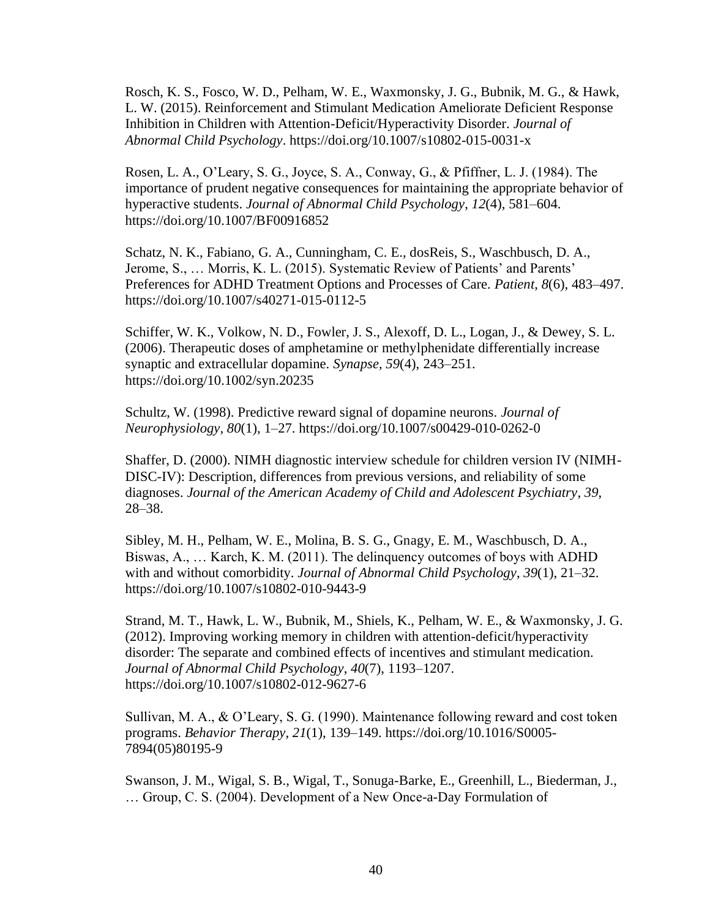Rosch, K. S., Fosco, W. D., Pelham, W. E., Waxmonsky, J. G., Bubnik, M. G., & Hawk, L. W. (2015). Reinforcement and Stimulant Medication Ameliorate Deficient Response Inhibition in Children with Attention-Deficit/Hyperactivity Disorder. *Journal of Abnormal Child Psychology*. https://doi.org/10.1007/s10802-015-0031-x

Rosen, L. A., O'Leary, S. G., Joyce, S. A., Conway, G., & Pfiffner, L. J. (1984). The importance of prudent negative consequences for maintaining the appropriate behavior of hyperactive students. *Journal of Abnormal Child Psychology*, *12*(4), 581–604. https://doi.org/10.1007/BF00916852

Schatz, N. K., Fabiano, G. A., Cunningham, C. E., dosReis, S., Waschbusch, D. A., Jerome, S., … Morris, K. L. (2015). Systematic Review of Patients' and Parents' Preferences for ADHD Treatment Options and Processes of Care. *Patient*, *8*(6), 483–497. https://doi.org/10.1007/s40271-015-0112-5

Schiffer, W. K., Volkow, N. D., Fowler, J. S., Alexoff, D. L., Logan, J., & Dewey, S. L. (2006). Therapeutic doses of amphetamine or methylphenidate differentially increase synaptic and extracellular dopamine. *Synapse*, *59*(4), 243–251. https://doi.org/10.1002/syn.20235

Schultz, W. (1998). Predictive reward signal of dopamine neurons. *Journal of Neurophysiology*, *80*(1), 1–27. https://doi.org/10.1007/s00429-010-0262-0

Shaffer, D. (2000). NIMH diagnostic interview schedule for children version IV (NIMH-DISC-IV): Description, differences from previous versions, and reliability of some diagnoses. *Journal of the American Academy of Child and Adolescent Psychiatry*, *39*, 28–38.

Sibley, M. H., Pelham, W. E., Molina, B. S. G., Gnagy, E. M., Waschbusch, D. A., Biswas, A., … Karch, K. M. (2011). The delinquency outcomes of boys with ADHD with and without comorbidity. *Journal of Abnormal Child Psychology*, *39*(1), 21–32. https://doi.org/10.1007/s10802-010-9443-9

Strand, M. T., Hawk, L. W., Bubnik, M., Shiels, K., Pelham, W. E., & Waxmonsky, J. G. (2012). Improving working memory in children with attention-deficit/hyperactivity disorder: The separate and combined effects of incentives and stimulant medication. *Journal of Abnormal Child Psychology*, *40*(7), 1193–1207. https://doi.org/10.1007/s10802-012-9627-6

Sullivan, M. A., & O'Leary, S. G. (1990). Maintenance following reward and cost token programs. *Behavior Therapy*, *21*(1), 139–149. https://doi.org/10.1016/S0005-7894(05)80195-9

Swanson, J. M., Wigal, S. B., Wigal, T., Sonuga-Barke, E., Greenhill, L., Biederman, J., … Group, C. S. (2004). Development of a New Once-a-Day Formulation of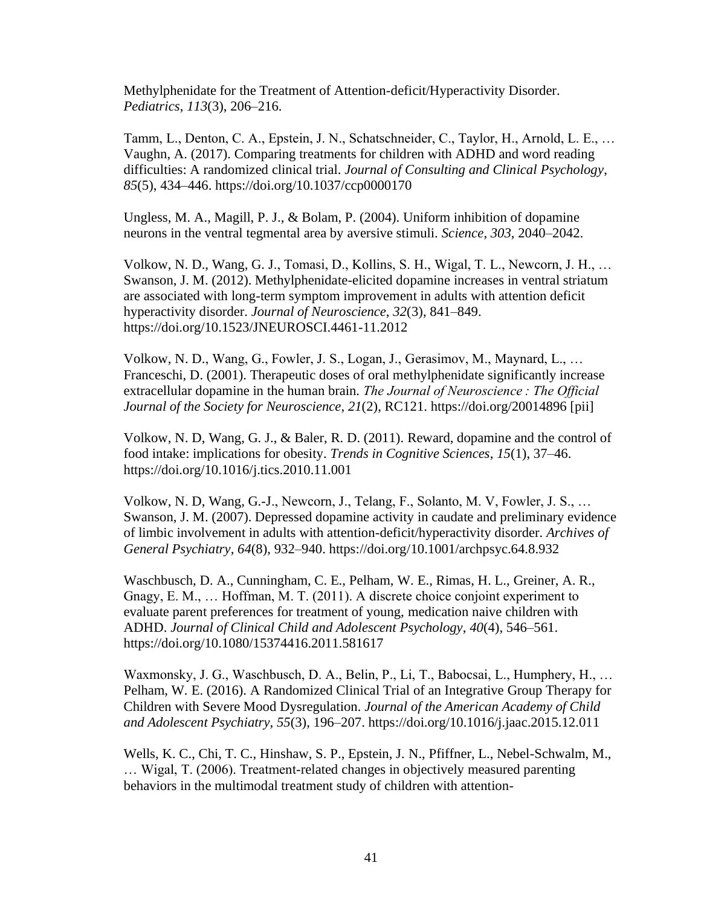Methylphenidate for the Treatment of Attention-deficit/Hyperactivity Disorder. *Pediatrics*, *113*(3), 206–216.

Tamm, L., Denton, C. A., Epstein, J. N., Schatschneider, C., Taylor, H., Arnold, L. E., … Vaughn, A. (2017). Comparing treatments for children with ADHD and word reading difficulties: A randomized clinical trial. *Journal of Consulting and Clinical Psychology*, *85*(5), 434–446. https://doi.org/10.1037/ccp0000170

Ungless, M. A., Magill, P. J., & Bolam, P. (2004). Uniform inhibition of dopamine neurons in the ventral tegmental area by aversive stimuli. *Science*, *303*, 2040–2042.

Volkow, N. D., Wang, G. J., Tomasi, D., Kollins, S. H., Wigal, T. L., Newcorn, J. H., … Swanson, J. M. (2012). Methylphenidate-elicited dopamine increases in ventral striatum are associated with long-term symptom improvement in adults with attention deficit hyperactivity disorder. *Journal of Neuroscience*, *32*(3), 841–849. https://doi.org/10.1523/JNEUROSCI.4461-11.2012

Volkow, N. D., Wang, G., Fowler, J. S., Logan, J., Gerasimov, M., Maynard, L., … Franceschi, D. (2001). Therapeutic doses of oral methylphenidate significantly increase extracellular dopamine in the human brain. *The Journal of Neuroscience : The Official Journal of the Society for Neuroscience*, *21*(2), RC121. https://doi.org/20014896 [pii]

Volkow, N. D, Wang, G. J., & Baler, R. D. (2011). Reward, dopamine and the control of food intake: implications for obesity. *Trends in Cognitive Sciences*, *15*(1), 37–46. https://doi.org/10.1016/j.tics.2010.11.001

Volkow, N. D, Wang, G.-J., Newcorn, J., Telang, F., Solanto, M. V, Fowler, J. S., … Swanson, J. M. (2007). Depressed dopamine activity in caudate and preliminary evidence of limbic involvement in adults with attention-deficit/hyperactivity disorder. *Archives of General Psychiatry*, *64*(8), 932–940. https://doi.org/10.1001/archpsyc.64.8.932

Waschbusch, D. A., Cunningham, C. E., Pelham, W. E., Rimas, H. L., Greiner, A. R., Gnagy, E. M., … Hoffman, M. T. (2011). A discrete choice conjoint experiment to evaluate parent preferences for treatment of young, medication naive children with ADHD. *Journal of Clinical Child and Adolescent Psychology*, *40*(4), 546–561. https://doi.org/10.1080/15374416.2011.581617

Waxmonsky, J. G., Waschbusch, D. A., Belin, P., Li, T., Babocsai, L., Humphery, H., … Pelham, W. E. (2016). A Randomized Clinical Trial of an Integrative Group Therapy for Children with Severe Mood Dysregulation. *Journal of the American Academy of Child and Adolescent Psychiatry*, *55*(3), 196–207. https://doi.org/10.1016/j.jaac.2015.12.011

Wells, K. C., Chi, T. C., Hinshaw, S. P., Epstein, J. N., Pfiffner, L., Nebel-Schwalm, M., … Wigal, T. (2006). Treatment-related changes in objectively measured parenting behaviors in the multimodal treatment study of children with attention-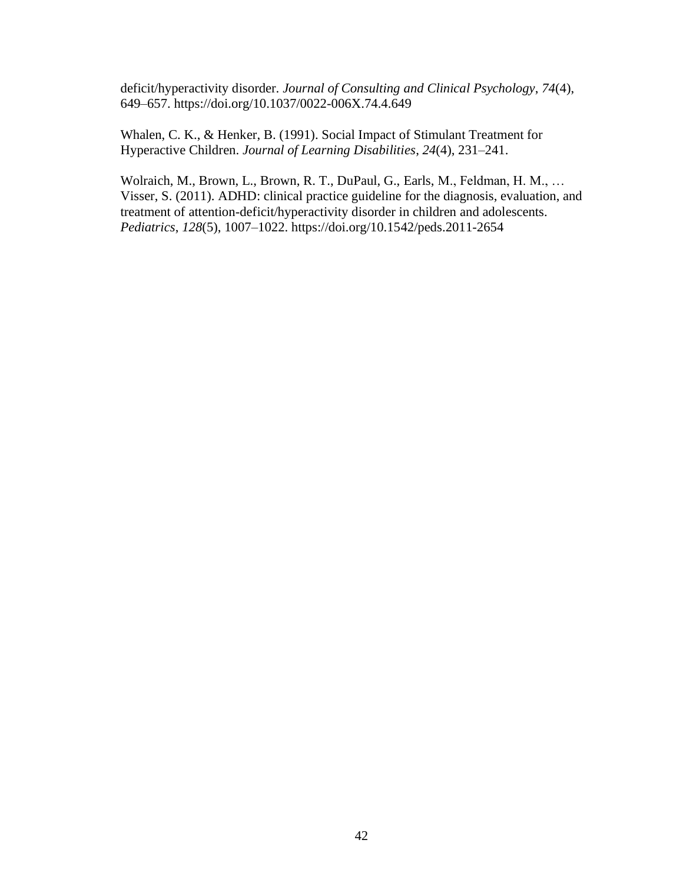deficit/hyperactivity disorder. *Journal of Consulting and Clinical Psychology*, *74*(4), 649–657. https://doi.org/10.1037/0022-006X.74.4.649

Whalen, C. K., & Henker, B. (1991). Social Impact of Stimulant Treatment for Hyperactive Children. *Journal of Learning Disabilities*, *24*(4), 231–241.

Wolraich, M., Brown, L., Brown, R. T., DuPaul, G., Earls, M., Feldman, H. M., … Visser, S. (2011). ADHD: clinical practice guideline for the diagnosis, evaluation, and treatment of attention-deficit/hyperactivity disorder in children and adolescents. *Pediatrics*, *128*(5), 1007–1022. https://doi.org/10.1542/peds.2011-2654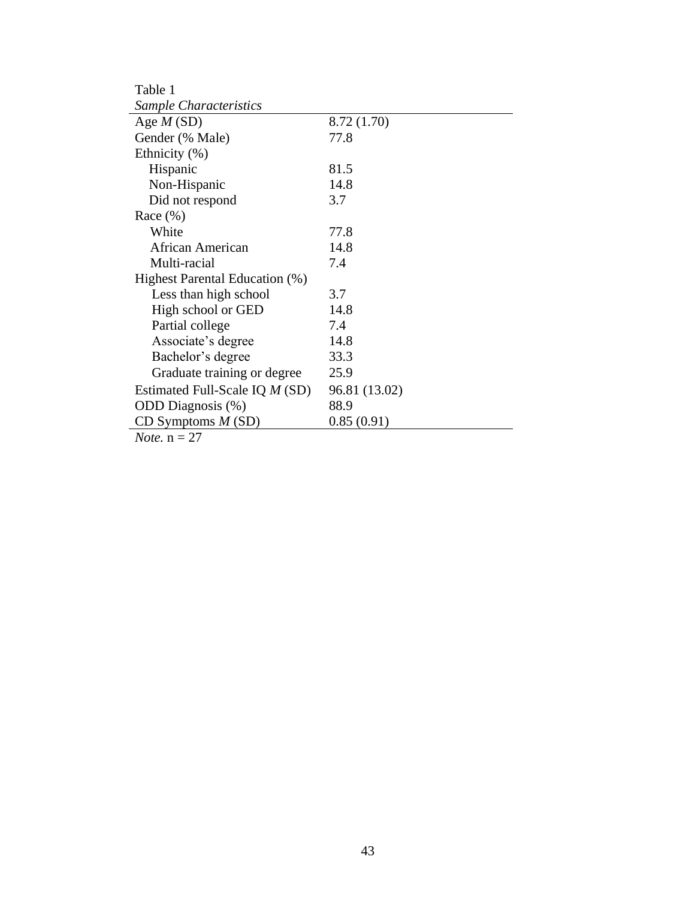Table 1

*Sample Characteristics*

| | |
|---|---|
| Age *M* (SD) | 8.72 (1.70) |
| Gender (% Male) | 77.8 |
| Ethnicity (%) | |
| Hispanic | 81.5 |
| Non-Hispanic | 14.8 |
| Did not respond | 3.7 |
| Race (%) | |
| White | 77.8 |
| African American | 14.8 |
| Multi-racial | 7.4 |
| Highest Parental Education (%) | |
| Less than high school | 3.7 |
| High school or GED | 14.8 |
| Partial college | 7.4 |
| Associate's degree | 14.8 |
| Bachelor's degree | 33.3 |
| Graduate training or degree | 25.9 |
| Estimated Full-Scale IQ *M* (SD) | 96.81 (13.02) |
| ODD Diagnosis (%) | 88.9 |
| CD Symptoms *M* (SD) | 0.85 (0.91) |

*Note.* n = 27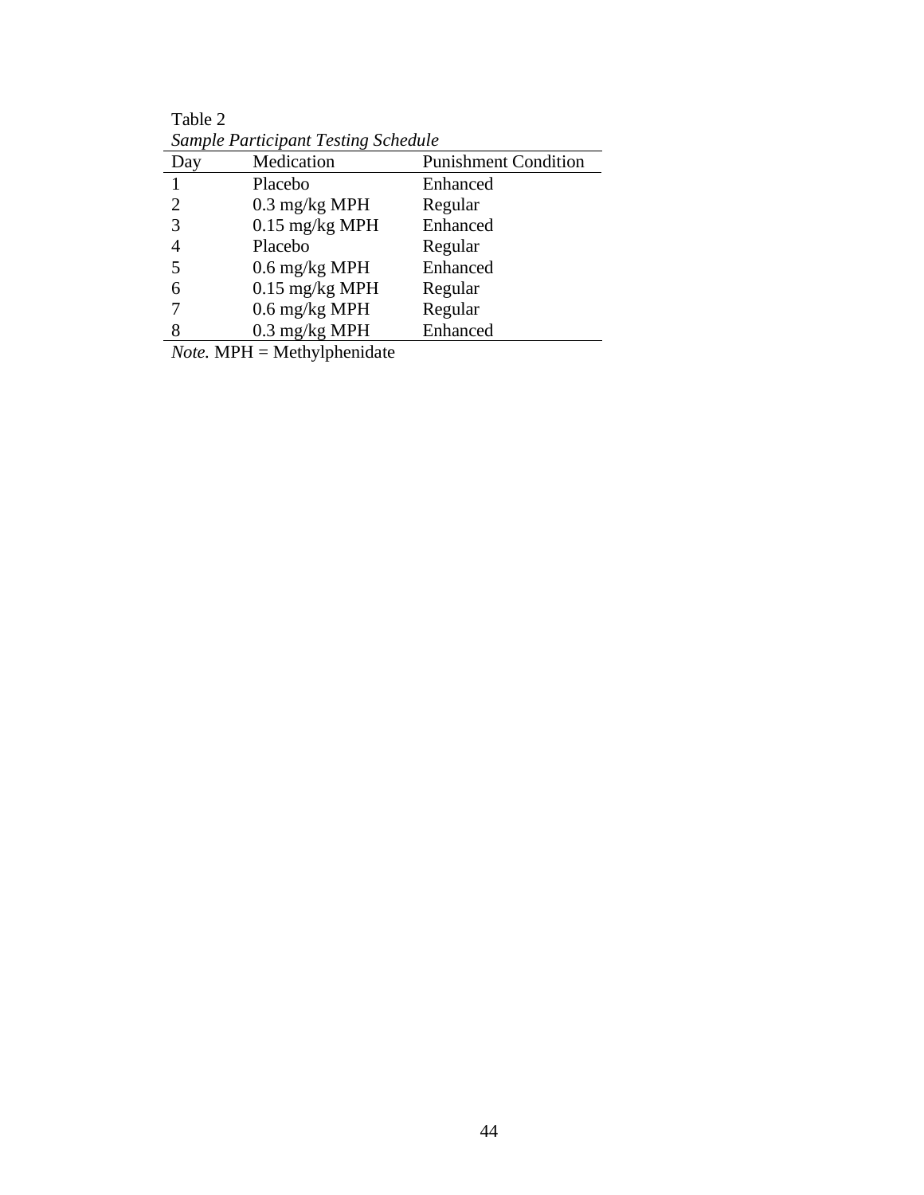Table 2

*Sample Participant Testing Schedule*

| Day | Medication | Punishment Condition |
|---|---|---|
| 1 | Placebo | Enhanced |
| 2 | 0.3 mg/kg MPH | Regular |
| 3 | 0.15 mg/kg MPH | Enhanced |
| 4 | Placebo | Regular |
| 5 | 0.6 mg/kg MPH | Enhanced |
| 6 | 0.15 mg/kg MPH | Regular |
| 7 | 0.6 mg/kg MPH | Regular |
| 8 | 0.3 mg/kg MPH | Enhanced |

*Note.* MPH = Methylphenidate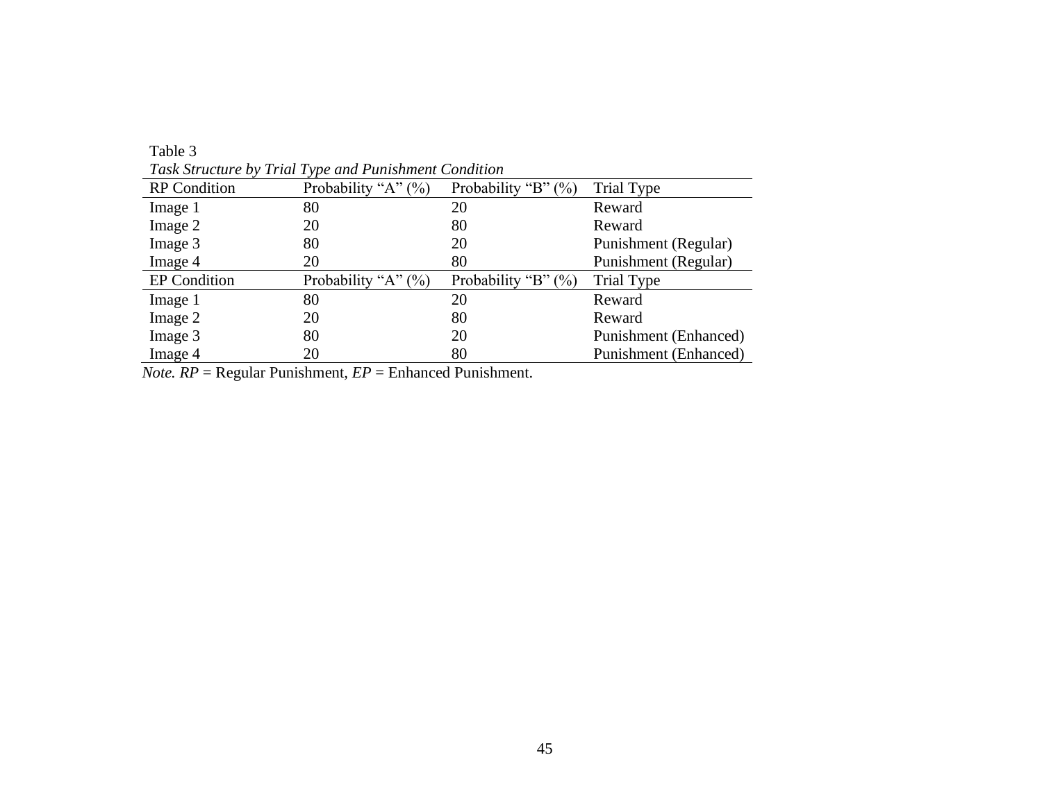Table 3

*Task Structure by Trial Type and Punishment Condition*

| RP Condition | Probability "A" (%) | Probability "B" (%) | Trial Type |
|---|---|---|---|
| Image 1 | 80 | 20 | Reward |
| Image 2 | 20 | 80 | Reward |
| Image 3 | 80 | 20 | Punishment (Regular) |
| Image 4 | 20 | 80 | Punishment (Regular) |
| EP Condition | Probability "A" (%) | Probability "B" (%) | Trial Type |
| Image 1 | 80 | 20 | Reward |
| Image 2 | 20 | 80 | Reward |
| Image 3 | 80 | 20 | Punishment (Enhanced) |
| Image 4 | 20 | 80 | Punishment (Enhanced) |

*Note. RP* = Regular Punishment, *EP* = Enhanced Punishment.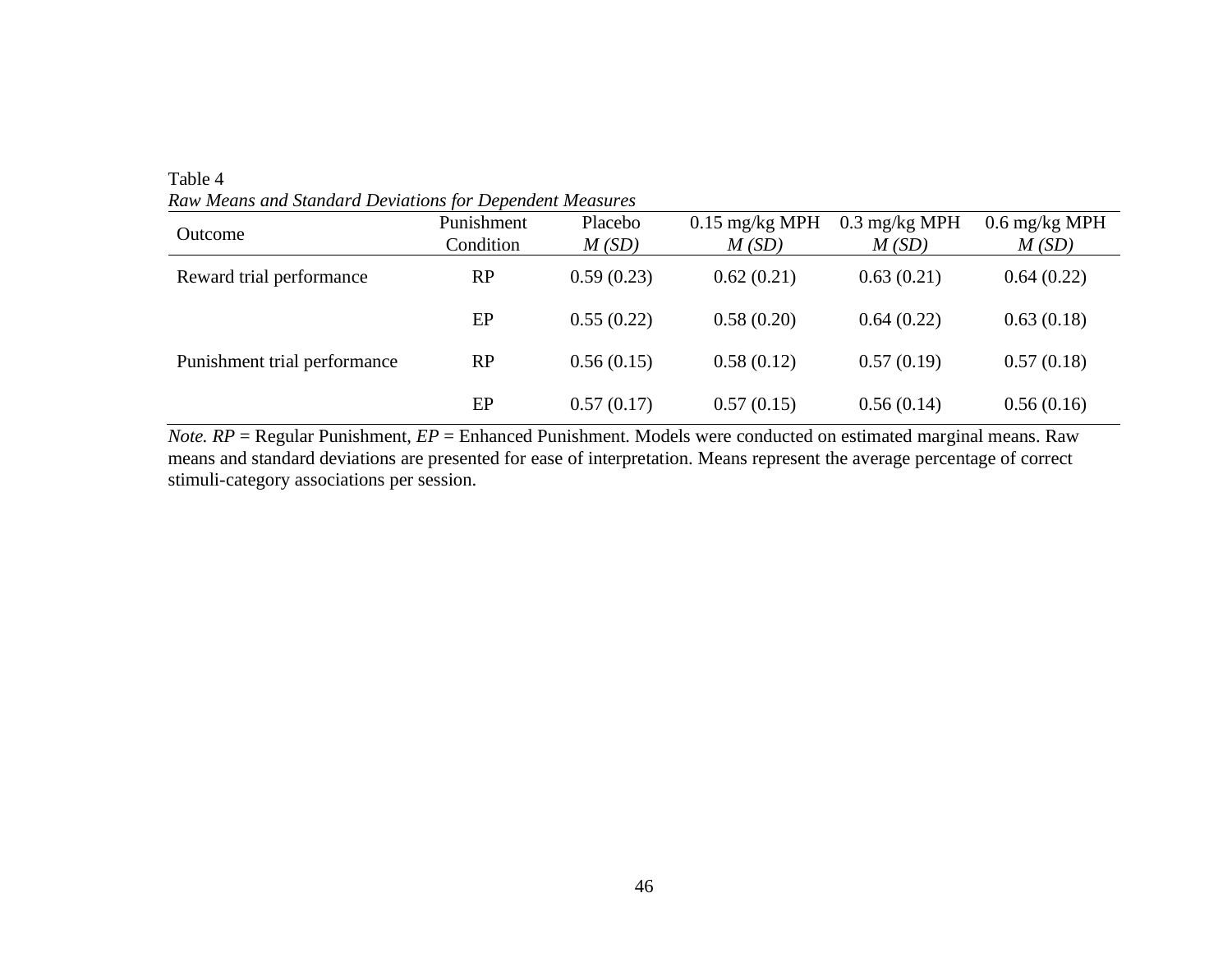Table 4

*Raw Means and Standard Deviations for Dependent Measures*

| Outcome | Punishment Condition | Placebo *M (SD)* | 0.15 mg/kg MPH *M (SD)* | 0.3 mg/kg MPH *M (SD)* | 0.6 mg/kg MPH *M (SD)* |
|---|---|---|---|---|---|
| Reward trial performance | RP | 0.59 (0.23) | 0.62 (0.21) | 0.63 (0.21) | 0.64 (0.22) |
| | EP | 0.55 (0.22) | 0.58 (0.20) | 0.64 (0.22) | 0.63 (0.18) |
| Punishment trial performance | RP | 0.56 (0.15) | 0.58 (0.12) | 0.57 (0.19) | 0.57 (0.18) |
| | EP | 0.57 (0.17) | 0.57 (0.15) | 0.56 (0.14) | 0.56 (0.16) |

*Note. RP* = Regular Punishment, *EP* = Enhanced Punishment. Models were conducted on estimated marginal means. Raw means and standard deviations are presented for ease of interpretation. Means represent the average percentage of correct stimuli-category associations per session.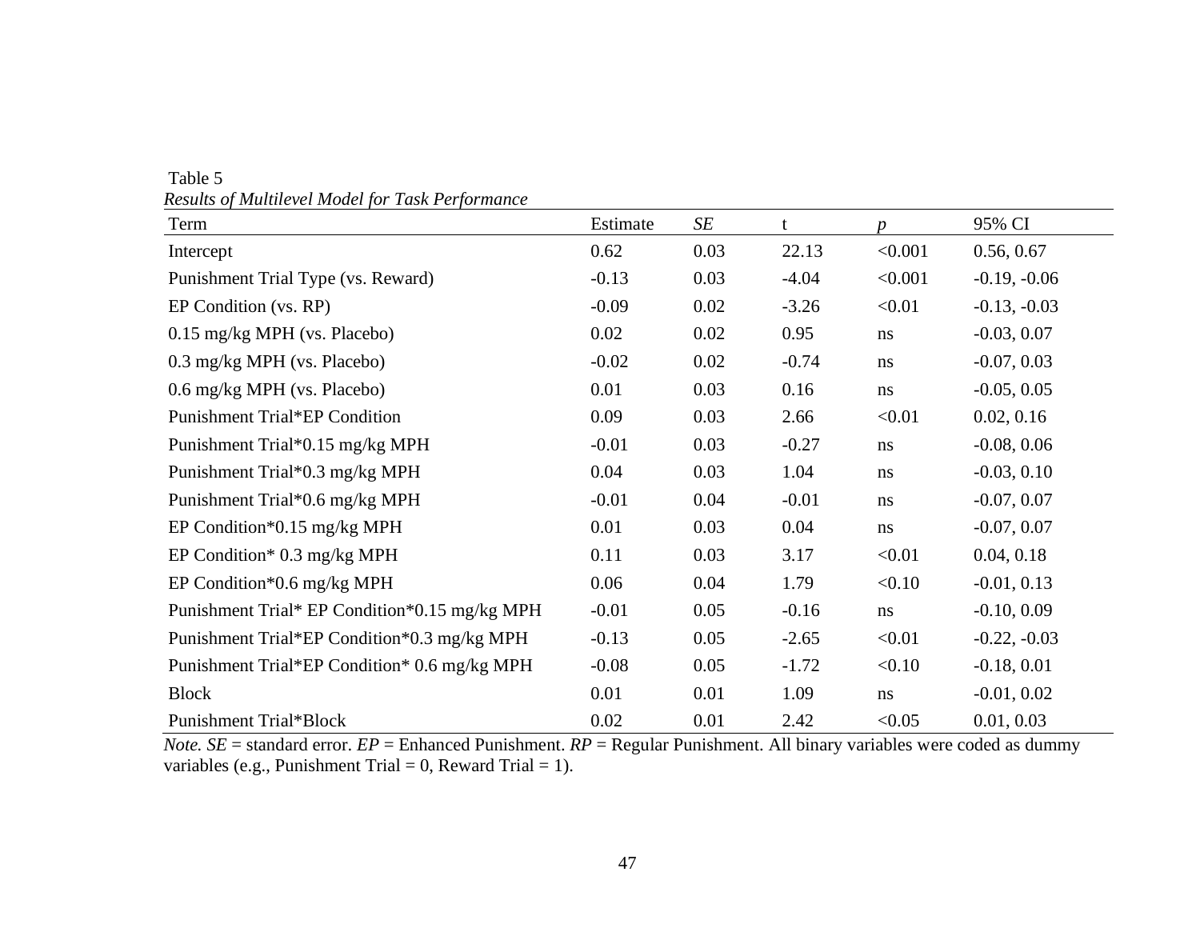Table 5

*Results of Multilevel Model for Task Performance*

| Term | Estimate | *SE* | t | *p* | 95% CI |
|---|---|---|---|---|---|
| Intercept | 0.62 | 0.03 | 22.13 | <0.001 | 0.56, 0.67 |
| Punishment Trial Type (vs. Reward) | -0.13 | 0.03 | -4.04 | <0.001 | -0.19, -0.06 |
| EP Condition (vs. RP) | -0.09 | 0.02 | -3.26 | <0.01 | -0.13, -0.03 |
| 0.15 mg/kg MPH (vs. Placebo) | 0.02 | 0.02 | 0.95 | ns | -0.03, 0.07 |
| 0.3 mg/kg MPH (vs. Placebo) | -0.02 | 0.02 | -0.74 | ns | -0.07, 0.03 |
| 0.6 mg/kg MPH (vs. Placebo) | 0.01 | 0.03 | 0.16 | ns | -0.05, 0.05 |
| Punishment Trial*EP Condition | 0.09 | 0.03 | 2.66 | <0.01 | 0.02, 0.16 |
| Punishment Trial*0.15 mg/kg MPH | -0.01 | 0.03 | -0.27 | ns | -0.08, 0.06 |
| Punishment Trial*0.3 mg/kg MPH | 0.04 | 0.03 | 1.04 | ns | -0.03, 0.10 |
| Punishment Trial*0.6 mg/kg MPH | -0.01 | 0.04 | -0.01 | ns | -0.07, 0.07 |
| EP Condition*0.15 mg/kg MPH | 0.01 | 0.03 | 0.04 | ns | -0.07, 0.07 |
| EP Condition* 0.3 mg/kg MPH | 0.11 | 0.03 | 3.17 | <0.01 | 0.04, 0.18 |
| EP Condition*0.6 mg/kg MPH | 0.06 | 0.04 | 1.79 | <0.10 | -0.01, 0.13 |
| Punishment Trial* EP Condition*0.15 mg/kg MPH | -0.01 | 0.05 | -0.16 | ns | -0.10, 0.09 |
| Punishment Trial*EP Condition*0.3 mg/kg MPH | -0.13 | 0.05 | -2.65 | <0.01 | -0.22, -0.03 |
| Punishment Trial*EP Condition* 0.6 mg/kg MPH | -0.08 | 0.05 | -1.72 | <0.10 | -0.18, 0.01 |
| Block | 0.01 | 0.01 | 1.09 | ns | -0.01, 0.02 |
| Punishment Trial*Block | 0.02 | 0.01 | 2.42 | <0.05 | 0.01, 0.03 |

*Note. SE* = standard error. *EP* = Enhanced Punishment. *RP* = Regular Punishment. All binary variables were coded as dummy variables (e.g., Punishment Trial = 0, Reward Trial = 1).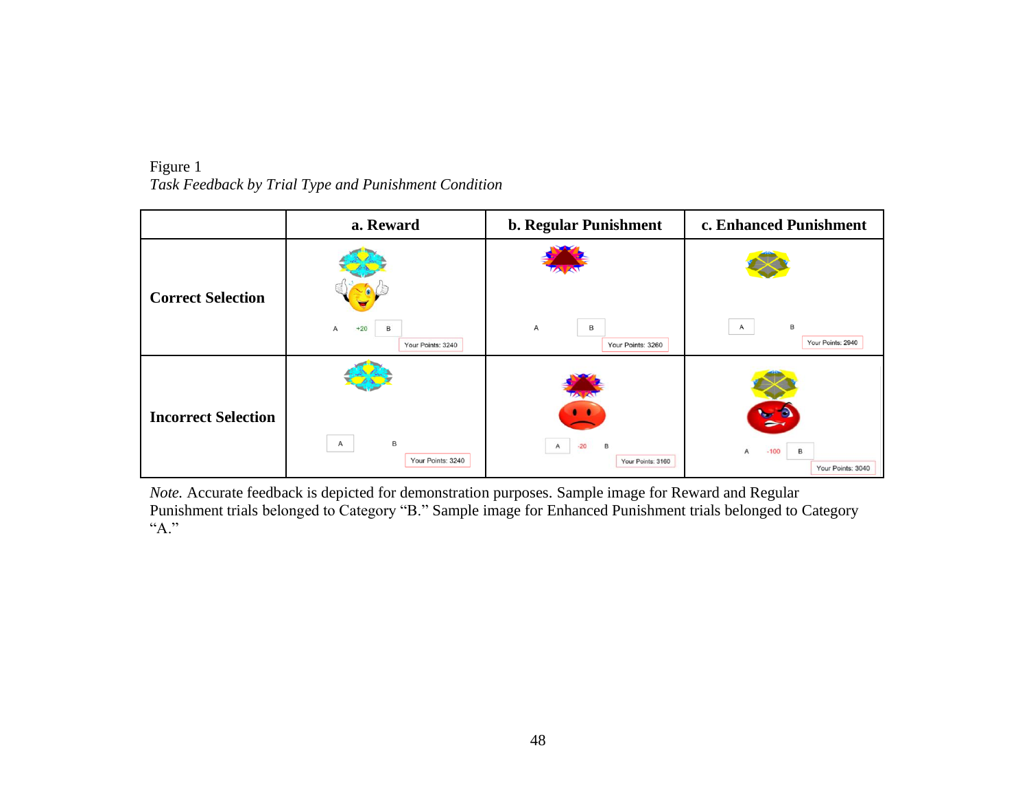Figure 1

*Task Feedback by Trial Type and Punishment Condition*

| | a. Reward | b. Regular Punishment | c. Enhanced Punishment |
|---|---|---|---|
| **Correct Selection** | A +20 B Your Points: 3240 | A B Your Points: 3260 | A B Your Points: 2940 |
| **Incorrect Selection** | A B Your Points: 3240 | A -20 B Your Points: 3160 | A -100 B Your Points: 3040 |

*Note.* Accurate feedback is depicted for demonstration purposes. Sample image for Reward and Regular Punishment trials belonged to Category "B." Sample image for Enhanced Punishment trials belonged to Category "A."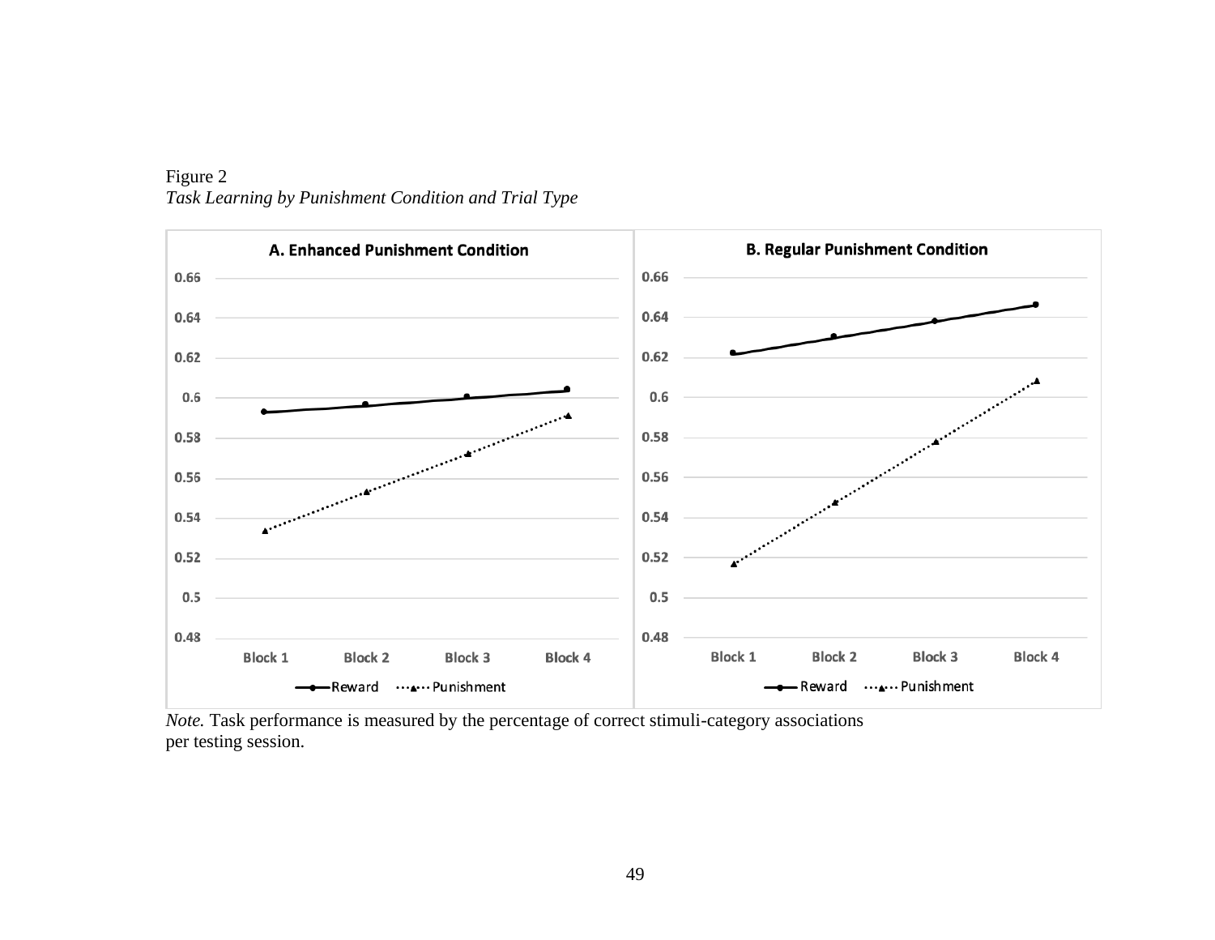Figure 2

*Task Learning by Punishment Condition and Trial Type*

*Note.* Task performance is measured by the percentage of correct stimuli-category associations per testing session.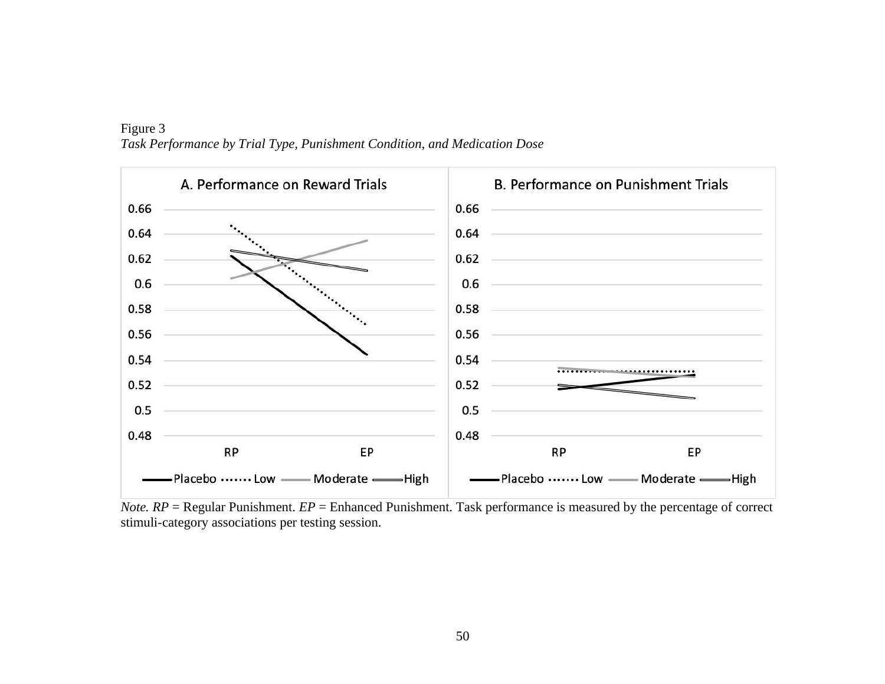Figure 3

*Task Performance by Trial Type, Punishment Condition, and Medication Dose*

*Note. RP* = Regular Punishment. *EP* = Enhanced Punishment. Task performance is measured by the percentage of correct stimuli-category associations per testing session.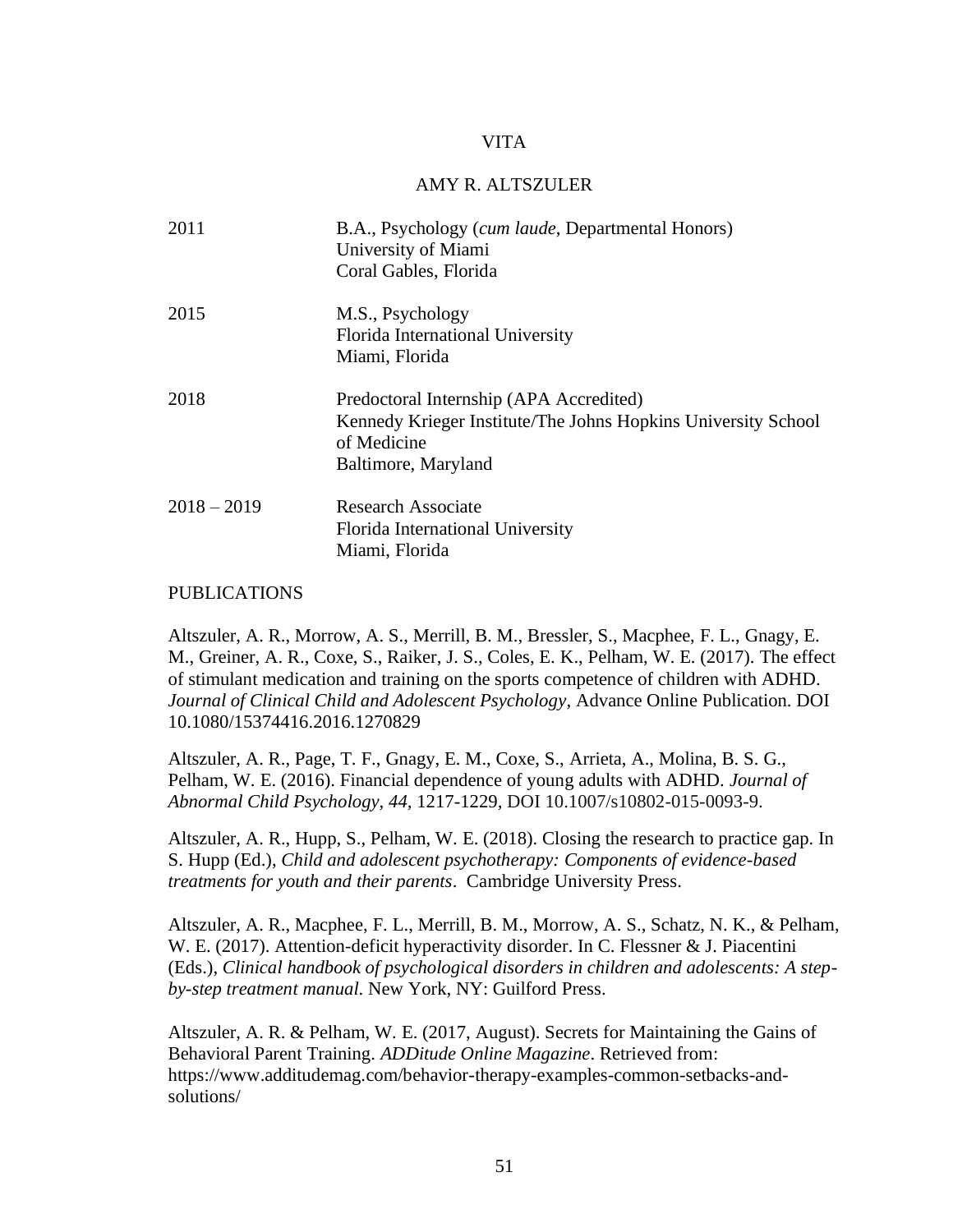# VITA

## AMY R. ALTSZULER

| | |
|---|---|
| 2011 | B.A., Psychology (*cum laude*, Departmental Honors)<br>University of Miami<br>Coral Gables, Florida |
| 2015 | M.S., Psychology<br>Florida International University<br>Miami, Florida |
| 2018 | Predoctoral Internship (APA Accredited)<br>Kennedy Krieger Institute/The Johns Hopkins University School of Medicine<br>Baltimore, Maryland |
| 2018 – 2019 | Research Associate<br>Florida International University<br>Miami, Florida |

## PUBLICATIONS

Altszuler, A. R., Morrow, A. S., Merrill, B. M., Bressler, S., Macphee, F. L., Gnagy, E. M., Greiner, A. R., Coxe, S., Raiker, J. S., Coles, E. K., Pelham, W. E. (2017). The effect of stimulant medication and training on the sports competence of children with ADHD. *Journal of Clinical Child and Adolescent Psychology*, Advance Online Publication. DOI 10.1080/15374416.2016.1270829

Altszuler, A. R., Page, T. F., Gnagy, E. M., Coxe, S., Arrieta, A., Molina, B. S. G., Pelham, W. E. (2016). Financial dependence of young adults with ADHD. *Journal of Abnormal Child Psychology*, *44,* 1217-1229, DOI 10.1007/s10802-015-0093-9.

Altszuler, A. R., Hupp, S., Pelham, W. E. (2018). Closing the research to practice gap. In S. Hupp (Ed.), *Child and adolescent psychotherapy: Components of evidence-based treatments for youth and their parents*. Cambridge University Press.

Altszuler, A. R., Macphee, F. L., Merrill, B. M., Morrow, A. S., Schatz, N. K., & Pelham, W. E. (2017). Attention-deficit hyperactivity disorder. In C. Flessner & J. Piacentini (Eds.), *Clinical handbook of psychological disorders in children and adolescents: A step-by-step treatment manual.* New York, NY: Guilford Press.

Altszuler, A. R. & Pelham, W. E. (2017, August). Secrets for Maintaining the Gains of Behavioral Parent Training. *ADDitude Online Magazine*. Retrieved from: https://www.additudemag.com/behavior-therapy-examples-common-setbacks-and-solutions/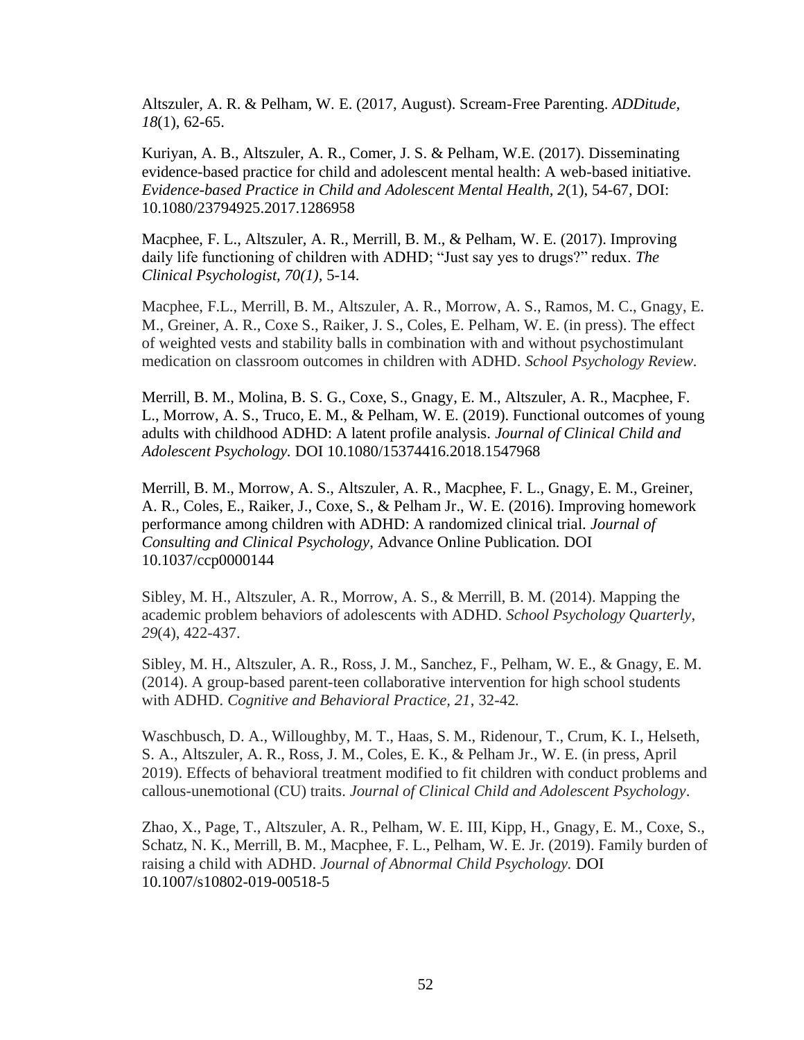Altszuler, A. R. & Pelham, W. E. (2017, August). Scream-Free Parenting. *ADDitude, 18*(1), 62-65.

Kuriyan, A. B., Altszuler, A. R., Comer, J. S. & Pelham, W.E. (2017). Disseminating evidence-based practice for child and adolescent mental health: A web-based initiative. *Evidence-based Practice in Child and Adolescent Mental Health, 2*(1), 54-67, DOI: 10.1080/23794925.2017.1286958

Macphee, F. L., Altszuler, A. R., Merrill, B. M., & Pelham, W. E. (2017). Improving daily life functioning of children with ADHD; "Just say yes to drugs?" redux. *The Clinical Psychologist, 70(1),* 5-14.

Macphee, F.L., Merrill, B. M., Altszuler, A. R., Morrow, A. S., Ramos, M. C., Gnagy, E. M., Greiner, A. R., Coxe S., Raiker, J. S., Coles, E. Pelham, W. E. (in press). The effect of weighted vests and stability balls in combination with and without psychostimulant medication on classroom outcomes in children with ADHD. *School Psychology Review.*

Merrill, B. M., Molina, B. S. G., Coxe, S., Gnagy, E. M., Altszuler, A. R., Macphee, F. L., Morrow, A. S., Truco, E. M., & Pelham, W. E. (2019). Functional outcomes of young adults with childhood ADHD: A latent profile analysis. *Journal of Clinical Child and Adolescent Psychology.* DOI 10.1080/15374416.2018.1547968

Merrill, B. M., Morrow, A. S., Altszuler, A. R., Macphee, F. L., Gnagy, E. M., Greiner, A. R., Coles, E., Raiker, J., Coxe, S., & Pelham Jr., W. E. (2016). Improving homework performance among children with ADHD: A randomized clinical trial. *Journal of Consulting and Clinical Psychology*, Advance Online Publication. DOI 10.1037/ccp0000144

Sibley, M. H., Altszuler, A. R., Morrow, A. S., & Merrill, B. M. (2014). Mapping the academic problem behaviors of adolescents with ADHD. *School Psychology Quarterly*, *29*(4), 422-437.

Sibley, M. H., Altszuler, A. R., Ross, J. M., Sanchez, F., Pelham, W. E., & Gnagy, E. M. (2014). A group-based parent-teen collaborative intervention for high school students with ADHD. *Cognitive and Behavioral Practice, 21*, 32-42.

Waschbusch, D. A., Willoughby, M. T., Haas, S. M., Ridenour, T., Crum, K. I., Helseth, S. A., Altszuler, A. R., Ross, J. M., Coles, E. K., & Pelham Jr., W. E. (in press, April 2019). Effects of behavioral treatment modified to fit children with conduct problems and callous-unemotional (CU) traits. *Journal of Clinical Child and Adolescent Psychology*.

Zhao, X., Page, T., Altszuler, A. R., Pelham, W. E. III, Kipp, H., Gnagy, E. M., Coxe, S., Schatz, N. K., Merrill, B. M., Macphee, F. L., Pelham, W. E. Jr. (2019). Family burden of raising a child with ADHD. *Journal of Abnormal Child Psychology.* DOI 10.1007/s10802-019-00518-5